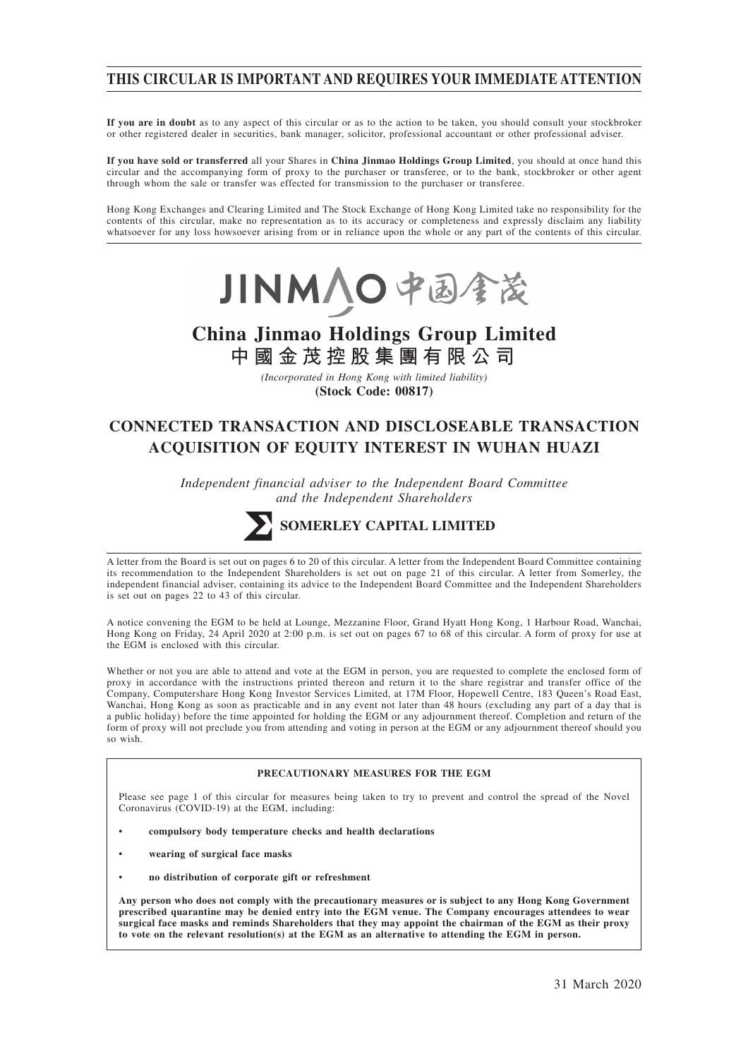# THIS CIRCULAR IS IMPORTANT AND REQUIRES YOUR IMMEDIATE ATTENTION

**If you are in doubt** as to any aspect of this circular or as to the action to be taken, you should consult your stockbroker or other registered dealer in securities, bank manager, solicitor, professional accountant or other professional adviser.

**If you have sold or transferred** all your Shares in **China Jinmao Holdings Group Limited**, you should at once hand this circular and the accompanying form of proxy to the purchaser or transferee, or to the bank, stockbroker or other agent through whom the sale or transfer was effected for transmission to the purchaser or transferee.

Hong Kong Exchanges and Clearing Limited and The Stock Exchange of Hong Kong Limited take no responsibility for the contents of this circular, make no representation as to its accuracy or completeness and expressly disclaim any liability whatsoever for any loss howsoever arising from or in reliance upon the whole or any part of the contents of this circular.

JINMAO 中国金茂

# China Jinmao Holdings Group Limited
# 中國金茂控股集團有限公司

*(Incorporated in Hong Kong with limited liability)*
**(Stock Code: 00817)**

## CONNECTED TRANSACTION AND DISCLOSEABLE TRANSACTION ACQUISITION OF EQUITY INTEREST IN WUHAN HUAZI

*Independent financial adviser to the Independent Board Committee and the Independent Shareholders*

**SOMERLEY CAPITAL LIMITED**

A letter from the Board is set out on pages 6 to 20 of this circular. A letter from the Independent Board Committee containing its recommendation to the Independent Shareholders is set out on page 21 of this circular. A letter from Somerley, the independent financial adviser, containing its advice to the Independent Board Committee and the Independent Shareholders is set out on pages 22 to 43 of this circular.

A notice convening the EGM to be held at Lounge, Mezzanine Floor, Grand Hyatt Hong Kong, 1 Harbour Road, Wanchai, Hong Kong on Friday, 24 April 2020 at 2:00 p.m. is set out on pages 67 to 68 of this circular. A form of proxy for use at the EGM is enclosed with this circular.

Whether or not you are able to attend and vote at the EGM in person, you are requested to complete the enclosed form of proxy in accordance with the instructions printed thereon and return it to the share registrar and transfer office of the Company, Computershare Hong Kong Investor Services Limited, at 17M Floor, Hopewell Centre, 183 Queen's Road East, Wanchai, Hong Kong as soon as practicable and in any event not later than 48 hours (excluding any part of a day that is a public holiday) before the time appointed for holding the EGM or any adjournment thereof. Completion and return of the form of proxy will not preclude you from attending and voting in person at the EGM or any adjournment thereof should you so wish.

**PRECAUTIONARY MEASURES FOR THE EGM**

Please see page 1 of this circular for measures being taken to try to prevent and control the spread of the Novel Coronavirus (COVID-19) at the EGM, including:

- **compulsory body temperature checks and health declarations**
- **wearing of surgical face masks**
- **no distribution of corporate gift or refreshment**

**Any person who does not comply with the precautionary measures or is subject to any Hong Kong Government prescribed quarantine may be denied entry into the EGM venue. The Company encourages attendees to wear surgical face masks and reminds Shareholders that they may appoint the chairman of the EGM as their proxy to vote on the relevant resolution(s) at the EGM as an alternative to attending the EGM in person.**

31 March 2020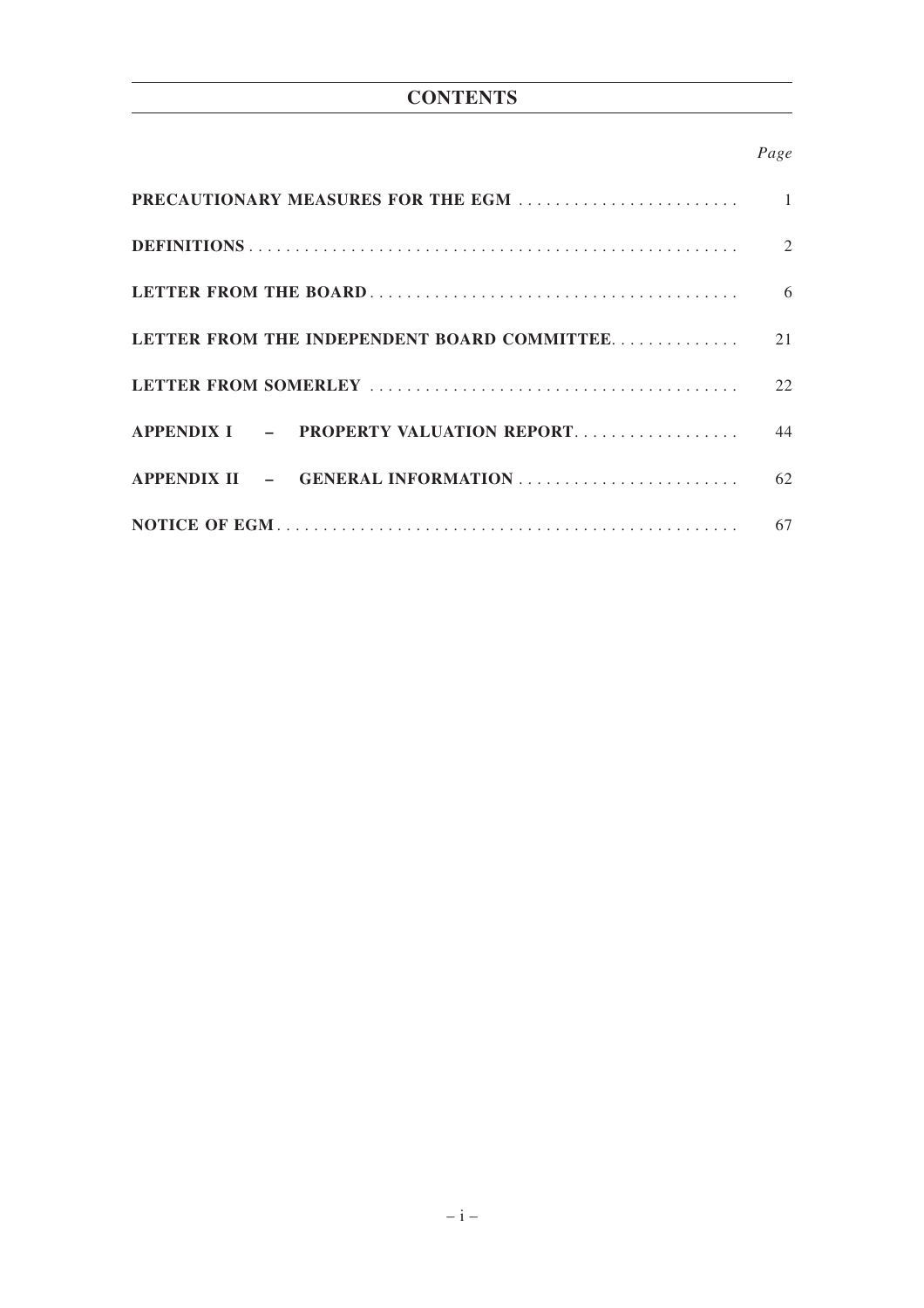# CONTENTS

| | Page |
|---|---|
| **PRECAUTIONARY MEASURES FOR THE EGM** | 1 |
| **DEFINITIONS** | 2 |
| **LETTER FROM THE BOARD** | 6 |
| **LETTER FROM THE INDEPENDENT BOARD COMMITTEE** | 21 |
| **LETTER FROM SOMERLEY** | 22 |
| **APPENDIX I – PROPERTY VALUATION REPORT** | 44 |
| **APPENDIX II – GENERAL INFORMATION** | 62 |
| **NOTICE OF EGM** | 67 |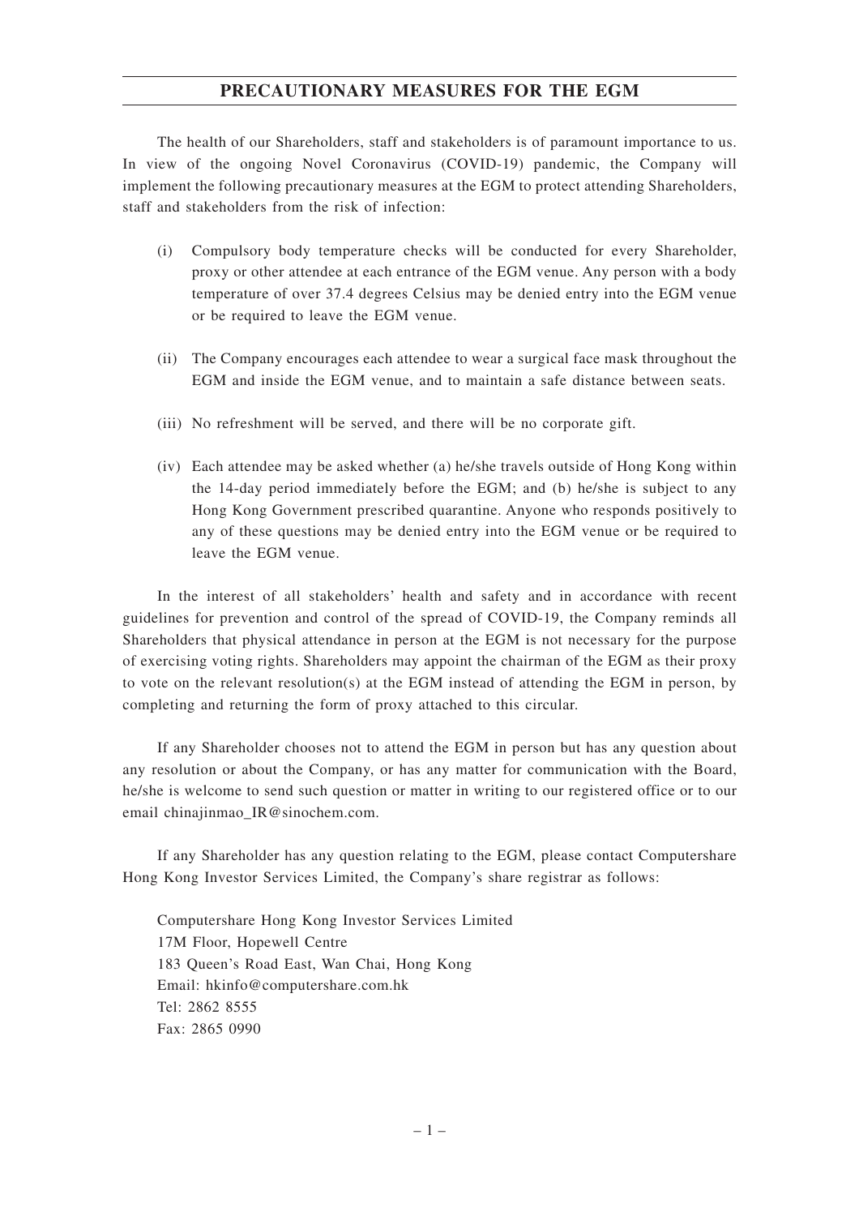## PRECAUTIONARY MEASURES FOR THE EGM

The health of our Shareholders, staff and stakeholders is of paramount importance to us. In view of the ongoing Novel Coronavirus (COVID-19) pandemic, the Company will implement the following precautionary measures at the EGM to protect attending Shareholders, staff and stakeholders from the risk of infection:

(i) Compulsory body temperature checks will be conducted for every Shareholder, proxy or other attendee at each entrance of the EGM venue. Any person with a body temperature of over 37.4 degrees Celsius may be denied entry into the EGM venue or be required to leave the EGM venue.

(ii) The Company encourages each attendee to wear a surgical face mask throughout the EGM and inside the EGM venue, and to maintain a safe distance between seats.

(iii) No refreshment will be served, and there will be no corporate gift.

(iv) Each attendee may be asked whether (a) he/she travels outside of Hong Kong within the 14-day period immediately before the EGM; and (b) he/she is subject to any Hong Kong Government prescribed quarantine. Anyone who responds positively to any of these questions may be denied entry into the EGM venue or be required to leave the EGM venue.

In the interest of all stakeholders' health and safety and in accordance with recent guidelines for prevention and control of the spread of COVID-19, the Company reminds all Shareholders that physical attendance in person at the EGM is not necessary for the purpose of exercising voting rights. Shareholders may appoint the chairman of the EGM as their proxy to vote on the relevant resolution(s) at the EGM instead of attending the EGM in person, by completing and returning the form of proxy attached to this circular.

If any Shareholder chooses not to attend the EGM in person but has any question about any resolution or about the Company, or has any matter for communication with the Board, he/she is welcome to send such question or matter in writing to our registered office or to our email chinajinmao_IR@sinochem.com.

If any Shareholder has any question relating to the EGM, please contact Computershare Hong Kong Investor Services Limited, the Company's share registrar as follows:

Computershare Hong Kong Investor Services Limited
17M Floor, Hopewell Centre
183 Queen's Road East, Wan Chai, Hong Kong
Email: hkinfo@computershare.com.hk
Tel: 2862 8555
Fax: 2865 0990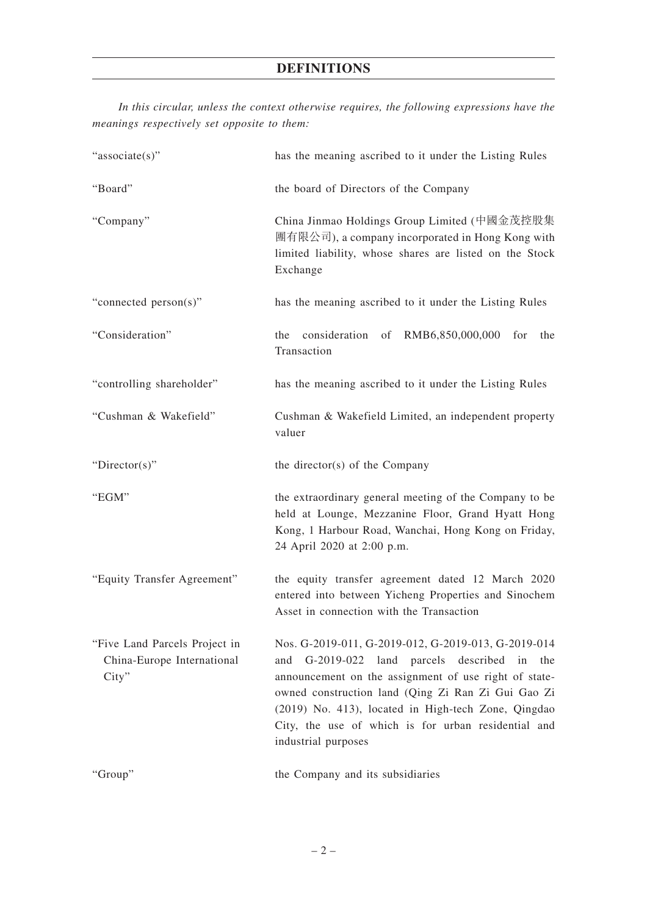# DEFINITIONS

*In this circular, unless the context otherwise requires, the following expressions have the meanings respectively set opposite to them:*

| | |
|---|---|
| "associate(s)" | has the meaning ascribed to it under the Listing Rules |
| "Board" | the board of Directors of the Company |
| "Company" | China Jinmao Holdings Group Limited (中國金茂控股集團有限公司), a company incorporated in Hong Kong with limited liability, whose shares are listed on the Stock Exchange |
| "connected person(s)" | has the meaning ascribed to it under the Listing Rules |
| "Consideration" | the consideration of RMB6,850,000,000 for the Transaction |
| "controlling shareholder" | has the meaning ascribed to it under the Listing Rules |
| "Cushman & Wakefield" | Cushman & Wakefield Limited, an independent property valuer |
| "Director(s)" | the director(s) of the Company |
| "EGM" | the extraordinary general meeting of the Company to be held at Lounge, Mezzanine Floor, Grand Hyatt Hong Kong, 1 Harbour Road, Wanchai, Hong Kong on Friday, 24 April 2020 at 2:00 p.m. |
| "Equity Transfer Agreement" | the equity transfer agreement dated 12 March 2020 entered into between Yicheng Properties and Sinochem Asset in connection with the Transaction |
| "Five Land Parcels Project in China-Europe International City" | Nos. G-2019-011, G-2019-012, G-2019-013, G-2019-014 and G-2019-022 land parcels described in the announcement on the assignment of use right of state-owned construction land (Qing Zi Ran Zi Gui Gao Zi (2019) No. 413), located in High-tech Zone, Qingdao City, the use of which is for urban residential and industrial purposes |
| "Group" | the Company and its subsidiaries |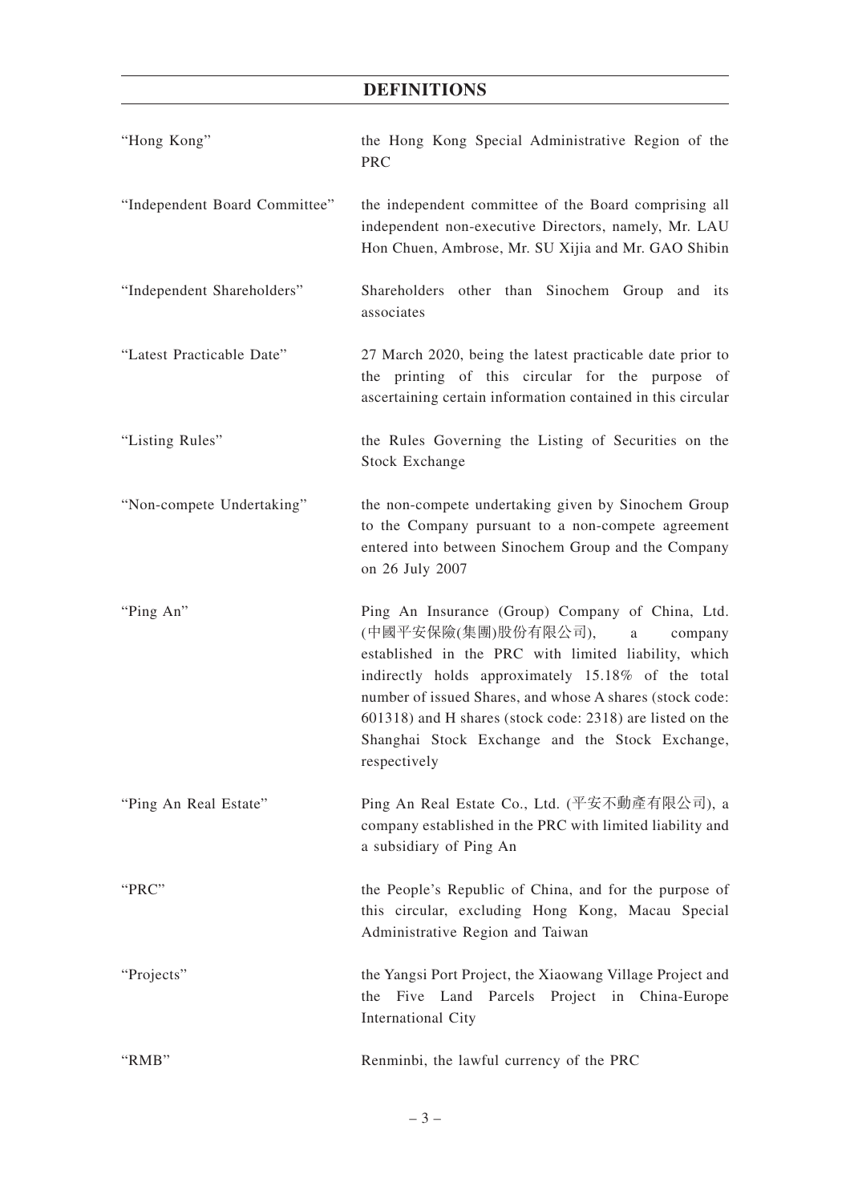# DEFINITIONS

| | |
|---|---|
| "Hong Kong" | the Hong Kong Special Administrative Region of the PRC |
| "Independent Board Committee" | the independent committee of the Board comprising all independent non-executive Directors, namely, Mr. LAU Hon Chuen, Ambrose, Mr. SU Xijia and Mr. GAO Shibin |
| "Independent Shareholders" | Shareholders other than Sinochem Group and its associates |
| "Latest Practicable Date" | 27 March 2020, being the latest practicable date prior to the printing of this circular for the purpose of ascertaining certain information contained in this circular |
| "Listing Rules" | the Rules Governing the Listing of Securities on the Stock Exchange |
| "Non-compete Undertaking" | the non-compete undertaking given by Sinochem Group to the Company pursuant to a non-compete agreement entered into between Sinochem Group and the Company on 26 July 2007 |
| "Ping An" | Ping An Insurance (Group) Company of China, Ltd. (中國平安保險(集團)股份有限公司), a company established in the PRC with limited liability, which indirectly holds approximately 15.18% of the total number of issued Shares, and whose A shares (stock code: 601318) and H shares (stock code: 2318) are listed on the Shanghai Stock Exchange and the Stock Exchange, respectively |
| "Ping An Real Estate" | Ping An Real Estate Co., Ltd. (平安不動產有限公司), a company established in the PRC with limited liability and a subsidiary of Ping An |
| "PRC" | the People's Republic of China, and for the purpose of this circular, excluding Hong Kong, Macau Special Administrative Region and Taiwan |
| "Projects" | the Yangsi Port Project, the Xiaowang Village Project and the Five Land Parcels Project in China-Europe International City |
| "RMB" | Renminbi, the lawful currency of the PRC |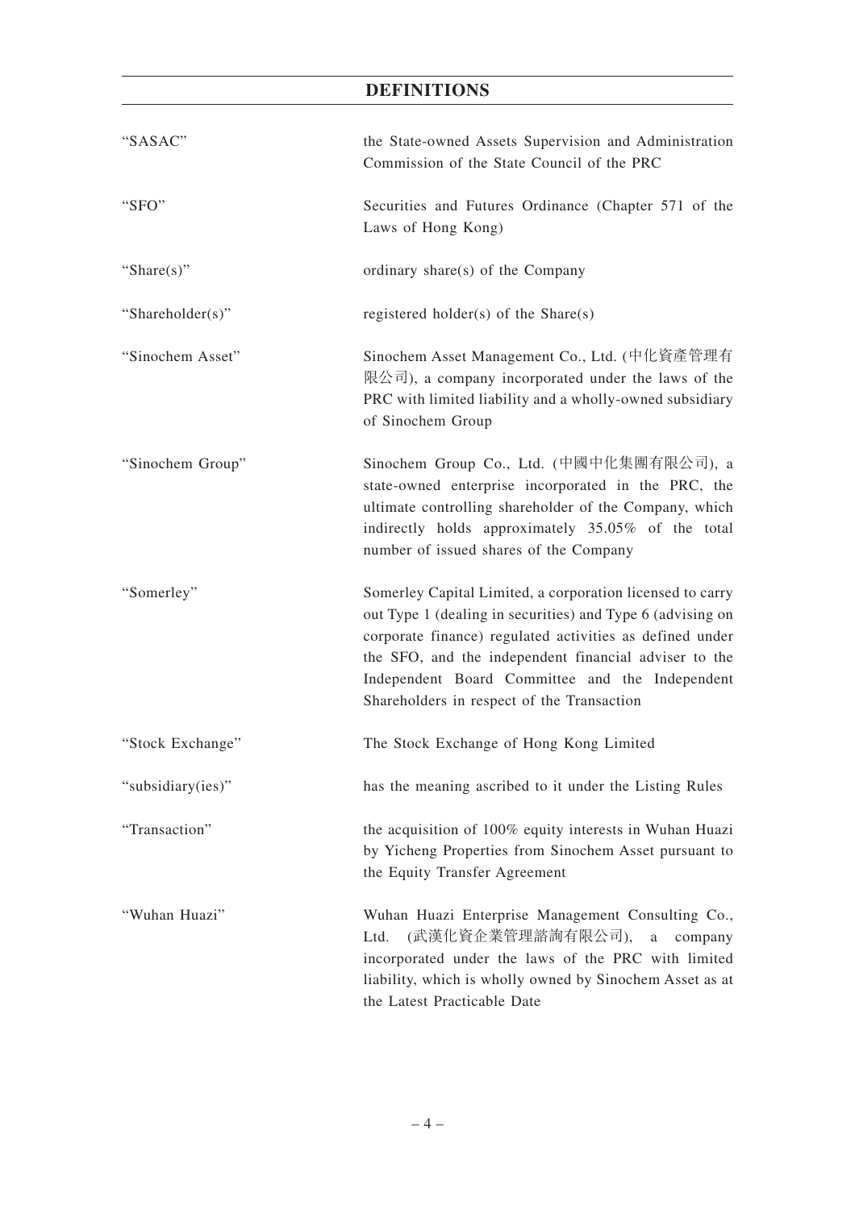# DEFINITIONS

| | |
|---|---|
| "SASAC" | the State-owned Assets Supervision and Administration Commission of the State Council of the PRC |
| "SFO" | Securities and Futures Ordinance (Chapter 571 of the Laws of Hong Kong) |
| "Share(s)" | ordinary share(s) of the Company |
| "Shareholder(s)" | registered holder(s) of the Share(s) |
| "Sinochem Asset" | Sinochem Asset Management Co., Ltd. (中化資產管理有限公司), a company incorporated under the laws of the PRC with limited liability and a wholly-owned subsidiary of Sinochem Group |
| "Sinochem Group" | Sinochem Group Co., Ltd. (中國中化集團有限公司), a state-owned enterprise incorporated in the PRC, the ultimate controlling shareholder of the Company, which indirectly holds approximately 35.05% of the total number of issued shares of the Company |
| "Somerley" | Somerley Capital Limited, a corporation licensed to carry out Type 1 (dealing in securities) and Type 6 (advising on corporate finance) regulated activities as defined under the SFO, and the independent financial adviser to the Independent Board Committee and the Independent Shareholders in respect of the Transaction |
| "Stock Exchange" | The Stock Exchange of Hong Kong Limited |
| "subsidiary(ies)" | has the meaning ascribed to it under the Listing Rules |
| "Transaction" | the acquisition of 100% equity interests in Wuhan Huazi by Yicheng Properties from Sinochem Asset pursuant to the Equity Transfer Agreement |
| "Wuhan Huazi" | Wuhan Huazi Enterprise Management Consulting Co., Ltd. (武漢化資企業管理諮詢有限公司), a company incorporated under the laws of the PRC with limited liability, which is wholly owned by Sinochem Asset as at the Latest Practicable Date |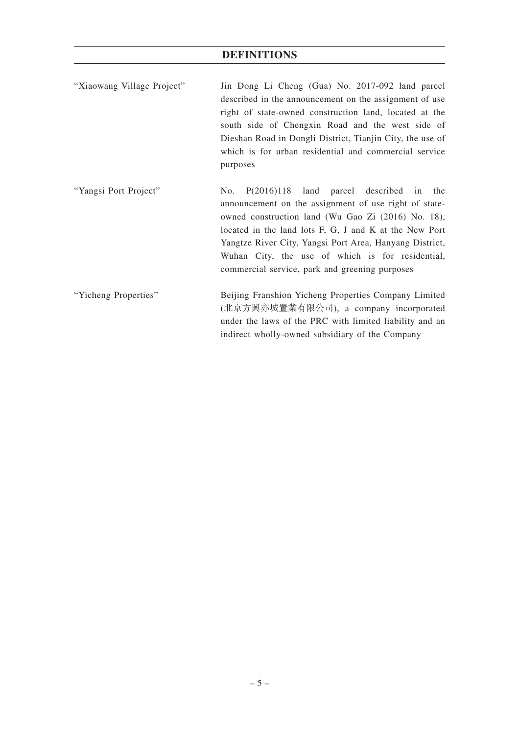## DEFINITIONS

| | |
|---|---|
| "Xiaowang Village Project" | Jin Dong Li Cheng (Gua) No. 2017-092 land parcel described in the announcement on the assignment of use right of state-owned construction land, located at the south side of Chengxin Road and the west side of Dieshan Road in Dongli District, Tianjin City, the use of which is for urban residential and commercial service purposes |
| "Yangsi Port Project" | No. P(2016)118 land parcel described in the announcement on the assignment of use right of state-owned construction land (Wu Gao Zi (2016) No. 18), located in the land lots F, G, J and K at the New Port Yangtze River City, Yangsi Port Area, Hanyang District, Wuhan City, the use of which is for residential, commercial service, park and greening purposes |
| "Yicheng Properties" | Beijing Franshion Yicheng Properties Company Limited (北京方興亦城置業有限公司), a company incorporated under the laws of the PRC with limited liability and an indirect wholly-owned subsidiary of the Company |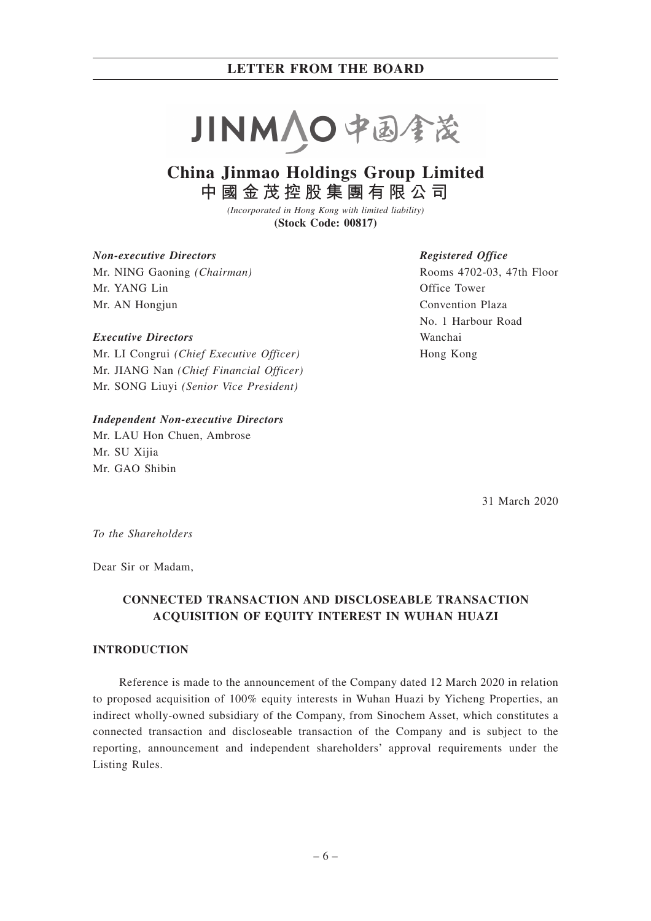# China Jinmao Holdings Group Limited
# 中國金茂控股集團有限公司

*(Incorporated in Hong Kong with limited liability)*
**(Stock Code: 00817)**

***Non-executive Directors***
Mr. NING Gaoning *(Chairman)*
Mr. YANG Lin
Mr. AN Hongjun

***Executive Directors***
Mr. LI Congrui *(Chief Executive Officer)*
Mr. JIANG Nan *(Chief Financial Officer)*
Mr. SONG Liuyi *(Senior Vice President)*

***Independent Non-executive Directors***
Mr. LAU Hon Chuen, Ambrose
Mr. SU Xijia
Mr. GAO Shibin

***Registered Office***
Rooms 4702-03, 47th Floor
Office Tower
Convention Plaza
No. 1 Harbour Road
Wanchai
Hong Kong

31 March 2020

*To the Shareholders*

Dear Sir or Madam,

**CONNECTED TRANSACTION AND DISCLOSEABLE TRANSACTION ACQUISITION OF EQUITY INTEREST IN WUHAN HUAZI**

**INTRODUCTION**

Reference is made to the announcement of the Company dated 12 March 2020 in relation to proposed acquisition of 100% equity interests in Wuhan Huazi by Yicheng Properties, an indirect wholly-owned subsidiary of the Company, from Sinochem Asset, which constitutes a connected transaction and discloseable transaction of the Company and is subject to the reporting, announcement and independent shareholders' approval requirements under the Listing Rules.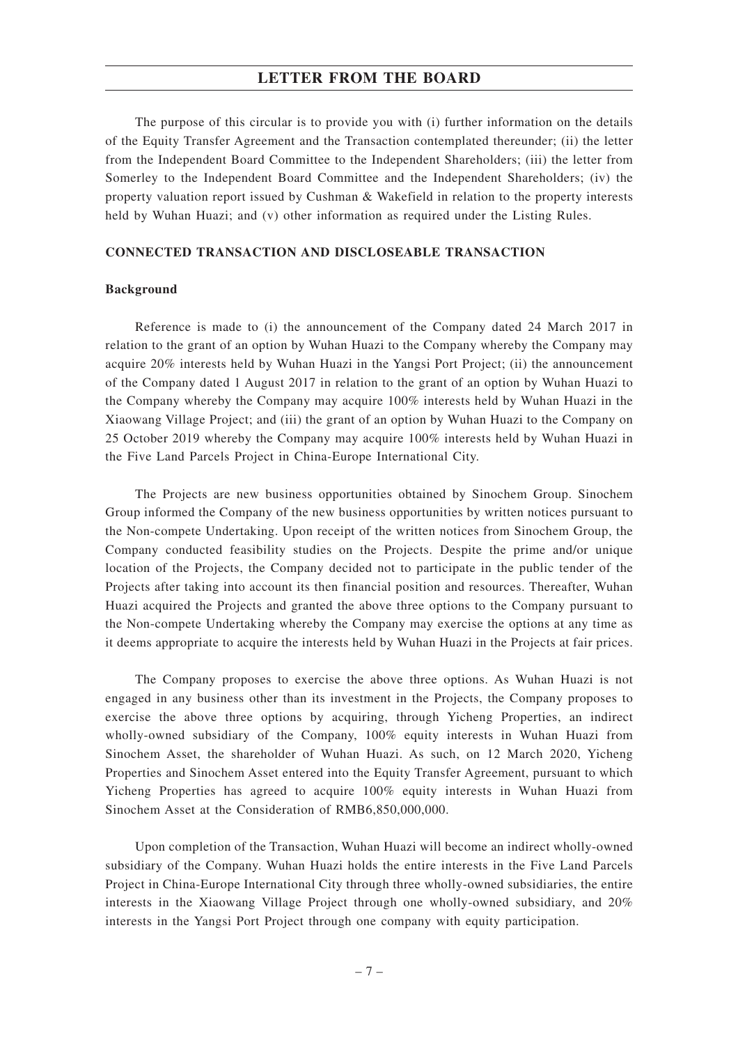The purpose of this circular is to provide you with (i) further information on the details of the Equity Transfer Agreement and the Transaction contemplated thereunder; (ii) the letter from the Independent Board Committee to the Independent Shareholders; (iii) the letter from Somerley to the Independent Board Committee and the Independent Shareholders; (iv) the property valuation report issued by Cushman & Wakefield in relation to the property interests held by Wuhan Huazi; and (v) other information as required under the Listing Rules.

## CONNECTED TRANSACTION AND DISCLOSEABLE TRANSACTION

### Background

Reference is made to (i) the announcement of the Company dated 24 March 2017 in relation to the grant of an option by Wuhan Huazi to the Company whereby the Company may acquire 20% interests held by Wuhan Huazi in the Yangsi Port Project; (ii) the announcement of the Company dated 1 August 2017 in relation to the grant of an option by Wuhan Huazi to the Company whereby the Company may acquire 100% interests held by Wuhan Huazi in the Xiaowang Village Project; and (iii) the grant of an option by Wuhan Huazi to the Company on 25 October 2019 whereby the Company may acquire 100% interests held by Wuhan Huazi in the Five Land Parcels Project in China-Europe International City.

The Projects are new business opportunities obtained by Sinochem Group. Sinochem Group informed the Company of the new business opportunities by written notices pursuant to the Non-compete Undertaking. Upon receipt of the written notices from Sinochem Group, the Company conducted feasibility studies on the Projects. Despite the prime and/or unique location of the Projects, the Company decided not to participate in the public tender of the Projects after taking into account its then financial position and resources. Thereafter, Wuhan Huazi acquired the Projects and granted the above three options to the Company pursuant to the Non-compete Undertaking whereby the Company may exercise the options at any time as it deems appropriate to acquire the interests held by Wuhan Huazi in the Projects at fair prices.

The Company proposes to exercise the above three options. As Wuhan Huazi is not engaged in any business other than its investment in the Projects, the Company proposes to exercise the above three options by acquiring, through Yicheng Properties, an indirect wholly-owned subsidiary of the Company, 100% equity interests in Wuhan Huazi from Sinochem Asset, the shareholder of Wuhan Huazi. As such, on 12 March 2020, Yicheng Properties and Sinochem Asset entered into the Equity Transfer Agreement, pursuant to which Yicheng Properties has agreed to acquire 100% equity interests in Wuhan Huazi from Sinochem Asset at the Consideration of RMB6,850,000,000.

Upon completion of the Transaction, Wuhan Huazi will become an indirect wholly-owned subsidiary of the Company. Wuhan Huazi holds the entire interests in the Five Land Parcels Project in China-Europe International City through three wholly-owned subsidiaries, the entire interests in the Xiaowang Village Project through one wholly-owned subsidiary, and 20% interests in the Yangsi Port Project through one company with equity participation.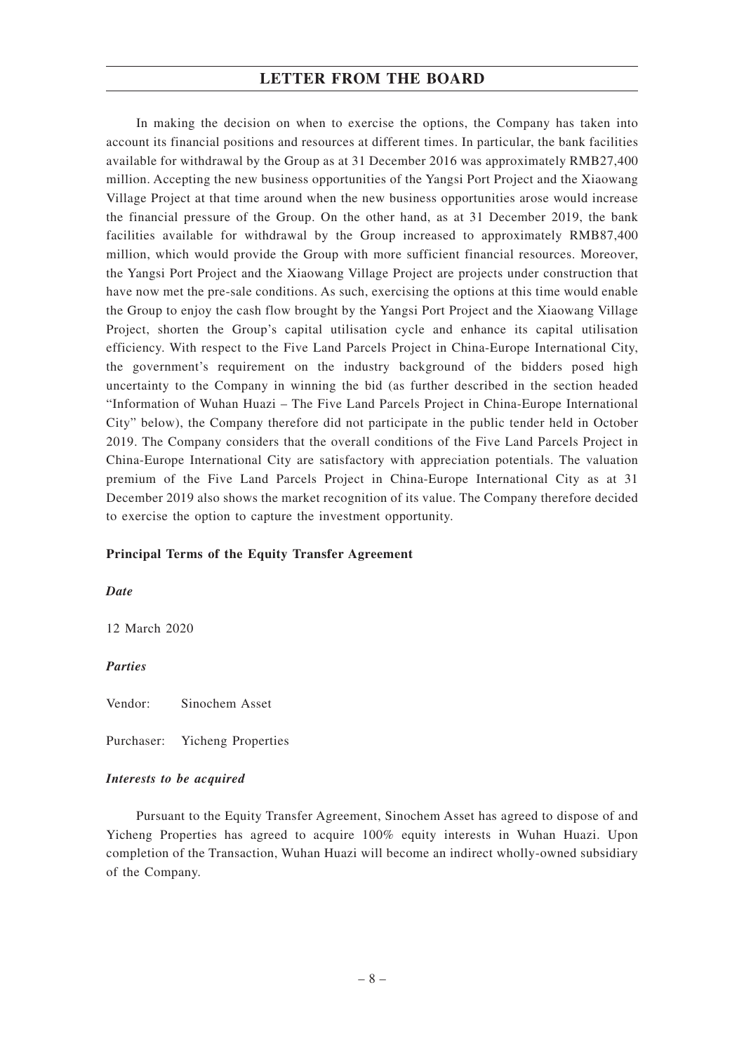In making the decision on when to exercise the options, the Company has taken into account its financial positions and resources at different times. In particular, the bank facilities available for withdrawal by the Group as at 31 December 2016 was approximately RMB27,400 million. Accepting the new business opportunities of the Yangsi Port Project and the Xiaowang Village Project at that time around when the new business opportunities arose would increase the financial pressure of the Group. On the other hand, as at 31 December 2019, the bank facilities available for withdrawal by the Group increased to approximately RMB87,400 million, which would provide the Group with more sufficient financial resources. Moreover, the Yangsi Port Project and the Xiaowang Village Project are projects under construction that have now met the pre-sale conditions. As such, exercising the options at this time would enable the Group to enjoy the cash flow brought by the Yangsi Port Project and the Xiaowang Village Project, shorten the Group's capital utilisation cycle and enhance its capital utilisation efficiency. With respect to the Five Land Parcels Project in China-Europe International City, the government's requirement on the industry background of the bidders posed high uncertainty to the Company in winning the bid (as further described in the section headed "Information of Wuhan Huazi – The Five Land Parcels Project in China-Europe International City" below), the Company therefore did not participate in the public tender held in October 2019. The Company considers that the overall conditions of the Five Land Parcels Project in China-Europe International City are satisfactory with appreciation potentials. The valuation premium of the Five Land Parcels Project in China-Europe International City as at 31 December 2019 also shows the market recognition of its value. The Company therefore decided to exercise the option to capture the investment opportunity.

**Principal Terms of the Equity Transfer Agreement**

***Date***

12 March 2020

***Parties***

Vendor: Sinochem Asset

Purchaser: Yicheng Properties

***Interests to be acquired***

Pursuant to the Equity Transfer Agreement, Sinochem Asset has agreed to dispose of and Yicheng Properties has agreed to acquire 100% equity interests in Wuhan Huazi. Upon completion of the Transaction, Wuhan Huazi will become an indirect wholly-owned subsidiary of the Company.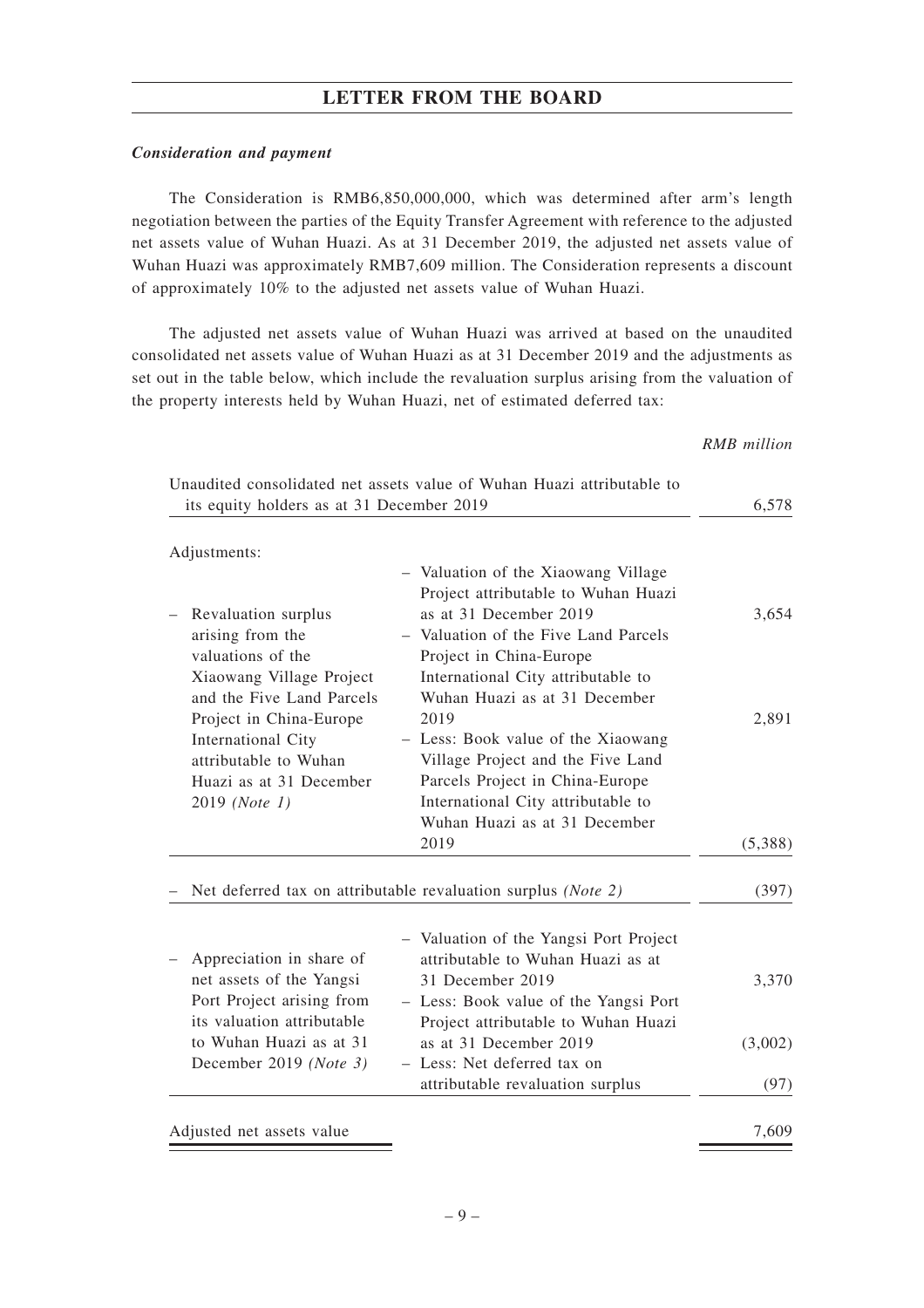***Consideration and payment***

The Consideration is RMB6,850,000,000, which was determined after arm's length negotiation between the parties of the Equity Transfer Agreement with reference to the adjusted net assets value of Wuhan Huazi. As at 31 December 2019, the adjusted net assets value of Wuhan Huazi was approximately RMB7,609 million. The Consideration represents a discount of approximately 10% to the adjusted net assets value of Wuhan Huazi.

The adjusted net assets value of Wuhan Huazi was arrived at based on the unaudited consolidated net assets value of Wuhan Huazi as at 31 December 2019 and the adjustments as set out in the table below, which include the revaluation surplus arising from the valuation of the property interests held by Wuhan Huazi, net of estimated deferred tax:

| | | *RMB million* |
|---|---|---|
| Unaudited consolidated net assets value of Wuhan Huazi attributable to its equity holders as at 31 December 2019 | | 6,578 |
| Adjustments: | | |
| – Revaluation surplus arising from the valuations of the Xiaowang Village Project and the Five Land Parcels Project in China-Europe International City attributable to Wuhan Huazi as at 31 December 2019 *(Note 1)* | – Valuation of the Xiaowang Village Project attributable to Wuhan Huazi as at 31 December 2019 | 3,654 |
| | – Valuation of the Five Land Parcels Project in China-Europe International City attributable to Wuhan Huazi as at 31 December 2019 | 2,891 |
| | – Less: Book value of the Xiaowang Village Project and the Five Land Parcels Project in China-Europe International City attributable to Wuhan Huazi as at 31 December 2019 | (5,388) |
| – Net deferred tax on attributable revaluation surplus *(Note 2)* | | (397) |
| – Appreciation in share of net assets of the Yangsi Port Project arising from its valuation attributable to Wuhan Huazi as at 31 December 2019 *(Note 3)* | – Valuation of the Yangsi Port Project attributable to Wuhan Huazi as at 31 December 2019 | 3,370 |
| | – Less: Book value of the Yangsi Port Project attributable to Wuhan Huazi as at 31 December 2019 | (3,002) |
| | – Less: Net deferred tax on attributable revaluation surplus | (97) |
| Adjusted net assets value | | 7,609 |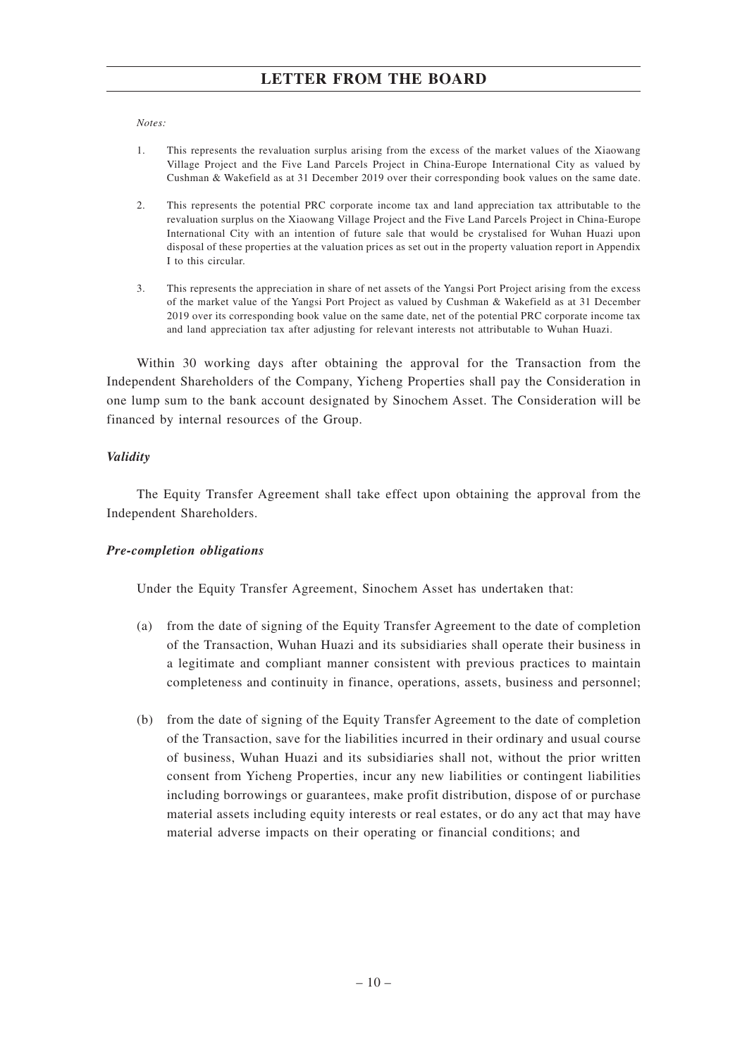*Notes:*

1. This represents the revaluation surplus arising from the excess of the market values of the Xiaowang Village Project and the Five Land Parcels Project in China-Europe International City as valued by Cushman & Wakefield as at 31 December 2019 over their corresponding book values on the same date.

2. This represents the potential PRC corporate income tax and land appreciation tax attributable to the revaluation surplus on the Xiaowang Village Project and the Five Land Parcels Project in China-Europe International City with an intention of future sale that would be crystalised for Wuhan Huazi upon disposal of these properties at the valuation prices as set out in the property valuation report in Appendix I to this circular.

3. This represents the appreciation in share of net assets of the Yangsi Port Project arising from the excess of the market value of the Yangsi Port Project as valued by Cushman & Wakefield as at 31 December 2019 over its corresponding book value on the same date, net of the potential PRC corporate income tax and land appreciation tax after adjusting for relevant interests not attributable to Wuhan Huazi.

Within 30 working days after obtaining the approval for the Transaction from the Independent Shareholders of the Company, Yicheng Properties shall pay the Consideration in one lump sum to the bank account designated by Sinochem Asset. The Consideration will be financed by internal resources of the Group.

***Validity***

The Equity Transfer Agreement shall take effect upon obtaining the approval from the Independent Shareholders.

***Pre-completion obligations***

Under the Equity Transfer Agreement, Sinochem Asset has undertaken that:

(a) from the date of signing of the Equity Transfer Agreement to the date of completion of the Transaction, Wuhan Huazi and its subsidiaries shall operate their business in a legitimate and compliant manner consistent with previous practices to maintain completeness and continuity in finance, operations, assets, business and personnel;

(b) from the date of signing of the Equity Transfer Agreement to the date of completion of the Transaction, save for the liabilities incurred in their ordinary and usual course of business, Wuhan Huazi and its subsidiaries shall not, without the prior written consent from Yicheng Properties, incur any new liabilities or contingent liabilities including borrowings or guarantees, make profit distribution, dispose of or purchase material assets including equity interests or real estates, or do any act that may have material adverse impacts on their operating or financial conditions; and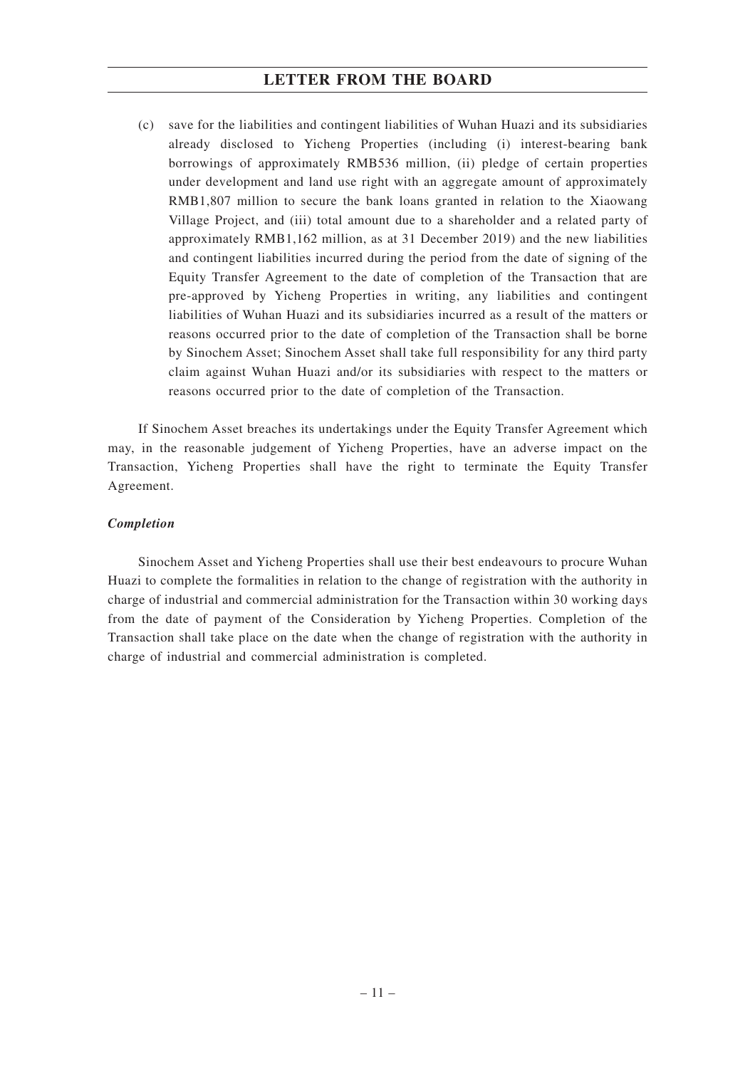(c) save for the liabilities and contingent liabilities of Wuhan Huazi and its subsidiaries already disclosed to Yicheng Properties (including (i) interest-bearing bank borrowings of approximately RMB536 million, (ii) pledge of certain properties under development and land use right with an aggregate amount of approximately RMB1,807 million to secure the bank loans granted in relation to the Xiaowang Village Project, and (iii) total amount due to a shareholder and a related party of approximately RMB1,162 million, as at 31 December 2019) and the new liabilities and contingent liabilities incurred during the period from the date of signing of the Equity Transfer Agreement to the date of completion of the Transaction that are pre-approved by Yicheng Properties in writing, any liabilities and contingent liabilities of Wuhan Huazi and its subsidiaries incurred as a result of the matters or reasons occurred prior to the date of completion of the Transaction shall be borne by Sinochem Asset; Sinochem Asset shall take full responsibility for any third party claim against Wuhan Huazi and/or its subsidiaries with respect to the matters or reasons occurred prior to the date of completion of the Transaction.

If Sinochem Asset breaches its undertakings under the Equity Transfer Agreement which may, in the reasonable judgement of Yicheng Properties, have an adverse impact on the Transaction, Yicheng Properties shall have the right to terminate the Equity Transfer Agreement.

***Completion***

Sinochem Asset and Yicheng Properties shall use their best endeavours to procure Wuhan Huazi to complete the formalities in relation to the change of registration with the authority in charge of industrial and commercial administration for the Transaction within 30 working days from the date of payment of the Consideration by Yicheng Properties. Completion of the Transaction shall take place on the date when the change of registration with the authority in charge of industrial and commercial administration is completed.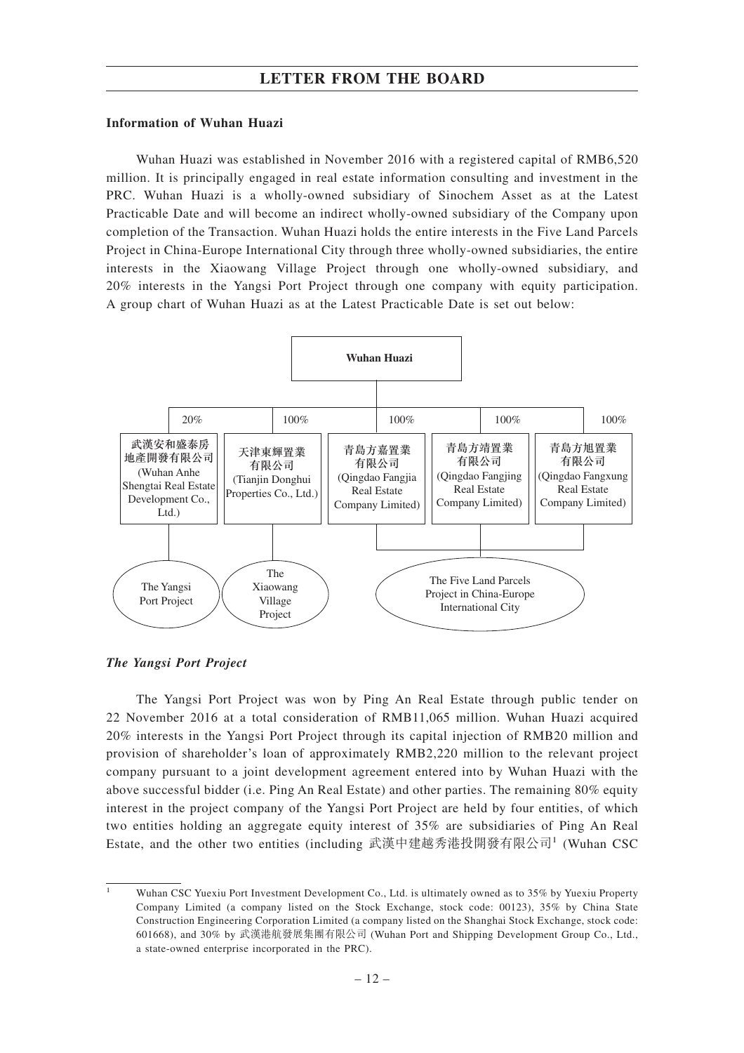### Information of Wuhan Huazi

Wuhan Huazi was established in November 2016 with a registered capital of RMB6,520 million. It is principally engaged in real estate information consulting and investment in the PRC. Wuhan Huazi is a wholly-owned subsidiary of Sinochem Asset as at the Latest Practicable Date and will become an indirect wholly-owned subsidiary of the Company upon completion of the Transaction. Wuhan Huazi holds the entire interests in the Five Land Parcels Project in China-Europe International City through three wholly-owned subsidiaries, the entire interests in the Xiaowang Village Project through one wholly-owned subsidiary, and 20% interests in the Yangsi Port Project through one company with equity participation. A group chart of Wuhan Huazi as at the Latest Practicable Date is set out below:

**Wuhan Huazi**

- 20% — 武漢安和盛泰房地產開發有限公司 (Wuhan Anhe Shengtai Real Estate Development Co., Ltd.) → The Yangsi Port Project
- 100% — 天津東輝置業有限公司 (Tianjin Donghui Properties Co., Ltd.) → The Xiaowang Village Project
- 100% — 青島方嘉置業有限公司 (Qingdao Fangjia Real Estate Company Limited) → The Five Land Parcels Project in China-Europe International City
- 100% — 青島方靖置業有限公司 (Qingdao Fangjing Real Estate Company Limited) → The Five Land Parcels Project in China-Europe International City
- 100% — 青島方旭置業有限公司 (Qingdao Fangxung Real Estate Company Limited) → The Five Land Parcels Project in China-Europe International City

#### *The Yangsi Port Project*

The Yangsi Port Project was won by Ping An Real Estate through public tender on 22 November 2016 at a total consideration of RMB11,065 million. Wuhan Huazi acquired 20% interests in the Yangsi Port Project through its capital injection of RMB20 million and provision of shareholder's loan of approximately RMB2,220 million to the relevant project company pursuant to a joint development agreement entered into by Wuhan Huazi with the above successful bidder (i.e. Ping An Real Estate) and other parties. The remaining 80% equity interest in the project company of the Yangsi Port Project are held by four entities, of which two entities holding an aggregate equity interest of 35% are subsidiaries of Ping An Real Estate, and the other two entities (including 武漢中建越秀港投開發有限公司[1] (Wuhan CSC

---

[1] Wuhan CSC Yuexiu Port Investment Development Co., Ltd. is ultimately owned as to 35% by Yuexiu Property Company Limited (a company listed on the Stock Exchange, stock code: 00123), 35% by China State Construction Engineering Corporation Limited (a company listed on the Shanghai Stock Exchange, stock code: 601668), and 30% by 武漢港航發展集團有限公司 (Wuhan Port and Shipping Development Group Co., Ltd., a state-owned enterprise incorporated in the PRC).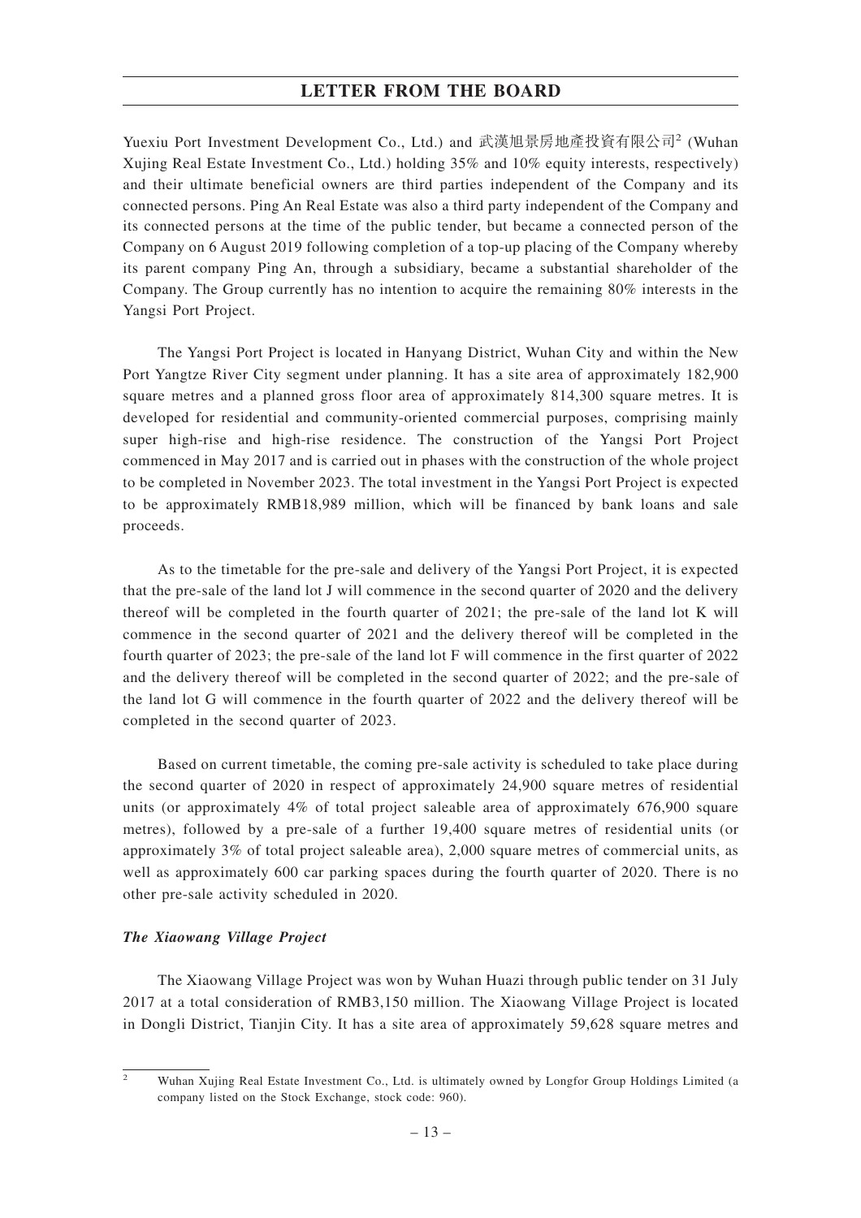Yuexiu Port Investment Development Co., Ltd.) and 武漢旭景房地產投資有限公司[2] (Wuhan Xujing Real Estate Investment Co., Ltd.) holding 35% and 10% equity interests, respectively) and their ultimate beneficial owners are third parties independent of the Company and its connected persons. Ping An Real Estate was also a third party independent of the Company and its connected persons at the time of the public tender, but became a connected person of the Company on 6 August 2019 following completion of a top-up placing of the Company whereby its parent company Ping An, through a subsidiary, became a substantial shareholder of the Company. The Group currently has no intention to acquire the remaining 80% interests in the Yangsi Port Project.

The Yangsi Port Project is located in Hanyang District, Wuhan City and within the New Port Yangtze River City segment under planning. It has a site area of approximately 182,900 square metres and a planned gross floor area of approximately 814,300 square metres. It is developed for residential and community-oriented commercial purposes, comprising mainly super high-rise and high-rise residence. The construction of the Yangsi Port Project commenced in May 2017 and is carried out in phases with the construction of the whole project to be completed in November 2023. The total investment in the Yangsi Port Project is expected to be approximately RMB18,989 million, which will be financed by bank loans and sale proceeds.

As to the timetable for the pre-sale and delivery of the Yangsi Port Project, it is expected that the pre-sale of the land lot J will commence in the second quarter of 2020 and the delivery thereof will be completed in the fourth quarter of 2021; the pre-sale of the land lot K will commence in the second quarter of 2021 and the delivery thereof will be completed in the fourth quarter of 2023; the pre-sale of the land lot F will commence in the first quarter of 2022 and the delivery thereof will be completed in the second quarter of 2022; and the pre-sale of the land lot G will commence in the fourth quarter of 2022 and the delivery thereof will be completed in the second quarter of 2023.

Based on current timetable, the coming pre-sale activity is scheduled to take place during the second quarter of 2020 in respect of approximately 24,900 square metres of residential units (or approximately 4% of total project saleable area of approximately 676,900 square metres), followed by a pre-sale of a further 19,400 square metres of residential units (or approximately 3% of total project saleable area), 2,000 square metres of commercial units, as well as approximately 600 car parking spaces during the fourth quarter of 2020. There is no other pre-sale activity scheduled in 2020.

***The Xiaowang Village Project***

The Xiaowang Village Project was won by Wuhan Huazi through public tender on 31 July 2017 at a total consideration of RMB3,150 million. The Xiaowang Village Project is located in Dongli District, Tianjin City. It has a site area of approximately 59,628 square metres and

---

[2] Wuhan Xujing Real Estate Investment Co., Ltd. is ultimately owned by Longfor Group Holdings Limited (a company listed on the Stock Exchange, stock code: 960).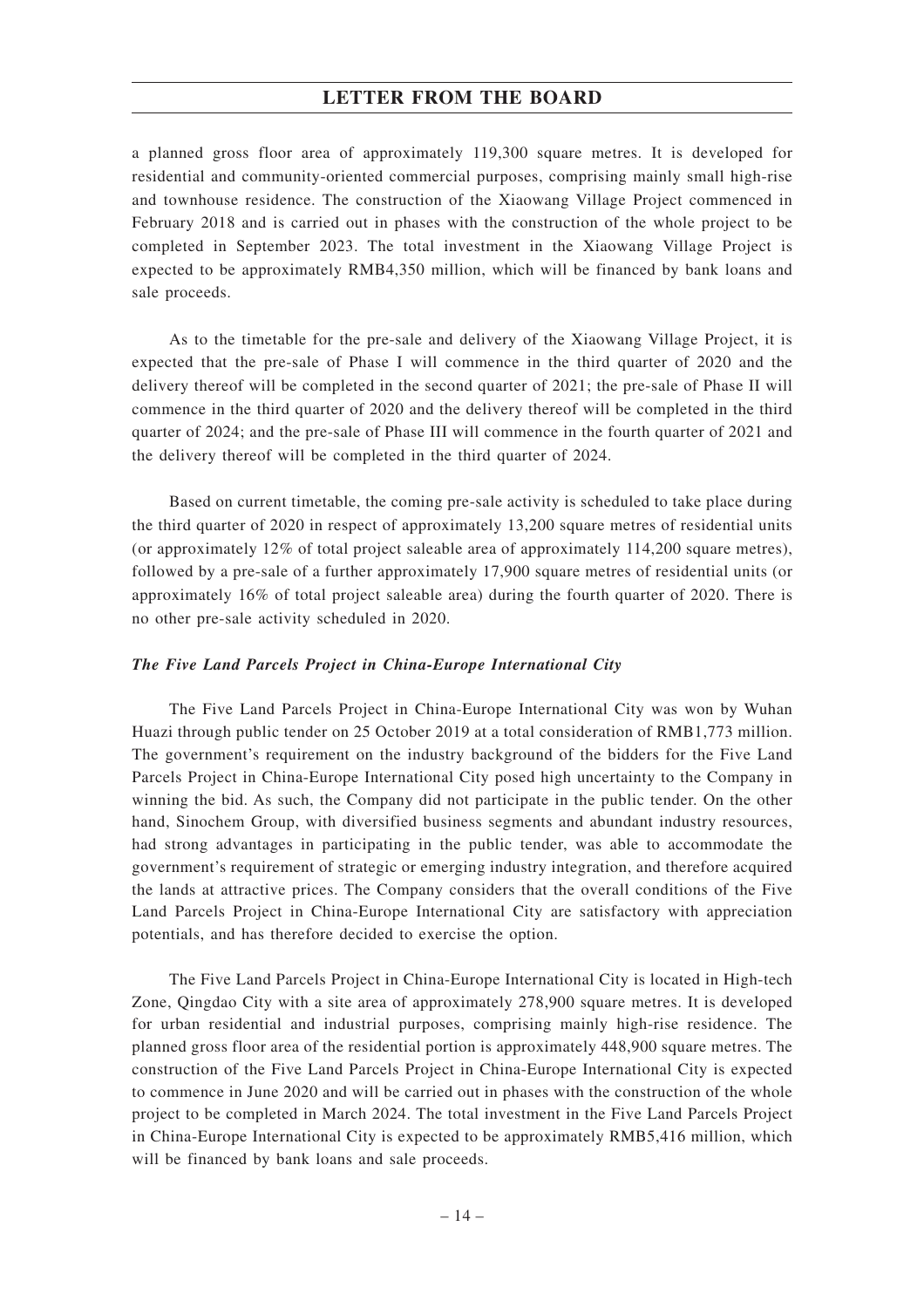a planned gross floor area of approximately 119,300 square metres. It is developed for residential and community-oriented commercial purposes, comprising mainly small high-rise and townhouse residence. The construction of the Xiaowang Village Project commenced in February 2018 and is carried out in phases with the construction of the whole project to be completed in September 2023. The total investment in the Xiaowang Village Project is expected to be approximately RMB4,350 million, which will be financed by bank loans and sale proceeds.

As to the timetable for the pre-sale and delivery of the Xiaowang Village Project, it is expected that the pre-sale of Phase I will commence in the third quarter of 2020 and the delivery thereof will be completed in the second quarter of 2021; the pre-sale of Phase II will commence in the third quarter of 2020 and the delivery thereof will be completed in the third quarter of 2024; and the pre-sale of Phase III will commence in the fourth quarter of 2021 and the delivery thereof will be completed in the third quarter of 2024.

Based on current timetable, the coming pre-sale activity is scheduled to take place during the third quarter of 2020 in respect of approximately 13,200 square metres of residential units (or approximately 12% of total project saleable area of approximately 114,200 square metres), followed by a pre-sale of a further approximately 17,900 square metres of residential units (or approximately 16% of total project saleable area) during the fourth quarter of 2020. There is no other pre-sale activity scheduled in 2020.

***The Five Land Parcels Project in China-Europe International City***

The Five Land Parcels Project in China-Europe International City was won by Wuhan Huazi through public tender on 25 October 2019 at a total consideration of RMB1,773 million. The government's requirement on the industry background of the bidders for the Five Land Parcels Project in China-Europe International City posed high uncertainty to the Company in winning the bid. As such, the Company did not participate in the public tender. On the other hand, Sinochem Group, with diversified business segments and abundant industry resources, had strong advantages in participating in the public tender, was able to accommodate the government's requirement of strategic or emerging industry integration, and therefore acquired the lands at attractive prices. The Company considers that the overall conditions of the Five Land Parcels Project in China-Europe International City are satisfactory with appreciation potentials, and has therefore decided to exercise the option.

The Five Land Parcels Project in China-Europe International City is located in High-tech Zone, Qingdao City with a site area of approximately 278,900 square metres. It is developed for urban residential and industrial purposes, comprising mainly high-rise residence. The planned gross floor area of the residential portion is approximately 448,900 square metres. The construction of the Five Land Parcels Project in China-Europe International City is expected to commence in June 2020 and will be carried out in phases with the construction of the whole project to be completed in March 2024. The total investment in the Five Land Parcels Project in China-Europe International City is expected to be approximately RMB5,416 million, which will be financed by bank loans and sale proceeds.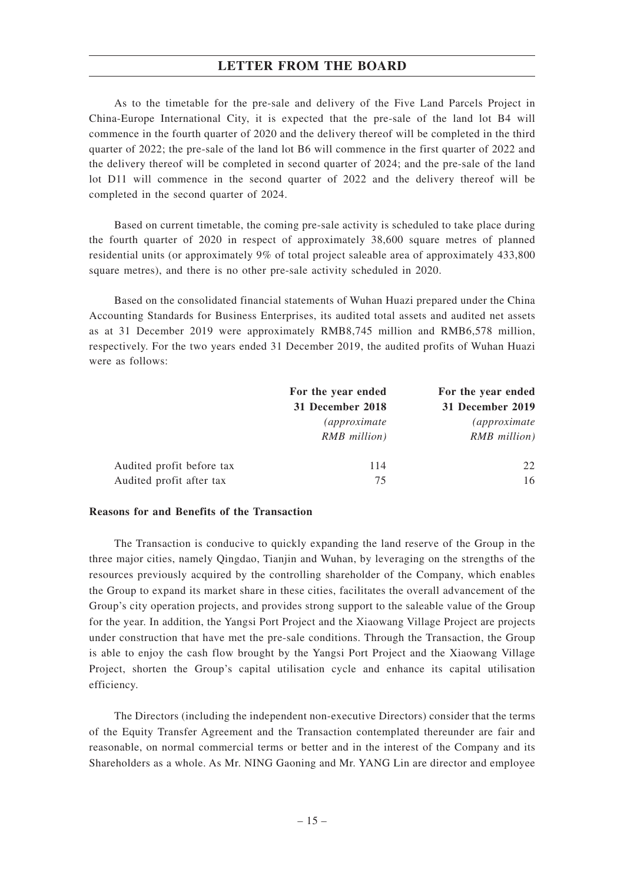As to the timetable for the pre-sale and delivery of the Five Land Parcels Project in China-Europe International City, it is expected that the pre-sale of the land lot B4 will commence in the fourth quarter of 2020 and the delivery thereof will be completed in the third quarter of 2022; the pre-sale of the land lot B6 will commence in the first quarter of 2022 and the delivery thereof will be completed in second quarter of 2024; and the pre-sale of the land lot D11 will commence in the second quarter of 2022 and the delivery thereof will be completed in the second quarter of 2024.

Based on current timetable, the coming pre-sale activity is scheduled to take place during the fourth quarter of 2020 in respect of approximately 38,600 square metres of planned residential units (or approximately 9% of total project saleable area of approximately 433,800 square metres), and there is no other pre-sale activity scheduled in 2020.

Based on the consolidated financial statements of Wuhan Huazi prepared under the China Accounting Standards for Business Enterprises, its audited total assets and audited net assets as at 31 December 2019 were approximately RMB8,745 million and RMB6,578 million, respectively. For the two years ended 31 December 2019, the audited profits of Wuhan Huazi were as follows:

| | For the year ended 31 December 2018 *(approximate RMB million)* | For the year ended 31 December 2019 *(approximate RMB million)* |
|---|---|---|
| Audited profit before tax | 114 | 22 |
| Audited profit after tax | 75 | 16 |

**Reasons for and Benefits of the Transaction**

The Transaction is conducive to quickly expanding the land reserve of the Group in the three major cities, namely Qingdao, Tianjin and Wuhan, by leveraging on the strengths of the resources previously acquired by the controlling shareholder of the Company, which enables the Group to expand its market share in these cities, facilitates the overall advancement of the Group's city operation projects, and provides strong support to the saleable value of the Group for the year. In addition, the Yangsi Port Project and the Xiaowang Village Project are projects under construction that have met the pre-sale conditions. Through the Transaction, the Group is able to enjoy the cash flow brought by the Yangsi Port Project and the Xiaowang Village Project, shorten the Group's capital utilisation cycle and enhance its capital utilisation efficiency.

The Directors (including the independent non-executive Directors) consider that the terms of the Equity Transfer Agreement and the Transaction contemplated thereunder are fair and reasonable, on normal commercial terms or better and in the interest of the Company and its Shareholders as a whole. As Mr. NING Gaoning and Mr. YANG Lin are director and employee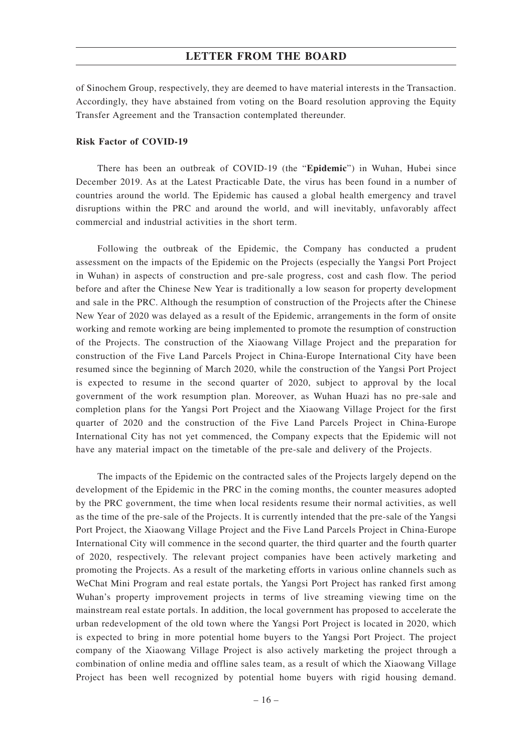of Sinochem Group, respectively, they are deemed to have material interests in the Transaction. Accordingly, they have abstained from voting on the Board resolution approving the Equity Transfer Agreement and the Transaction contemplated thereunder.

**Risk Factor of COVID-19**

There has been an outbreak of COVID-19 (the "**Epidemic**") in Wuhan, Hubei since December 2019. As at the Latest Practicable Date, the virus has been found in a number of countries around the world. The Epidemic has caused a global health emergency and travel disruptions within the PRC and around the world, and will inevitably, unfavorably affect commercial and industrial activities in the short term.

Following the outbreak of the Epidemic, the Company has conducted a prudent assessment on the impacts of the Epidemic on the Projects (especially the Yangsi Port Project in Wuhan) in aspects of construction and pre-sale progress, cost and cash flow. The period before and after the Chinese New Year is traditionally a low season for property development and sale in the PRC. Although the resumption of construction of the Projects after the Chinese New Year of 2020 was delayed as a result of the Epidemic, arrangements in the form of onsite working and remote working are being implemented to promote the resumption of construction of the Projects. The construction of the Xiaowang Village Project and the preparation for construction of the Five Land Parcels Project in China-Europe International City have been resumed since the beginning of March 2020, while the construction of the Yangsi Port Project is expected to resume in the second quarter of 2020, subject to approval by the local government of the work resumption plan. Moreover, as Wuhan Huazi has no pre-sale and completion plans for the Yangsi Port Project and the Xiaowang Village Project for the first quarter of 2020 and the construction of the Five Land Parcels Project in China-Europe International City has not yet commenced, the Company expects that the Epidemic will not have any material impact on the timetable of the pre-sale and delivery of the Projects.

The impacts of the Epidemic on the contracted sales of the Projects largely depend on the development of the Epidemic in the PRC in the coming months, the counter measures adopted by the PRC government, the time when local residents resume their normal activities, as well as the time of the pre-sale of the Projects. It is currently intended that the pre-sale of the Yangsi Port Project, the Xiaowang Village Project and the Five Land Parcels Project in China-Europe International City will commence in the second quarter, the third quarter and the fourth quarter of 2020, respectively. The relevant project companies have been actively marketing and promoting the Projects. As a result of the marketing efforts in various online channels such as WeChat Mini Program and real estate portals, the Yangsi Port Project has ranked first among Wuhan's property improvement projects in terms of live streaming viewing time on the mainstream real estate portals. In addition, the local government has proposed to accelerate the urban redevelopment of the old town where the Yangsi Port Project is located in 2020, which is expected to bring in more potential home buyers to the Yangsi Port Project. The project company of the Xiaowang Village Project is also actively marketing the project through a combination of online media and offline sales team, as a result of which the Xiaowang Village Project has been well recognized by potential home buyers with rigid housing demand.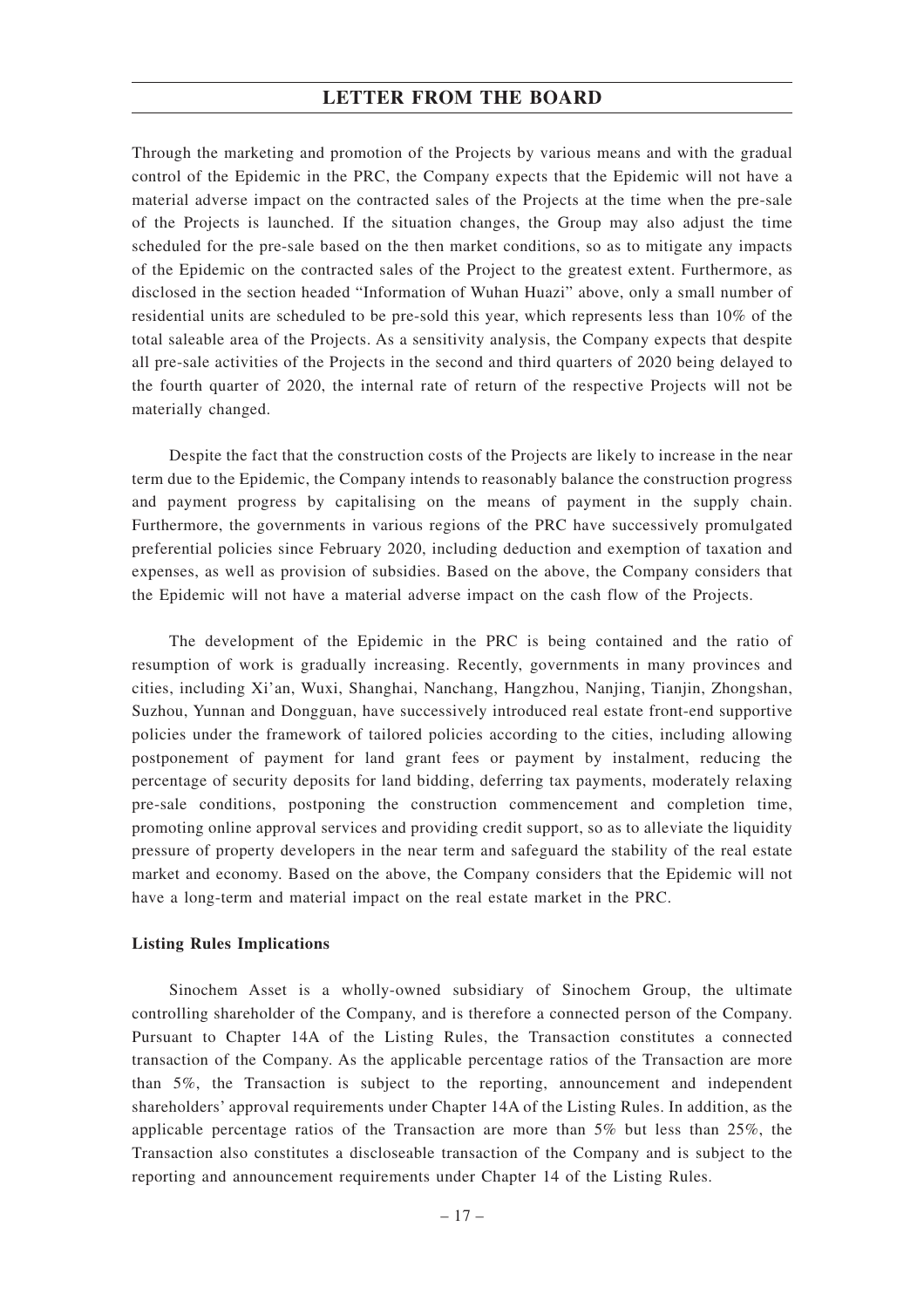Through the marketing and promotion of the Projects by various means and with the gradual control of the Epidemic in the PRC, the Company expects that the Epidemic will not have a material adverse impact on the contracted sales of the Projects at the time when the pre-sale of the Projects is launched. If the situation changes, the Group may also adjust the time scheduled for the pre-sale based on the then market conditions, so as to mitigate any impacts of the Epidemic on the contracted sales of the Project to the greatest extent. Furthermore, as disclosed in the section headed "Information of Wuhan Huazi" above, only a small number of residential units are scheduled to be pre-sold this year, which represents less than 10% of the total saleable area of the Projects. As a sensitivity analysis, the Company expects that despite all pre-sale activities of the Projects in the second and third quarters of 2020 being delayed to the fourth quarter of 2020, the internal rate of return of the respective Projects will not be materially changed.

Despite the fact that the construction costs of the Projects are likely to increase in the near term due to the Epidemic, the Company intends to reasonably balance the construction progress and payment progress by capitalising on the means of payment in the supply chain. Furthermore, the governments in various regions of the PRC have successively promulgated preferential policies since February 2020, including deduction and exemption of taxation and expenses, as well as provision of subsidies. Based on the above, the Company considers that the Epidemic will not have a material adverse impact on the cash flow of the Projects.

The development of the Epidemic in the PRC is being contained and the ratio of resumption of work is gradually increasing. Recently, governments in many provinces and cities, including Xi'an, Wuxi, Shanghai, Nanchang, Hangzhou, Nanjing, Tianjin, Zhongshan, Suzhou, Yunnan and Dongguan, have successively introduced real estate front-end supportive policies under the framework of tailored policies according to the cities, including allowing postponement of payment for land grant fees or payment by instalment, reducing the percentage of security deposits for land bidding, deferring tax payments, moderately relaxing pre-sale conditions, postponing the construction commencement and completion time, promoting online approval services and providing credit support, so as to alleviate the liquidity pressure of property developers in the near term and safeguard the stability of the real estate market and economy. Based on the above, the Company considers that the Epidemic will not have a long-term and material impact on the real estate market in the PRC.

**Listing Rules Implications**

Sinochem Asset is a wholly-owned subsidiary of Sinochem Group, the ultimate controlling shareholder of the Company, and is therefore a connected person of the Company. Pursuant to Chapter 14A of the Listing Rules, the Transaction constitutes a connected transaction of the Company. As the applicable percentage ratios of the Transaction are more than 5%, the Transaction is subject to the reporting, announcement and independent shareholders' approval requirements under Chapter 14A of the Listing Rules. In addition, as the applicable percentage ratios of the Transaction are more than 5% but less than 25%, the Transaction also constitutes a discloseable transaction of the Company and is subject to the reporting and announcement requirements under Chapter 14 of the Listing Rules.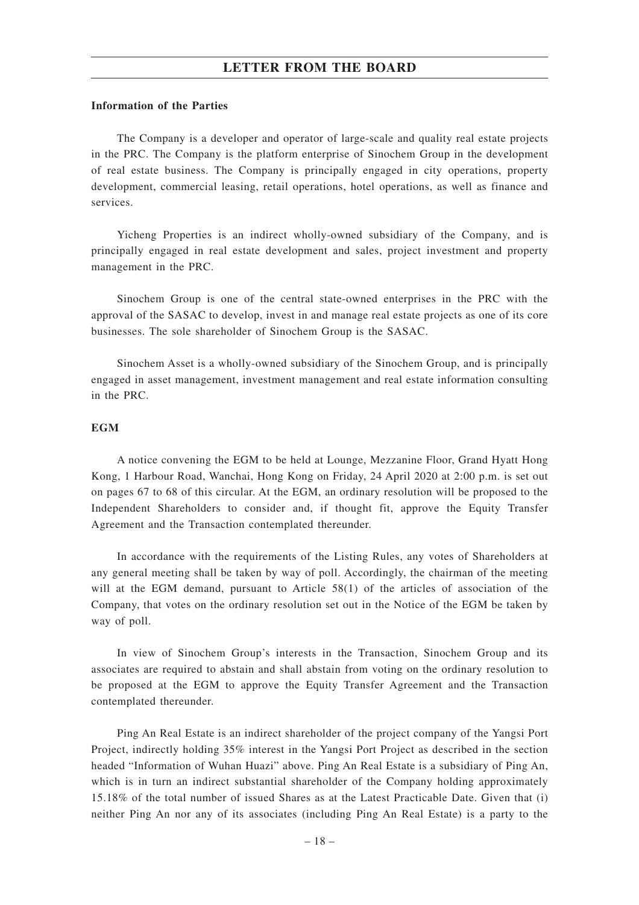**Information of the Parties**

The Company is a developer and operator of large-scale and quality real estate projects in the PRC. The Company is the platform enterprise of Sinochem Group in the development of real estate business. The Company is principally engaged in city operations, property development, commercial leasing, retail operations, hotel operations, as well as finance and services.

Yicheng Properties is an indirect wholly-owned subsidiary of the Company, and is principally engaged in real estate development and sales, project investment and property management in the PRC.

Sinochem Group is one of the central state-owned enterprises in the PRC with the approval of the SASAC to develop, invest in and manage real estate projects as one of its core businesses. The sole shareholder of Sinochem Group is the SASAC.

Sinochem Asset is a wholly-owned subsidiary of the Sinochem Group, and is principally engaged in asset management, investment management and real estate information consulting in the PRC.

**EGM**

A notice convening the EGM to be held at Lounge, Mezzanine Floor, Grand Hyatt Hong Kong, 1 Harbour Road, Wanchai, Hong Kong on Friday, 24 April 2020 at 2:00 p.m. is set out on pages 67 to 68 of this circular. At the EGM, an ordinary resolution will be proposed to the Independent Shareholders to consider and, if thought fit, approve the Equity Transfer Agreement and the Transaction contemplated thereunder.

In accordance with the requirements of the Listing Rules, any votes of Shareholders at any general meeting shall be taken by way of poll. Accordingly, the chairman of the meeting will at the EGM demand, pursuant to Article 58(1) of the articles of association of the Company, that votes on the ordinary resolution set out in the Notice of the EGM be taken by way of poll.

In view of Sinochem Group's interests in the Transaction, Sinochem Group and its associates are required to abstain and shall abstain from voting on the ordinary resolution to be proposed at the EGM to approve the Equity Transfer Agreement and the Transaction contemplated thereunder.

Ping An Real Estate is an indirect shareholder of the project company of the Yangsi Port Project, indirectly holding 35% interest in the Yangsi Port Project as described in the section headed "Information of Wuhan Huazi" above. Ping An Real Estate is a subsidiary of Ping An, which is in turn an indirect substantial shareholder of the Company holding approximately 15.18% of the total number of issued Shares as at the Latest Practicable Date. Given that (i) neither Ping An nor any of its associates (including Ping An Real Estate) is a party to the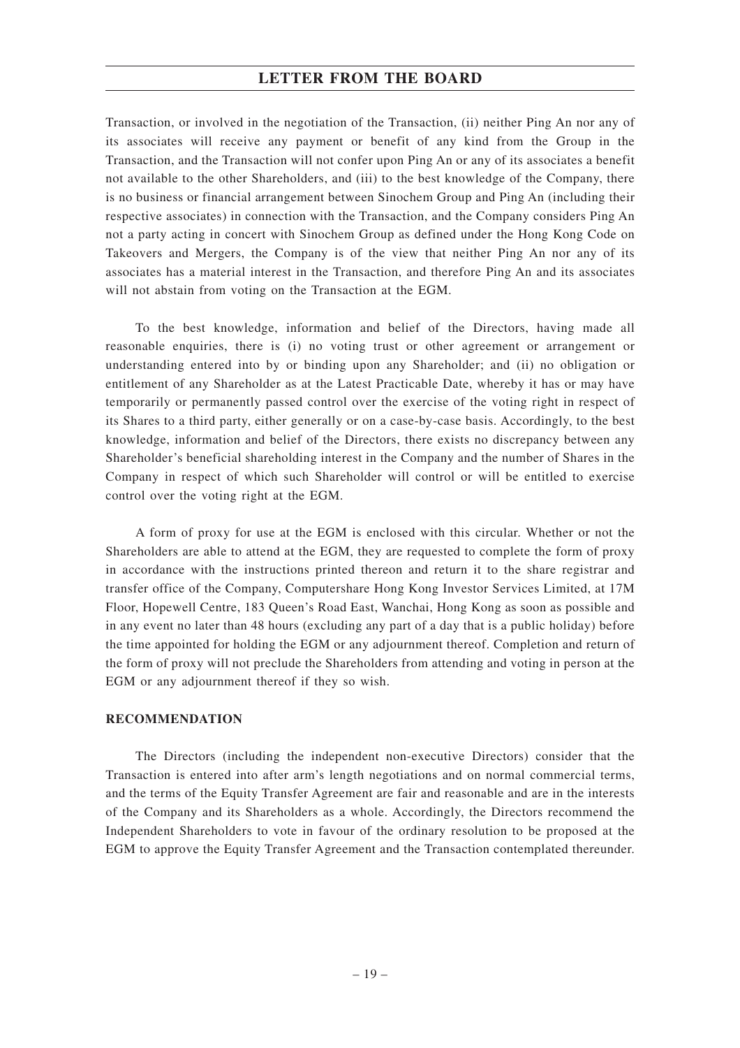Transaction, or involved in the negotiation of the Transaction, (ii) neither Ping An nor any of its associates will receive any payment or benefit of any kind from the Group in the Transaction, and the Transaction will not confer upon Ping An or any of its associates a benefit not available to the other Shareholders, and (iii) to the best knowledge of the Company, there is no business or financial arrangement between Sinochem Group and Ping An (including their respective associates) in connection with the Transaction, and the Company considers Ping An not a party acting in concert with Sinochem Group as defined under the Hong Kong Code on Takeovers and Mergers, the Company is of the view that neither Ping An nor any of its associates has a material interest in the Transaction, and therefore Ping An and its associates will not abstain from voting on the Transaction at the EGM.

To the best knowledge, information and belief of the Directors, having made all reasonable enquiries, there is (i) no voting trust or other agreement or arrangement or understanding entered into by or binding upon any Shareholder; and (ii) no obligation or entitlement of any Shareholder as at the Latest Practicable Date, whereby it has or may have temporarily or permanently passed control over the exercise of the voting right in respect of its Shares to a third party, either generally or on a case-by-case basis. Accordingly, to the best knowledge, information and belief of the Directors, there exists no discrepancy between any Shareholder's beneficial shareholding interest in the Company and the number of Shares in the Company in respect of which such Shareholder will control or will be entitled to exercise control over the voting right at the EGM.

A form of proxy for use at the EGM is enclosed with this circular. Whether or not the Shareholders are able to attend at the EGM, they are requested to complete the form of proxy in accordance with the instructions printed thereon and return it to the share registrar and transfer office of the Company, Computershare Hong Kong Investor Services Limited, at 17M Floor, Hopewell Centre, 183 Queen's Road East, Wanchai, Hong Kong as soon as possible and in any event no later than 48 hours (excluding any part of a day that is a public holiday) before the time appointed for holding the EGM or any adjournment thereof. Completion and return of the form of proxy will not preclude the Shareholders from attending and voting in person at the EGM or any adjournment thereof if they so wish.

## RECOMMENDATION

The Directors (including the independent non-executive Directors) consider that the Transaction is entered into after arm's length negotiations and on normal commercial terms, and the terms of the Equity Transfer Agreement are fair and reasonable and are in the interests of the Company and its Shareholders as a whole. Accordingly, the Directors recommend the Independent Shareholders to vote in favour of the ordinary resolution to be proposed at the EGM to approve the Equity Transfer Agreement and the Transaction contemplated thereunder.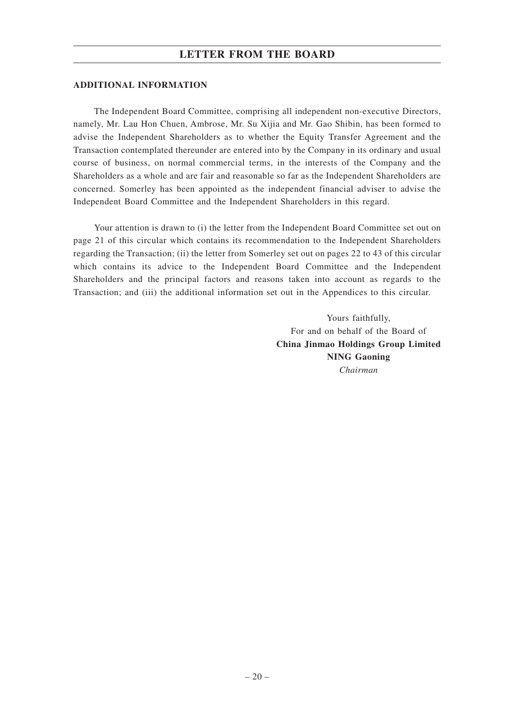## ADDITIONAL INFORMATION

The Independent Board Committee, comprising all independent non-executive Directors, namely, Mr. Lau Hon Chuen, Ambrose, Mr. Su Xijia and Mr. Gao Shibin, has been formed to advise the Independent Shareholders as to whether the Equity Transfer Agreement and the Transaction contemplated thereunder are entered into by the Company in its ordinary and usual course of business, on normal commercial terms, in the interests of the Company and the Shareholders as a whole and are fair and reasonable so far as the Independent Shareholders are concerned. Somerley has been appointed as the independent financial adviser to advise the Independent Board Committee and the Independent Shareholders in this regard.

Your attention is drawn to (i) the letter from the Independent Board Committee set out on page 21 of this circular which contains its recommendation to the Independent Shareholders regarding the Transaction; (ii) the letter from Somerley set out on pages 22 to 43 of this circular which contains its advice to the Independent Board Committee and the Independent Shareholders and the principal factors and reasons taken into account as regards to the Transaction; and (iii) the additional information set out in the Appendices to this circular.

Yours faithfully,
For and on behalf of the Board of
**China Jinmao Holdings Group Limited**
**NING Gaoning**
*Chairman*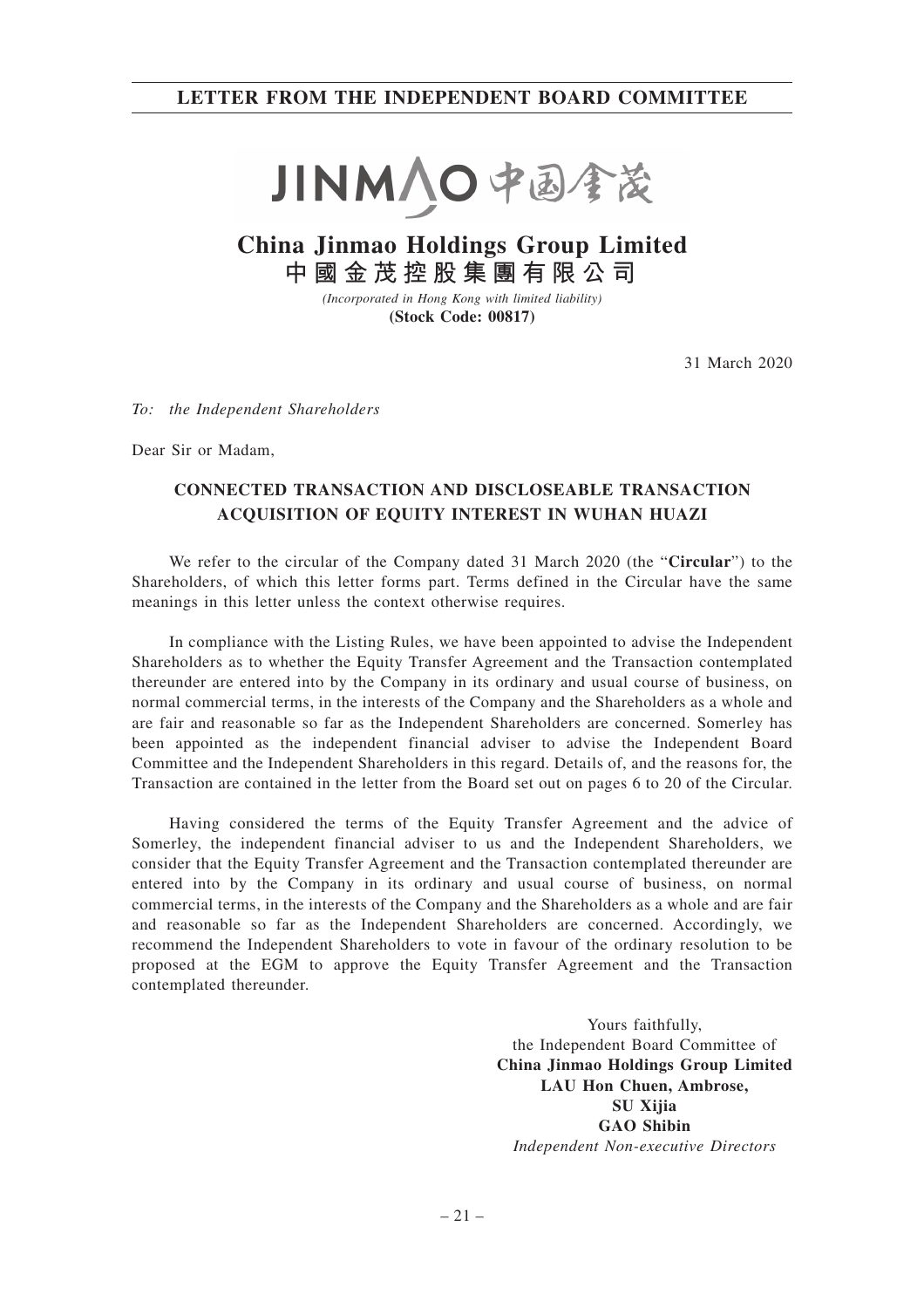# LETTER FROM THE INDEPENDENT BOARD COMMITTEE

JINMAO 中国金茂

## China Jinmao Holdings Group Limited
## 中國金茂控股集團有限公司

*(Incorporated in Hong Kong with limited liability)*
**(Stock Code: 00817)**

31 March 2020

*To: the Independent Shareholders*

Dear Sir or Madam,

**CONNECTED TRANSACTION AND DISCLOSEABLE TRANSACTION ACQUISITION OF EQUITY INTEREST IN WUHAN HUAZI**

We refer to the circular of the Company dated 31 March 2020 (the "**Circular**") to the Shareholders, of which this letter forms part. Terms defined in the Circular have the same meanings in this letter unless the context otherwise requires.

In compliance with the Listing Rules, we have been appointed to advise the Independent Shareholders as to whether the Equity Transfer Agreement and the Transaction contemplated thereunder are entered into by the Company in its ordinary and usual course of business, on normal commercial terms, in the interests of the Company and the Shareholders as a whole and are fair and reasonable so far as the Independent Shareholders are concerned. Somerley has been appointed as the independent financial adviser to advise the Independent Board Committee and the Independent Shareholders in this regard. Details of, and the reasons for, the Transaction are contained in the letter from the Board set out on pages 6 to 20 of the Circular.

Having considered the terms of the Equity Transfer Agreement and the advice of Somerley, the independent financial adviser to us and the Independent Shareholders, we consider that the Equity Transfer Agreement and the Transaction contemplated thereunder are entered into by the Company in its ordinary and usual course of business, on normal commercial terms, in the interests of the Company and the Shareholders as a whole and are fair and reasonable so far as the Independent Shareholders are concerned. Accordingly, we recommend the Independent Shareholders to vote in favour of the ordinary resolution to be proposed at the EGM to approve the Equity Transfer Agreement and the Transaction contemplated thereunder.

Yours faithfully,
the Independent Board Committee of
**China Jinmao Holdings Group Limited**
**LAU Hon Chuen, Ambrose,**
**SU Xijia**
**GAO Shibin**
*Independent Non-executive Directors*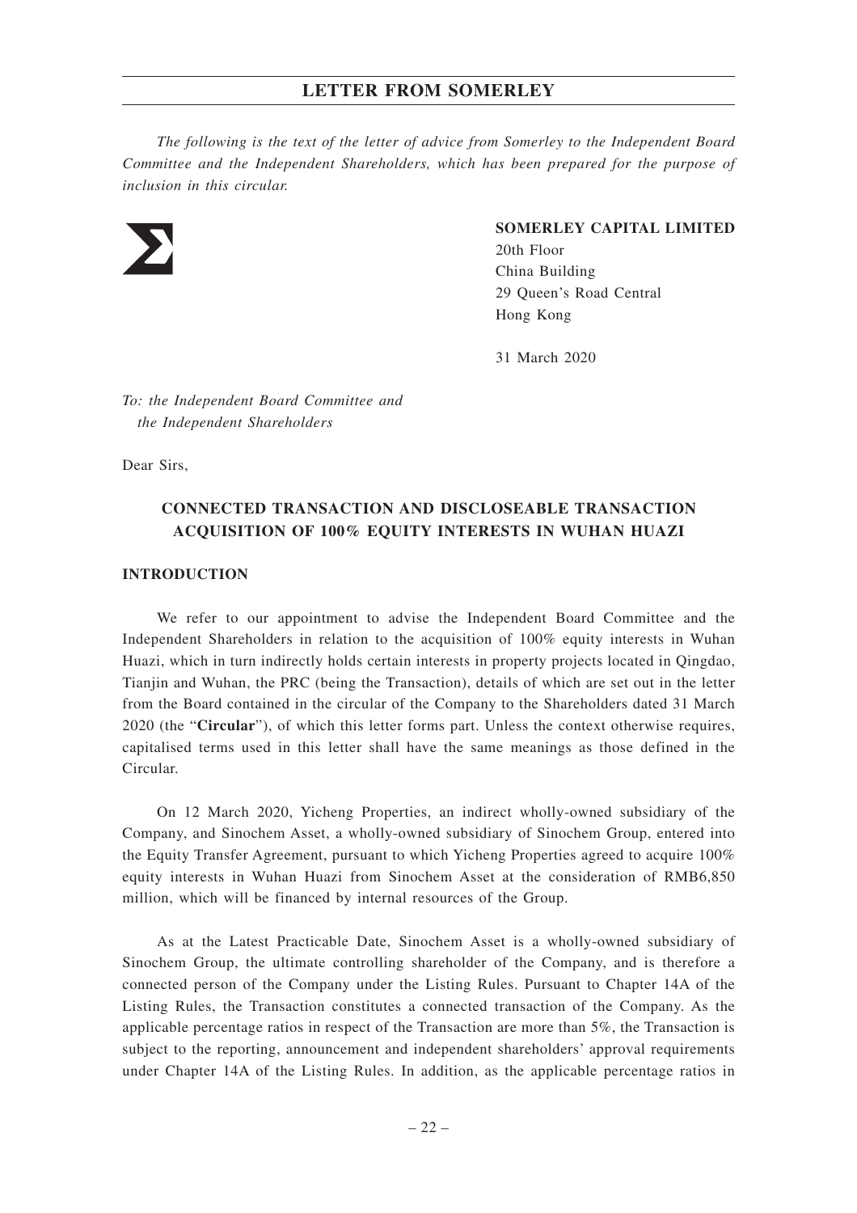# LETTER FROM SOMERLEY

*The following is the text of the letter of advice from Somerley to the Independent Board Committee and the Independent Shareholders, which has been prepared for the purpose of inclusion in this circular.*

**SOMERLEY CAPITAL LIMITED**
20th Floor
China Building
29 Queen's Road Central
Hong Kong

31 March 2020

*To: the Independent Board Committee and the Independent Shareholders*

Dear Sirs,

## CONNECTED TRANSACTION AND DISCLOSEABLE TRANSACTION ACQUISITION OF 100% EQUITY INTERESTS IN WUHAN HUAZI

### INTRODUCTION

We refer to our appointment to advise the Independent Board Committee and the Independent Shareholders in relation to the acquisition of 100% equity interests in Wuhan Huazi, which in turn indirectly holds certain interests in property projects located in Qingdao, Tianjin and Wuhan, the PRC (being the Transaction), details of which are set out in the letter from the Board contained in the circular of the Company to the Shareholders dated 31 March 2020 (the "**Circular**"), of which this letter forms part. Unless the context otherwise requires, capitalised terms used in this letter shall have the same meanings as those defined in the Circular.

On 12 March 2020, Yicheng Properties, an indirect wholly-owned subsidiary of the Company, and Sinochem Asset, a wholly-owned subsidiary of Sinochem Group, entered into the Equity Transfer Agreement, pursuant to which Yicheng Properties agreed to acquire 100% equity interests in Wuhan Huazi from Sinochem Asset at the consideration of RMB6,850 million, which will be financed by internal resources of the Group.

As at the Latest Practicable Date, Sinochem Asset is a wholly-owned subsidiary of Sinochem Group, the ultimate controlling shareholder of the Company, and is therefore a connected person of the Company under the Listing Rules. Pursuant to Chapter 14A of the Listing Rules, the Transaction constitutes a connected transaction of the Company. As the applicable percentage ratios in respect of the Transaction are more than 5%, the Transaction is subject to the reporting, announcement and independent shareholders' approval requirements under Chapter 14A of the Listing Rules. In addition, as the applicable percentage ratios in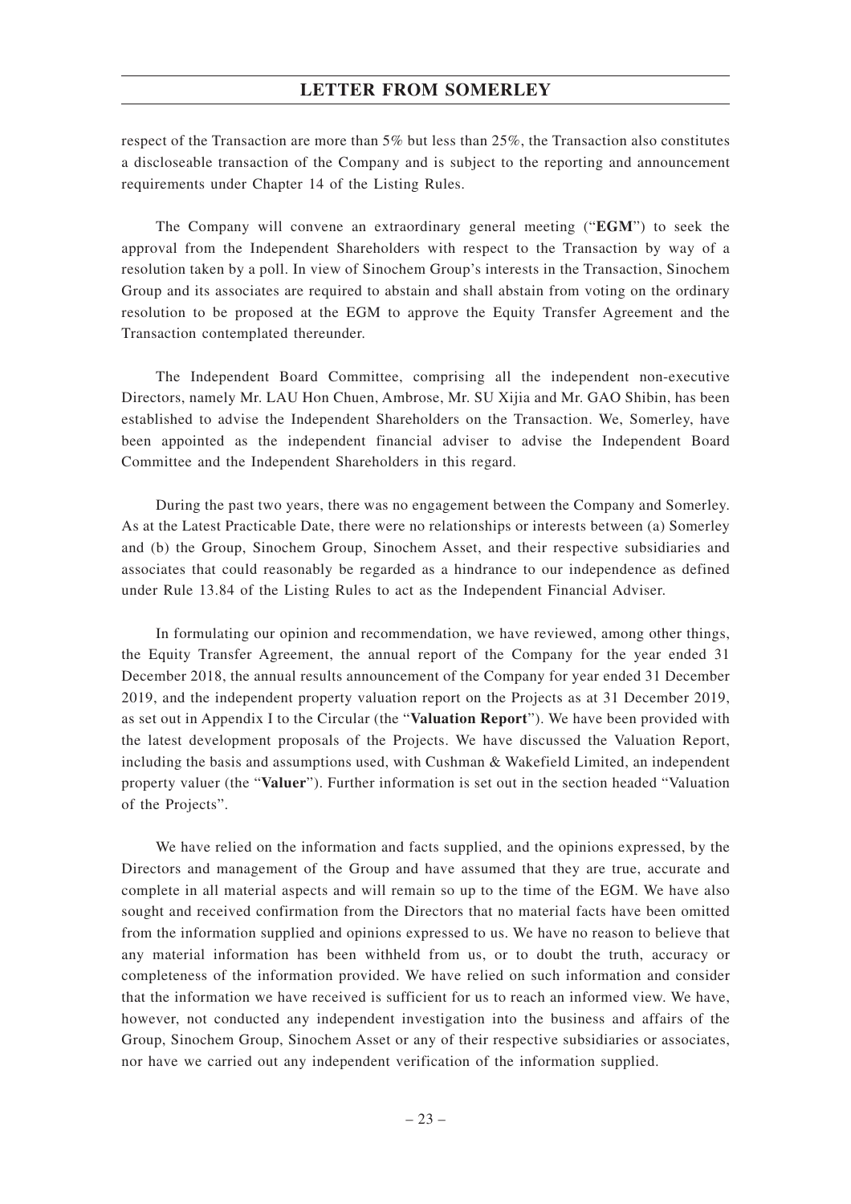respect of the Transaction are more than 5% but less than 25%, the Transaction also constitutes a discloseable transaction of the Company and is subject to the reporting and announcement requirements under Chapter 14 of the Listing Rules.

The Company will convene an extraordinary general meeting ("**EGM**") to seek the approval from the Independent Shareholders with respect to the Transaction by way of a resolution taken by a poll. In view of Sinochem Group's interests in the Transaction, Sinochem Group and its associates are required to abstain and shall abstain from voting on the ordinary resolution to be proposed at the EGM to approve the Equity Transfer Agreement and the Transaction contemplated thereunder.

The Independent Board Committee, comprising all the independent non-executive Directors, namely Mr. LAU Hon Chuen, Ambrose, Mr. SU Xijia and Mr. GAO Shibin, has been established to advise the Independent Shareholders on the Transaction. We, Somerley, have been appointed as the independent financial adviser to advise the Independent Board Committee and the Independent Shareholders in this regard.

During the past two years, there was no engagement between the Company and Somerley. As at the Latest Practicable Date, there were no relationships or interests between (a) Somerley and (b) the Group, Sinochem Group, Sinochem Asset, and their respective subsidiaries and associates that could reasonably be regarded as a hindrance to our independence as defined under Rule 13.84 of the Listing Rules to act as the Independent Financial Adviser.

In formulating our opinion and recommendation, we have reviewed, among other things, the Equity Transfer Agreement, the annual report of the Company for the year ended 31 December 2018, the annual results announcement of the Company for year ended 31 December 2019, and the independent property valuation report on the Projects as at 31 December 2019, as set out in Appendix I to the Circular (the "**Valuation Report**"). We have been provided with the latest development proposals of the Projects. We have discussed the Valuation Report, including the basis and assumptions used, with Cushman & Wakefield Limited, an independent property valuer (the "**Valuer**"). Further information is set out in the section headed "Valuation of the Projects".

We have relied on the information and facts supplied, and the opinions expressed, by the Directors and management of the Group and have assumed that they are true, accurate and complete in all material aspects and will remain so up to the time of the EGM. We have also sought and received confirmation from the Directors that no material facts have been omitted from the information supplied and opinions expressed to us. We have no reason to believe that any material information has been withheld from us, or to doubt the truth, accuracy or completeness of the information provided. We have relied on such information and consider that the information we have received is sufficient for us to reach an informed view. We have, however, not conducted any independent investigation into the business and affairs of the Group, Sinochem Group, Sinochem Asset or any of their respective subsidiaries or associates, nor have we carried out any independent verification of the information supplied.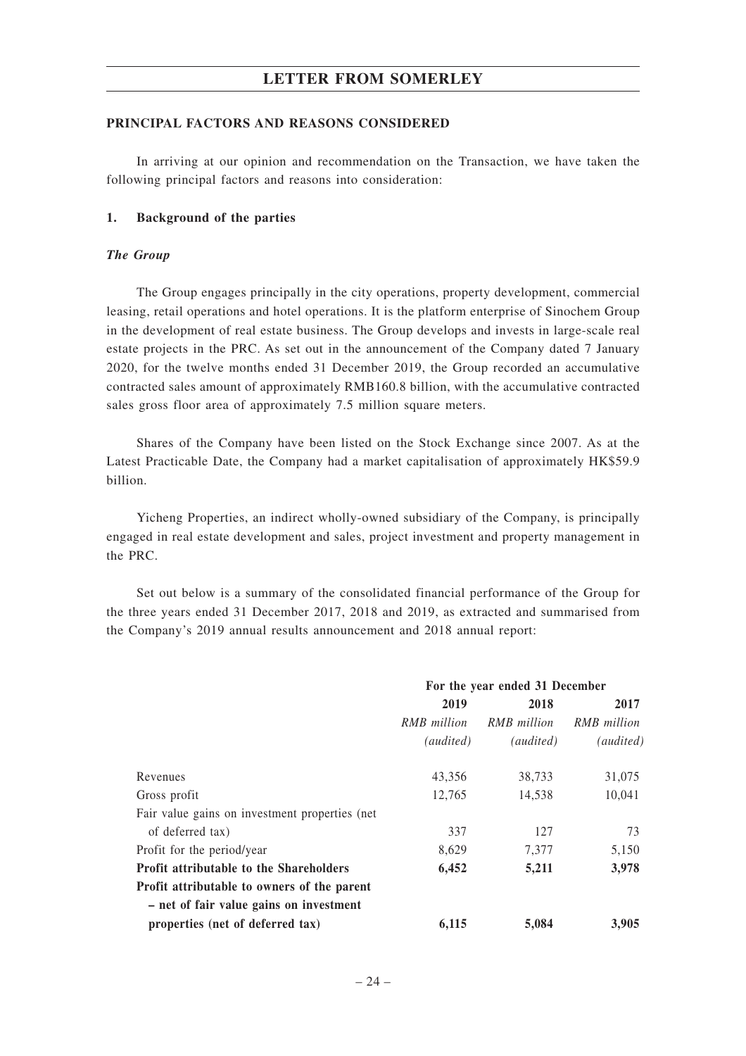## PRINCIPAL FACTORS AND REASONS CONSIDERED

In arriving at our opinion and recommendation on the Transaction, we have taken the following principal factors and reasons into consideration:

### 1. Background of the parties

***The Group***

The Group engages principally in the city operations, property development, commercial leasing, retail operations and hotel operations. It is the platform enterprise of Sinochem Group in the development of real estate business. The Group develops and invests in large-scale real estate projects in the PRC. As set out in the announcement of the Company dated 7 January 2020, for the twelve months ended 31 December 2019, the Group recorded an accumulative contracted sales amount of approximately RMB160.8 billion, with the accumulative contracted sales gross floor area of approximately 7.5 million square meters.

Shares of the Company have been listed on the Stock Exchange since 2007. As at the Latest Practicable Date, the Company had a market capitalisation of approximately HK$59.9 billion.

Yicheng Properties, an indirect wholly-owned subsidiary of the Company, is principally engaged in real estate development and sales, project investment and property management in the PRC.

Set out below is a summary of the consolidated financial performance of the Group for the three years ended 31 December 2017, 2018 and 2019, as extracted and summarised from the Company's 2019 annual results announcement and 2018 annual report:

| | For the year ended 31 December | | |
|---|---|---|---|
| | 2019 | 2018 | 2017 |
| | *RMB million* | *RMB million* | *RMB million* |
| | *(audited)* | *(audited)* | *(audited)* |
| Revenues | 43,356 | 38,733 | 31,075 |
| Gross profit | 12,765 | 14,538 | 10,041 |
| Fair value gains on investment properties (net of deferred tax) | 337 | 127 | 73 |
| Profit for the period/year | 8,629 | 7,377 | 5,150 |
| **Profit attributable to the Shareholders** | **6,452** | **5,211** | **3,978** |
| **Profit attributable to owners of the parent – net of fair value gains on investment properties (net of deferred tax)** | **6,115** | **5,084** | **3,905** |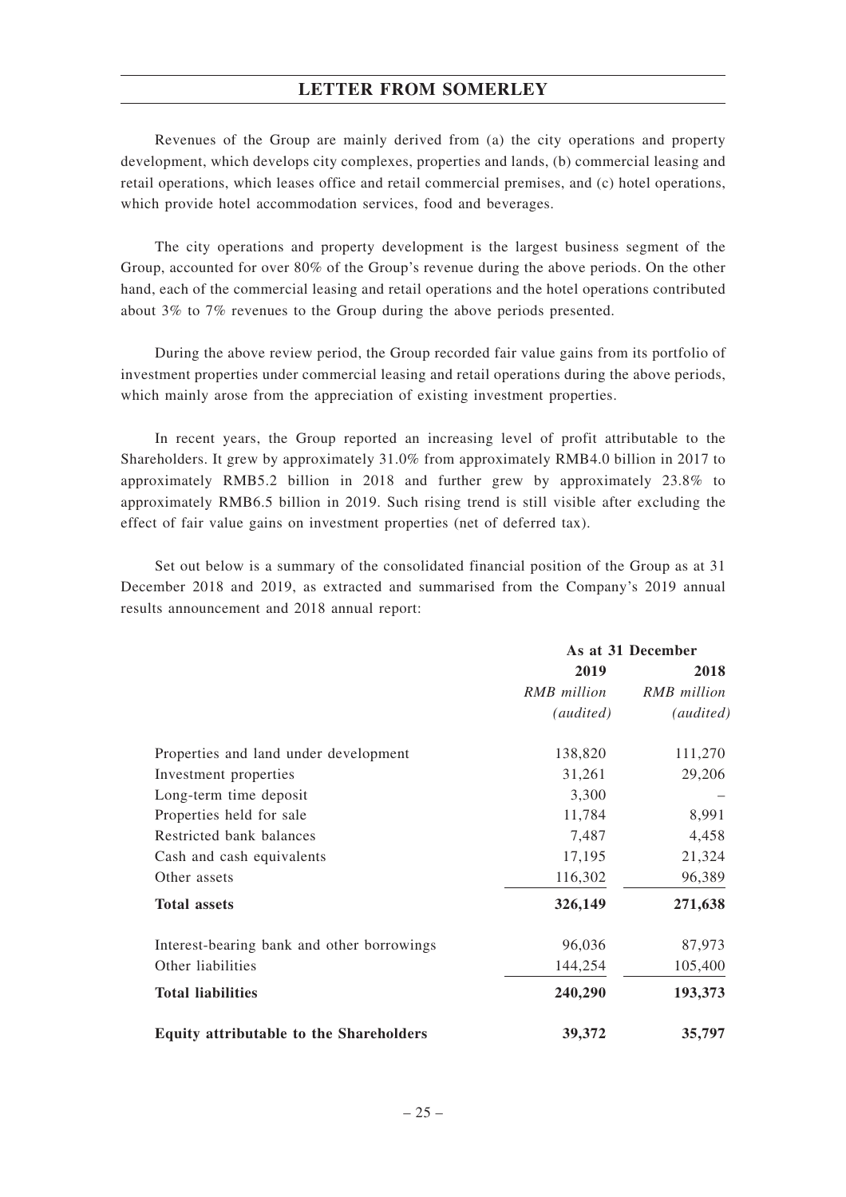Revenues of the Group are mainly derived from (a) the city operations and property development, which develops city complexes, properties and lands, (b) commercial leasing and retail operations, which leases office and retail commercial premises, and (c) hotel operations, which provide hotel accommodation services, food and beverages.

The city operations and property development is the largest business segment of the Group, accounted for over 80% of the Group's revenue during the above periods. On the other hand, each of the commercial leasing and retail operations and the hotel operations contributed about 3% to 7% revenues to the Group during the above periods presented.

During the above review period, the Group recorded fair value gains from its portfolio of investment properties under commercial leasing and retail operations during the above periods, which mainly arose from the appreciation of existing investment properties.

In recent years, the Group reported an increasing level of profit attributable to the Shareholders. It grew by approximately 31.0% from approximately RMB4.0 billion in 2017 to approximately RMB5.2 billion in 2018 and further grew by approximately 23.8% to approximately RMB6.5 billion in 2019. Such rising trend is still visible after excluding the effect of fair value gains on investment properties (net of deferred tax).

Set out below is a summary of the consolidated financial position of the Group as at 31 December 2018 and 2019, as extracted and summarised from the Company's 2019 annual results announcement and 2018 annual report:

| | As at 31 December | |
|---|---|---|
| | **2019** | **2018** |
| | *RMB million* | *RMB million* |
| | *(audited)* | *(audited)* |
| Properties and land under development | 138,820 | 111,270 |
| Investment properties | 31,261 | 29,206 |
| Long-term time deposit | 3,300 | – |
| Properties held for sale | 11,784 | 8,991 |
| Restricted bank balances | 7,487 | 4,458 |
| Cash and cash equivalents | 17,195 | 21,324 |
| Other assets | 116,302 | 96,389 |
| **Total assets** | **326,149** | **271,638** |
| Interest-bearing bank and other borrowings | 96,036 | 87,973 |
| Other liabilities | 144,254 | 105,400 |
| **Total liabilities** | **240,290** | **193,373** |
| **Equity attributable to the Shareholders** | **39,372** | **35,797** |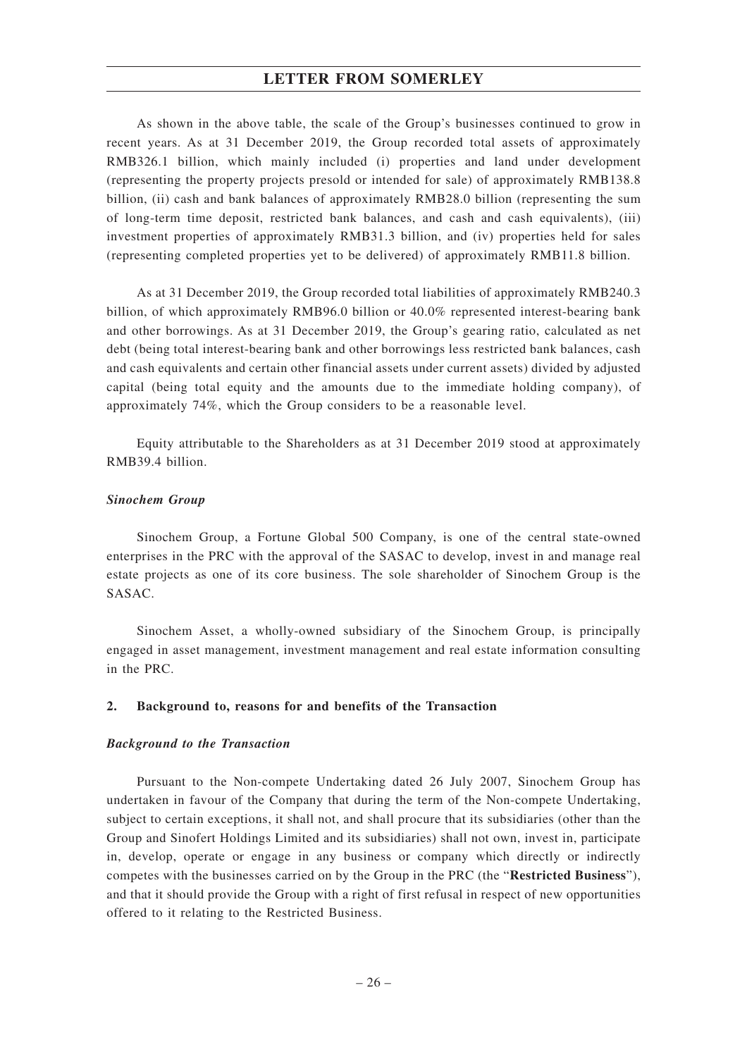As shown in the above table, the scale of the Group's businesses continued to grow in recent years. As at 31 December 2019, the Group recorded total assets of approximately RMB326.1 billion, which mainly included (i) properties and land under development (representing the property projects presold or intended for sale) of approximately RMB138.8 billion, (ii) cash and bank balances of approximately RMB28.0 billion (representing the sum of long-term time deposit, restricted bank balances, and cash and cash equivalents), (iii) investment properties of approximately RMB31.3 billion, and (iv) properties held for sales (representing completed properties yet to be delivered) of approximately RMB11.8 billion.

As at 31 December 2019, the Group recorded total liabilities of approximately RMB240.3 billion, of which approximately RMB96.0 billion or 40.0% represented interest-bearing bank and other borrowings. As at 31 December 2019, the Group's gearing ratio, calculated as net debt (being total interest-bearing bank and other borrowings less restricted bank balances, cash and cash equivalents and certain other financial assets under current assets) divided by adjusted capital (being total equity and the amounts due to the immediate holding company), of approximately 74%, which the Group considers to be a reasonable level.

Equity attributable to the Shareholders as at 31 December 2019 stood at approximately RMB39.4 billion.

***Sinochem Group***

Sinochem Group, a Fortune Global 500 Company, is one of the central state-owned enterprises in the PRC with the approval of the SASAC to develop, invest in and manage real estate projects as one of its core business. The sole shareholder of Sinochem Group is the SASAC.

Sinochem Asset, a wholly-owned subsidiary of the Sinochem Group, is principally engaged in asset management, investment management and real estate information consulting in the PRC.

## 2. Background to, reasons for and benefits of the Transaction

***Background to the Transaction***

Pursuant to the Non-compete Undertaking dated 26 July 2007, Sinochem Group has undertaken in favour of the Company that during the term of the Non-compete Undertaking, subject to certain exceptions, it shall not, and shall procure that its subsidiaries (other than the Group and Sinofert Holdings Limited and its subsidiaries) shall not own, invest in, participate in, develop, operate or engage in any business or company which directly or indirectly competes with the businesses carried on by the Group in the PRC (the "**Restricted Business**"), and that it should provide the Group with a right of first refusal in respect of new opportunities offered to it relating to the Restricted Business.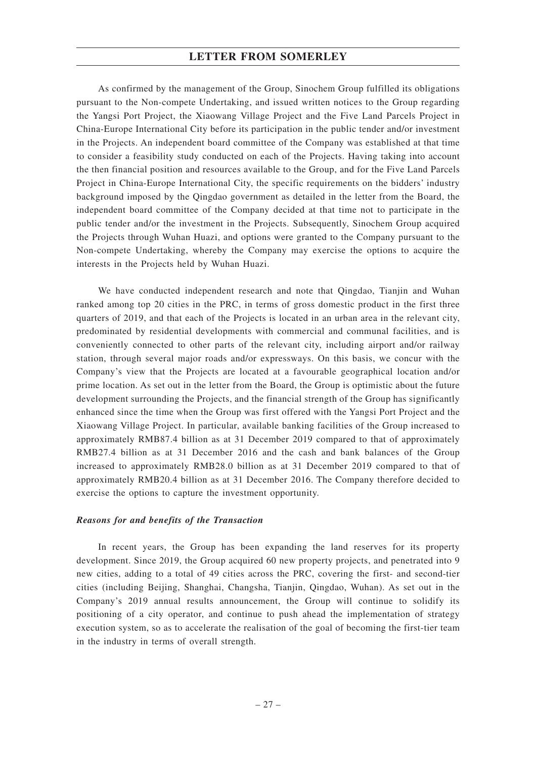As confirmed by the management of the Group, Sinochem Group fulfilled its obligations pursuant to the Non-compete Undertaking, and issued written notices to the Group regarding the Yangsi Port Project, the Xiaowang Village Project and the Five Land Parcels Project in China-Europe International City before its participation in the public tender and/or investment in the Projects. An independent board committee of the Company was established at that time to consider a feasibility study conducted on each of the Projects. Having taking into account the then financial position and resources available to the Group, and for the Five Land Parcels Project in China-Europe International City, the specific requirements on the bidders' industry background imposed by the Qingdao government as detailed in the letter from the Board, the independent board committee of the Company decided at that time not to participate in the public tender and/or the investment in the Projects. Subsequently, Sinochem Group acquired the Projects through Wuhan Huazi, and options were granted to the Company pursuant to the Non-compete Undertaking, whereby the Company may exercise the options to acquire the interests in the Projects held by Wuhan Huazi.

We have conducted independent research and note that Qingdao, Tianjin and Wuhan ranked among top 20 cities in the PRC, in terms of gross domestic product in the first three quarters of 2019, and that each of the Projects is located in an urban area in the relevant city, predominated by residential developments with commercial and communal facilities, and is conveniently connected to other parts of the relevant city, including airport and/or railway station, through several major roads and/or expressways. On this basis, we concur with the Company's view that the Projects are located at a favourable geographical location and/or prime location. As set out in the letter from the Board, the Group is optimistic about the future development surrounding the Projects, and the financial strength of the Group has significantly enhanced since the time when the Group was first offered with the Yangsi Port Project and the Xiaowang Village Project. In particular, available banking facilities of the Group increased to approximately RMB87.4 billion as at 31 December 2019 compared to that of approximately RMB27.4 billion as at 31 December 2016 and the cash and bank balances of the Group increased to approximately RMB28.0 billion as at 31 December 2019 compared to that of approximately RMB20.4 billion as at 31 December 2016. The Company therefore decided to exercise the options to capture the investment opportunity.

***Reasons for and benefits of the Transaction***

In recent years, the Group has been expanding the land reserves for its property development. Since 2019, the Group acquired 60 new property projects, and penetrated into 9 new cities, adding to a total of 49 cities across the PRC, covering the first- and second-tier cities (including Beijing, Shanghai, Changsha, Tianjin, Qingdao, Wuhan). As set out in the Company's 2019 annual results announcement, the Group will continue to solidify its positioning of a city operator, and continue to push ahead the implementation of strategy execution system, so as to accelerate the realisation of the goal of becoming the first-tier team in the industry in terms of overall strength.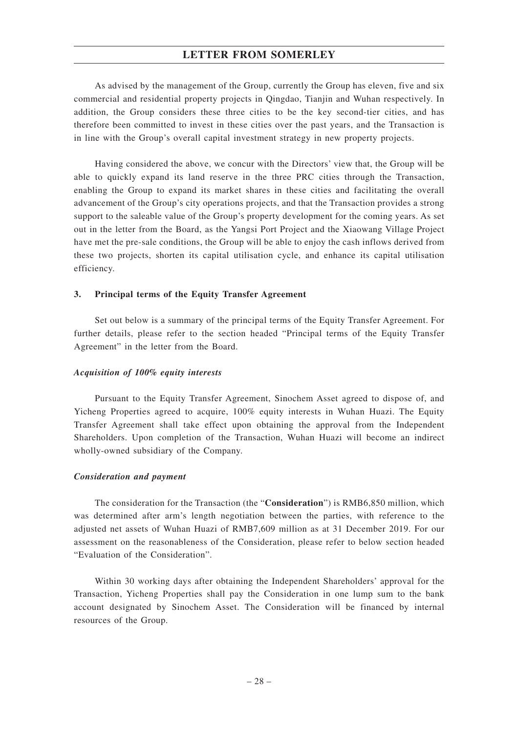As advised by the management of the Group, currently the Group has eleven, five and six commercial and residential property projects in Qingdao, Tianjin and Wuhan respectively. In addition, the Group considers these three cities to be the key second-tier cities, and has therefore been committed to invest in these cities over the past years, and the Transaction is in line with the Group's overall capital investment strategy in new property projects.

Having considered the above, we concur with the Directors' view that, the Group will be able to quickly expand its land reserve in the three PRC cities through the Transaction, enabling the Group to expand its market shares in these cities and facilitating the overall advancement of the Group's city operations projects, and that the Transaction provides a strong support to the saleable value of the Group's property development for the coming years. As set out in the letter from the Board, as the Yangsi Port Project and the Xiaowang Village Project have met the pre-sale conditions, the Group will be able to enjoy the cash inflows derived from these two projects, shorten its capital utilisation cycle, and enhance its capital utilisation efficiency.

### 3. Principal terms of the Equity Transfer Agreement

Set out below is a summary of the principal terms of the Equity Transfer Agreement. For further details, please refer to the section headed "Principal terms of the Equity Transfer Agreement" in the letter from the Board.

***Acquisition of 100% equity interests***

Pursuant to the Equity Transfer Agreement, Sinochem Asset agreed to dispose of, and Yicheng Properties agreed to acquire, 100% equity interests in Wuhan Huazi. The Equity Transfer Agreement shall take effect upon obtaining the approval from the Independent Shareholders. Upon completion of the Transaction, Wuhan Huazi will become an indirect wholly-owned subsidiary of the Company.

***Consideration and payment***

The consideration for the Transaction (the "**Consideration**") is RMB6,850 million, which was determined after arm's length negotiation between the parties, with reference to the adjusted net assets of Wuhan Huazi of RMB7,609 million as at 31 December 2019. For our assessment on the reasonableness of the Consideration, please refer to below section headed "Evaluation of the Consideration".

Within 30 working days after obtaining the Independent Shareholders' approval for the Transaction, Yicheng Properties shall pay the Consideration in one lump sum to the bank account designated by Sinochem Asset. The Consideration will be financed by internal resources of the Group.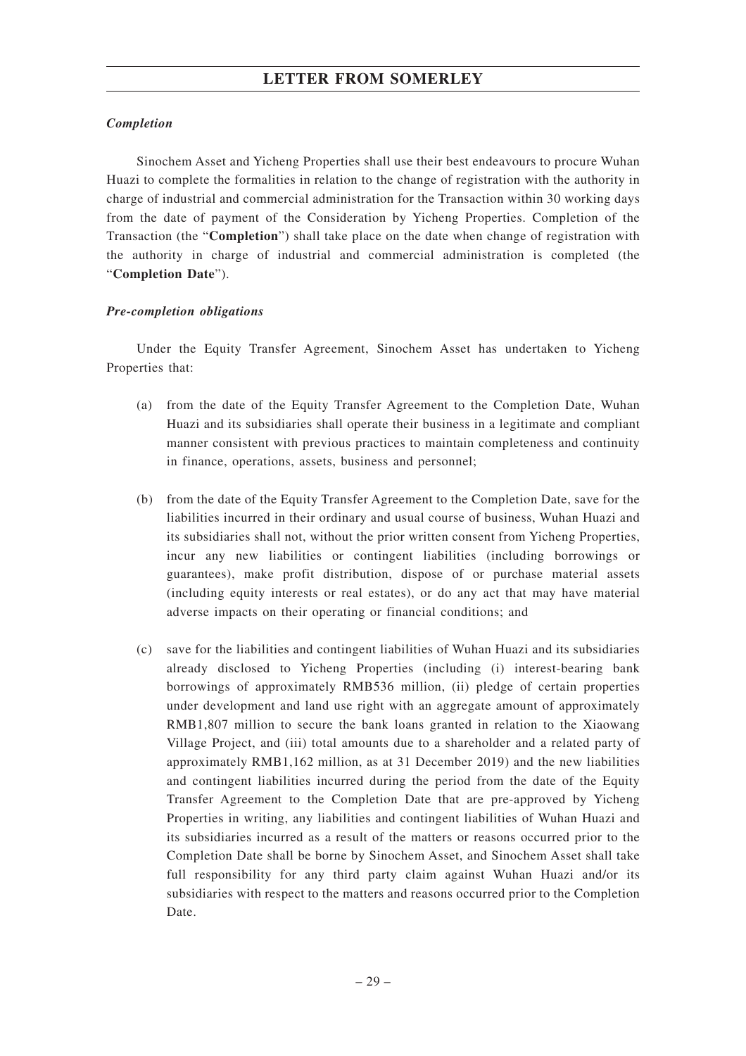***Completion***

Sinochem Asset and Yicheng Properties shall use their best endeavours to procure Wuhan Huazi to complete the formalities in relation to the change of registration with the authority in charge of industrial and commercial administration for the Transaction within 30 working days from the date of payment of the Consideration by Yicheng Properties. Completion of the Transaction (the "**Completion**") shall take place on the date when change of registration with the authority in charge of industrial and commercial administration is completed (the "**Completion Date**").

***Pre-completion obligations***

Under the Equity Transfer Agreement, Sinochem Asset has undertaken to Yicheng Properties that:

(a) from the date of the Equity Transfer Agreement to the Completion Date, Wuhan Huazi and its subsidiaries shall operate their business in a legitimate and compliant manner consistent with previous practices to maintain completeness and continuity in finance, operations, assets, business and personnel;

(b) from the date of the Equity Transfer Agreement to the Completion Date, save for the liabilities incurred in their ordinary and usual course of business, Wuhan Huazi and its subsidiaries shall not, without the prior written consent from Yicheng Properties, incur any new liabilities or contingent liabilities (including borrowings or guarantees), make profit distribution, dispose of or purchase material assets (including equity interests or real estates), or do any act that may have material adverse impacts on their operating or financial conditions; and

(c) save for the liabilities and contingent liabilities of Wuhan Huazi and its subsidiaries already disclosed to Yicheng Properties (including (i) interest-bearing bank borrowings of approximately RMB536 million, (ii) pledge of certain properties under development and land use right with an aggregate amount of approximately RMB1,807 million to secure the bank loans granted in relation to the Xiaowang Village Project, and (iii) total amounts due to a shareholder and a related party of approximately RMB1,162 million, as at 31 December 2019) and the new liabilities and contingent liabilities incurred during the period from the date of the Equity Transfer Agreement to the Completion Date that are pre-approved by Yicheng Properties in writing, any liabilities and contingent liabilities of Wuhan Huazi and its subsidiaries incurred as a result of the matters or reasons occurred prior to the Completion Date shall be borne by Sinochem Asset, and Sinochem Asset shall take full responsibility for any third party claim against Wuhan Huazi and/or its subsidiaries with respect to the matters and reasons occurred prior to the Completion Date.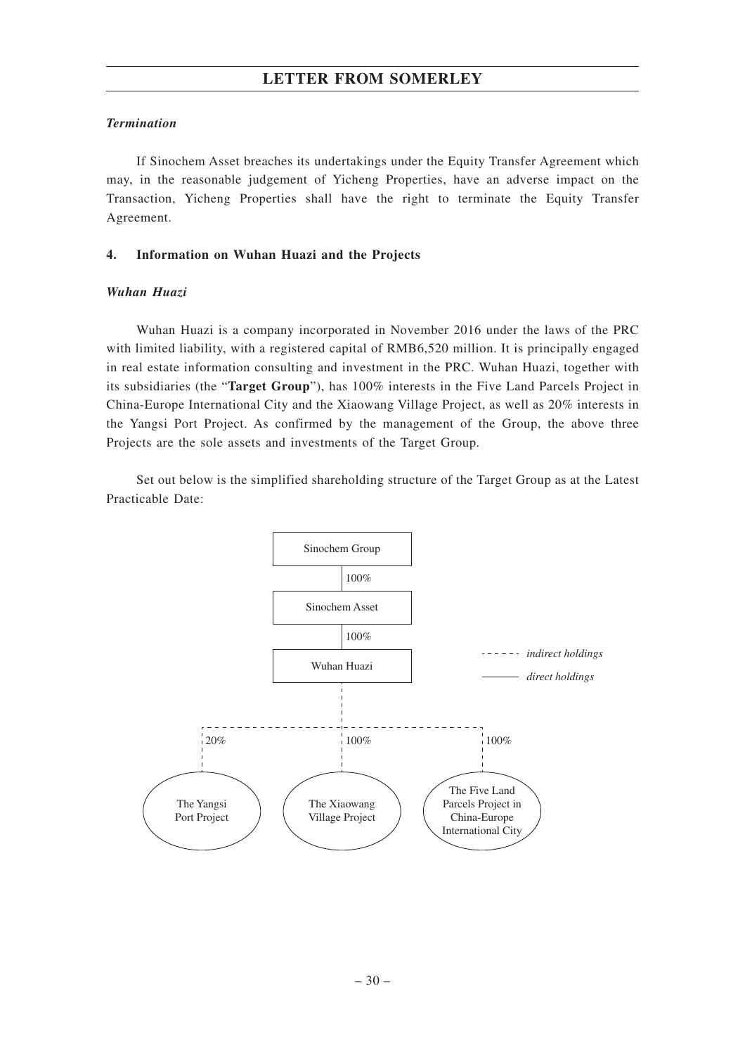*Termination*

If Sinochem Asset breaches its undertakings under the Equity Transfer Agreement which may, in the reasonable judgement of Yicheng Properties, have an adverse impact on the Transaction, Yicheng Properties shall have the right to terminate the Equity Transfer Agreement.

**4. Information on Wuhan Huazi and the Projects**

***Wuhan Huazi***

Wuhan Huazi is a company incorporated in November 2016 under the laws of the PRC with limited liability, with a registered capital of RMB6,520 million. It is principally engaged in real estate information consulting and investment in the PRC. Wuhan Huazi, together with its subsidiaries (the "**Target Group**"), has 100% interests in the Five Land Parcels Project in China-Europe International City and the Xiaowang Village Project, as well as 20% interests in the Yangsi Port Project. As confirmed by the management of the Group, the above three Projects are the sole assets and investments of the Target Group.

Set out below is the simplified shareholding structure of the Target Group as at the Latest Practicable Date:

Sinochem Group

100%

Sinochem Asset

100%

Wuhan Huazi

- - - - - - *indirect holdings*

———— *direct holdings*

20% — The Yangsi Port Project

100% — The Xiaowang Village Project

100% — The Five Land Parcels Project in China-Europe International City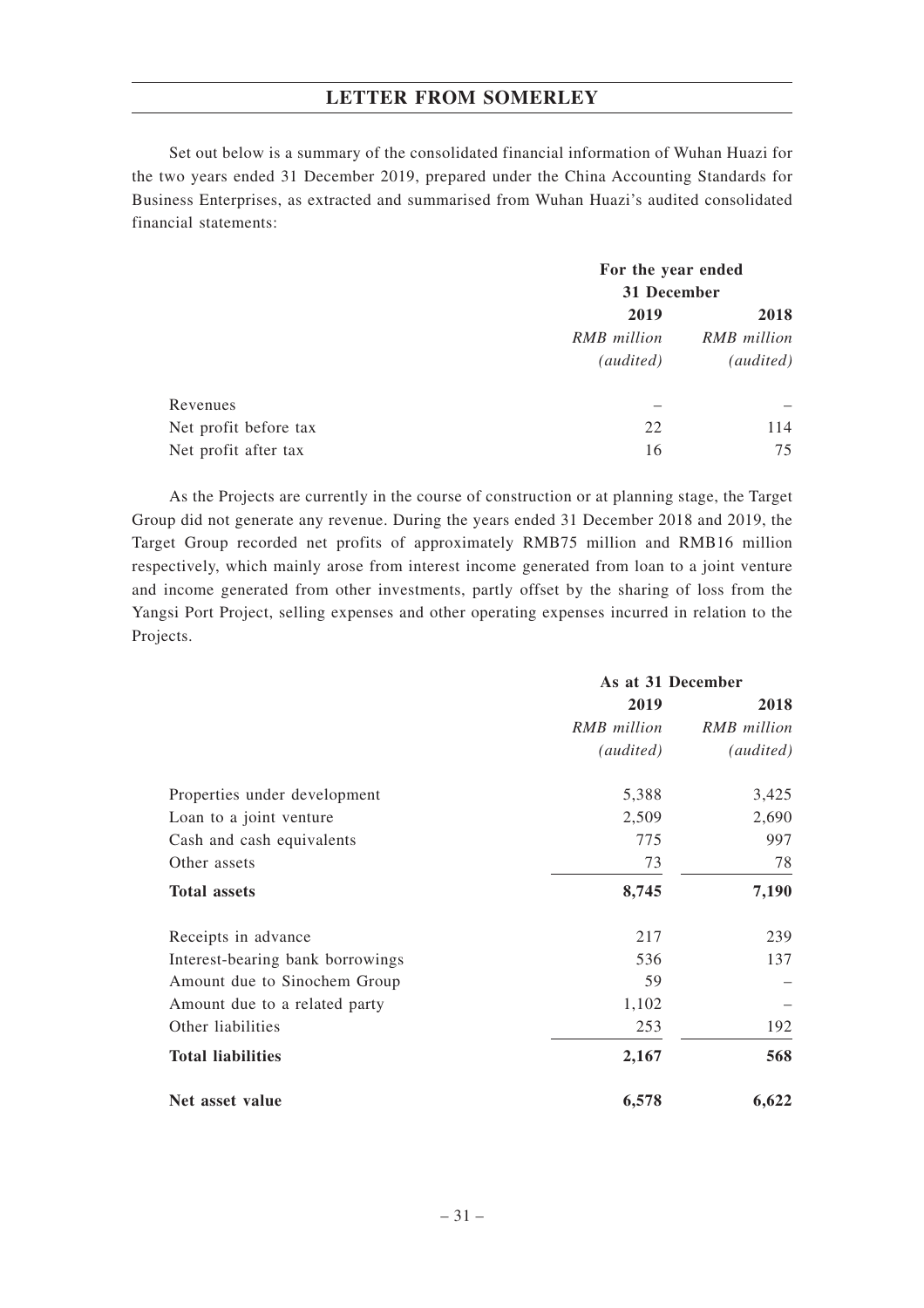Set out below is a summary of the consolidated financial information of Wuhan Huazi for the two years ended 31 December 2019, prepared under the China Accounting Standards for Business Enterprises, as extracted and summarised from Wuhan Huazi's audited consolidated financial statements:

| | For the year ended 31 December | |
|---|---|---|
| | **2019** | **2018** |
| | *RMB million* | *RMB million* |
| | *(audited)* | *(audited)* |
| Revenues | – | – |
| Net profit before tax | 22 | 114 |
| Net profit after tax | 16 | 75 |

As the Projects are currently in the course of construction or at planning stage, the Target Group did not generate any revenue. During the years ended 31 December 2018 and 2019, the Target Group recorded net profits of approximately RMB75 million and RMB16 million respectively, which mainly arose from interest income generated from loan to a joint venture and income generated from other investments, partly offset by the sharing of loss from the Yangsi Port Project, selling expenses and other operating expenses incurred in relation to the Projects.

| | As at 31 December | |
|---|---|---|
| | **2019** | **2018** |
| | *RMB million* | *RMB million* |
| | *(audited)* | *(audited)* |
| Properties under development | 5,388 | 3,425 |
| Loan to a joint venture | 2,509 | 2,690 |
| Cash and cash equivalents | 775 | 997 |
| Other assets | 73 | 78 |
| **Total assets** | **8,745** | **7,190** |
| Receipts in advance | 217 | 239 |
| Interest-bearing bank borrowings | 536 | 137 |
| Amount due to Sinochem Group | 59 | – |
| Amount due to a related party | 1,102 | – |
| Other liabilities | 253 | 192 |
| **Total liabilities** | **2,167** | **568** |
| **Net asset value** | **6,578** | **6,622** |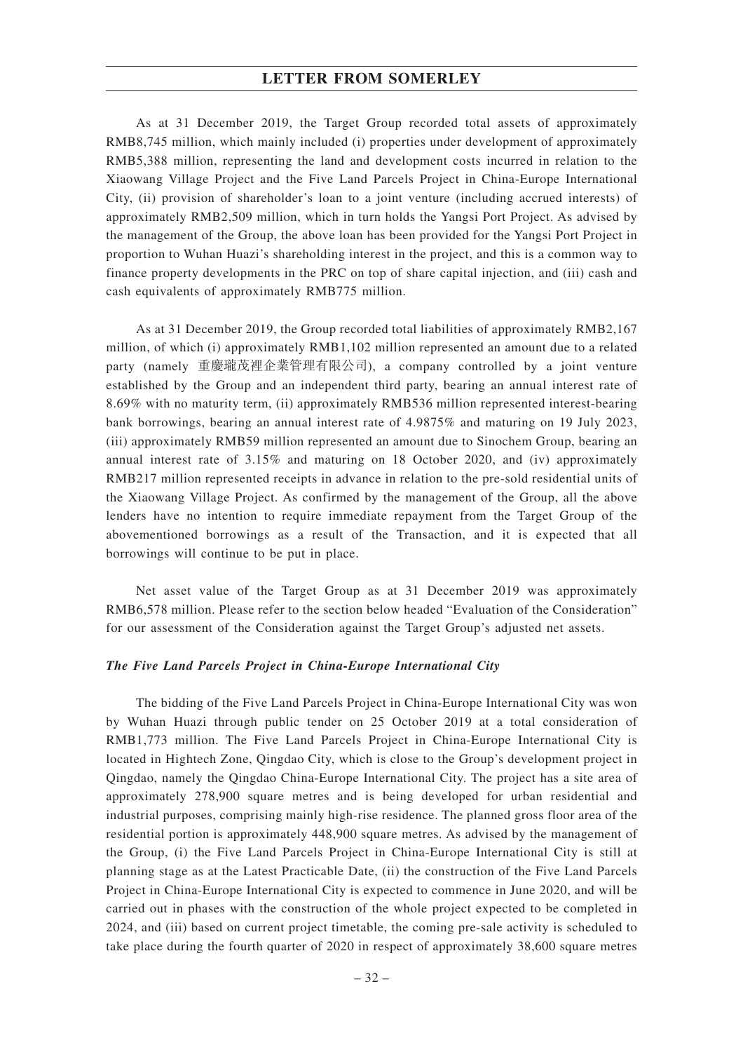As at 31 December 2019, the Target Group recorded total assets of approximately RMB8,745 million, which mainly included (i) properties under development of approximately RMB5,388 million, representing the land and development costs incurred in relation to the Xiaowang Village Project and the Five Land Parcels Project in China-Europe International City, (ii) provision of shareholder's loan to a joint venture (including accrued interests) of approximately RMB2,509 million, which in turn holds the Yangsi Port Project. As advised by the management of the Group, the above loan has been provided for the Yangsi Port Project in proportion to Wuhan Huazi's shareholding interest in the project, and this is a common way to finance property developments in the PRC on top of share capital injection, and (iii) cash and cash equivalents of approximately RMB775 million.

As at 31 December 2019, the Group recorded total liabilities of approximately RMB2,167 million, of which (i) approximately RMB1,102 million represented an amount due to a related party (namely 重慶瓏茂裡企業管理有限公司), a company controlled by a joint venture established by the Group and an independent third party, bearing an annual interest rate of 8.69% with no maturity term, (ii) approximately RMB536 million represented interest-bearing bank borrowings, bearing an annual interest rate of 4.9875% and maturing on 19 July 2023, (iii) approximately RMB59 million represented an amount due to Sinochem Group, bearing an annual interest rate of 3.15% and maturing on 18 October 2020, and (iv) approximately RMB217 million represented receipts in advance in relation to the pre-sold residential units of the Xiaowang Village Project. As confirmed by the management of the Group, all the above lenders have no intention to require immediate repayment from the Target Group of the abovementioned borrowings as a result of the Transaction, and it is expected that all borrowings will continue to be put in place.

Net asset value of the Target Group as at 31 December 2019 was approximately RMB6,578 million. Please refer to the section below headed "Evaluation of the Consideration" for our assessment of the Consideration against the Target Group's adjusted net assets.

***The Five Land Parcels Project in China-Europe International City***

The bidding of the Five Land Parcels Project in China-Europe International City was won by Wuhan Huazi through public tender on 25 October 2019 at a total consideration of RMB1,773 million. The Five Land Parcels Project in China-Europe International City is located in Hightech Zone, Qingdao City, which is close to the Group's development project in Qingdao, namely the Qingdao China-Europe International City. The project has a site area of approximately 278,900 square metres and is being developed for urban residential and industrial purposes, comprising mainly high-rise residence. The planned gross floor area of the residential portion is approximately 448,900 square metres. As advised by the management of the Group, (i) the Five Land Parcels Project in China-Europe International City is still at planning stage as at the Latest Practicable Date, (ii) the construction of the Five Land Parcels Project in China-Europe International City is expected to commence in June 2020, and will be carried out in phases with the construction of the whole project expected to be completed in 2024, and (iii) based on current project timetable, the coming pre-sale activity is scheduled to take place during the fourth quarter of 2020 in respect of approximately 38,600 square metres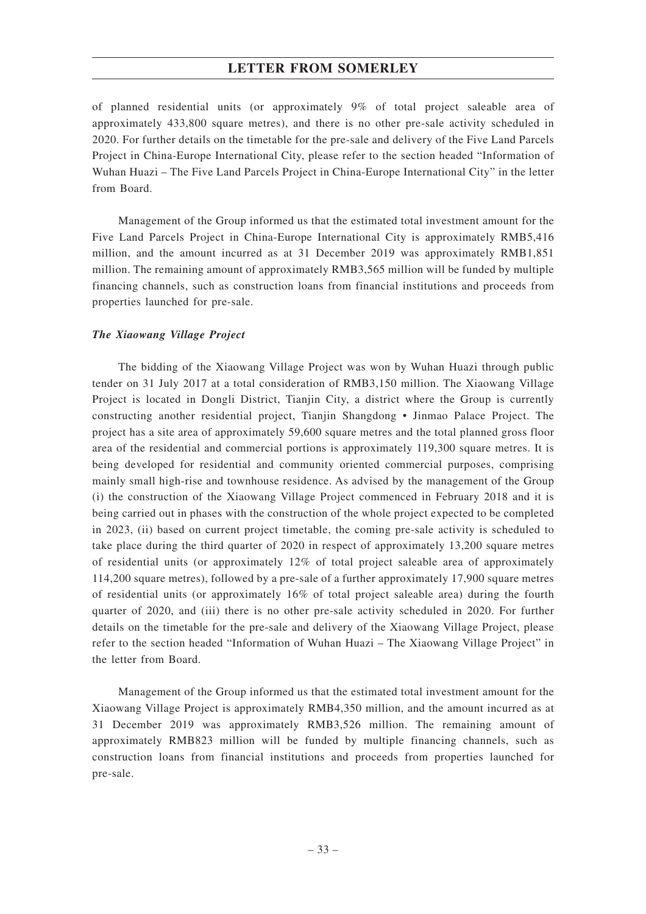of planned residential units (or approximately 9% of total project saleable area of approximately 433,800 square metres), and there is no other pre-sale activity scheduled in 2020. For further details on the timetable for the pre-sale and delivery of the Five Land Parcels Project in China-Europe International City, please refer to the section headed "Information of Wuhan Huazi – The Five Land Parcels Project in China-Europe International City" in the letter from Board.

Management of the Group informed us that the estimated total investment amount for the Five Land Parcels Project in China-Europe International City is approximately RMB5,416 million, and the amount incurred as at 31 December 2019 was approximately RMB1,851 million. The remaining amount of approximately RMB3,565 million will be funded by multiple financing channels, such as construction loans from financial institutions and proceeds from properties launched for pre-sale.

***The Xiaowang Village Project***

The bidding of the Xiaowang Village Project was won by Wuhan Huazi through public tender on 31 July 2017 at a total consideration of RMB3,150 million. The Xiaowang Village Project is located in Dongli District, Tianjin City, a district where the Group is currently constructing another residential project, Tianjin Shangdong • Jinmao Palace Project. The project has a site area of approximately 59,600 square metres and the total planned gross floor area of the residential and commercial portions is approximately 119,300 square metres. It is being developed for residential and community oriented commercial purposes, comprising mainly small high-rise and townhouse residence. As advised by the management of the Group (i) the construction of the Xiaowang Village Project commenced in February 2018 and it is being carried out in phases with the construction of the whole project expected to be completed in 2023, (ii) based on current project timetable, the coming pre-sale activity is scheduled to take place during the third quarter of 2020 in respect of approximately 13,200 square metres of residential units (or approximately 12% of total project saleable area of approximately 114,200 square metres), followed by a pre-sale of a further approximately 17,900 square metres of residential units (or approximately 16% of total project saleable area) during the fourth quarter of 2020, and (iii) there is no other pre-sale activity scheduled in 2020. For further details on the timetable for the pre-sale and delivery of the Xiaowang Village Project, please refer to the section headed "Information of Wuhan Huazi – The Xiaowang Village Project" in the letter from Board.

Management of the Group informed us that the estimated total investment amount for the Xiaowang Village Project is approximately RMB4,350 million, and the amount incurred as at 31 December 2019 was approximately RMB3,526 million. The remaining amount of approximately RMB823 million will be funded by multiple financing channels, such as construction loans from financial institutions and proceeds from properties launched for pre-sale.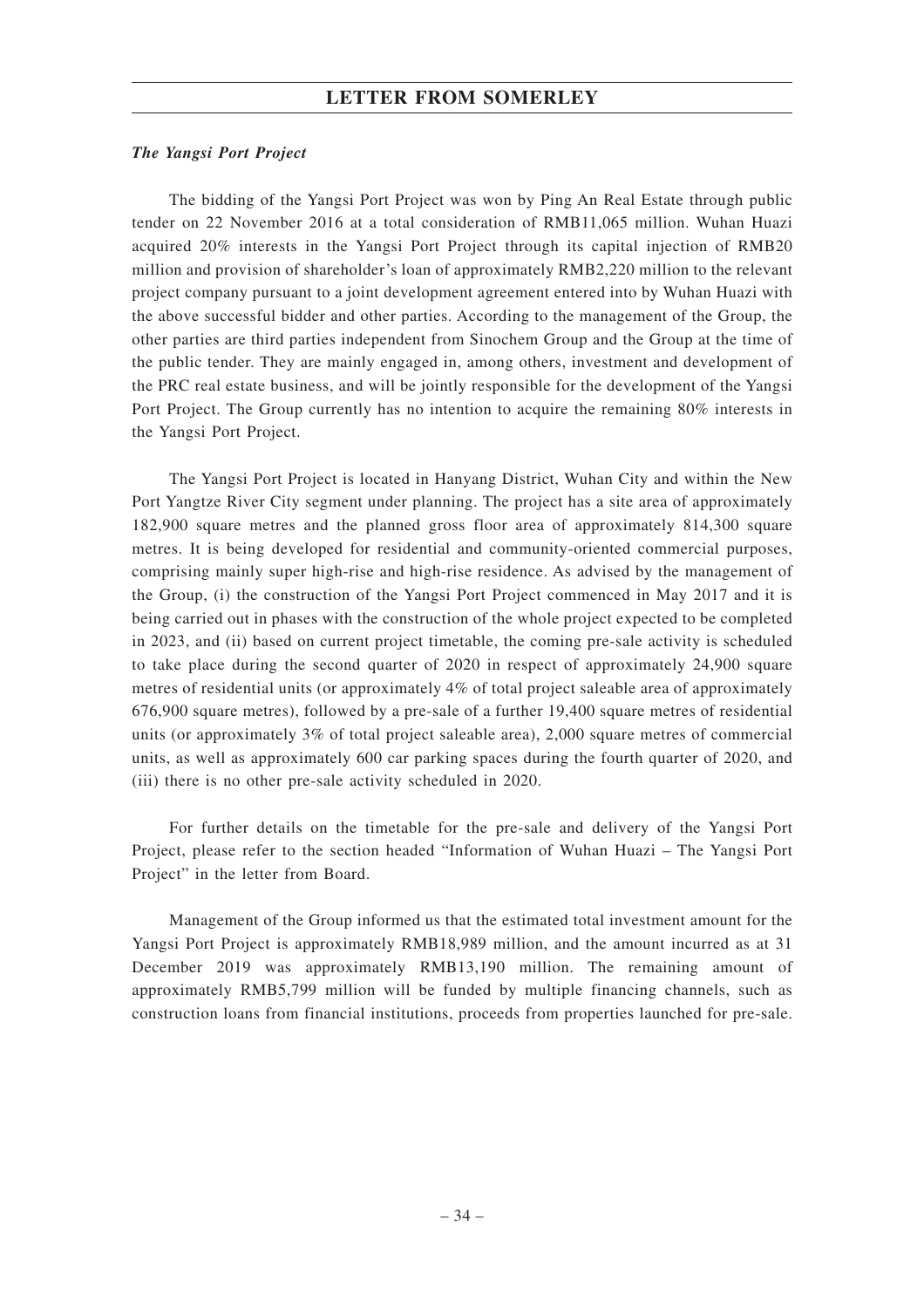***The Yangsi Port Project***

The bidding of the Yangsi Port Project was won by Ping An Real Estate through public tender on 22 November 2016 at a total consideration of RMB11,065 million. Wuhan Huazi acquired 20% interests in the Yangsi Port Project through its capital injection of RMB20 million and provision of shareholder's loan of approximately RMB2,220 million to the relevant project company pursuant to a joint development agreement entered into by Wuhan Huazi with the above successful bidder and other parties. According to the management of the Group, the other parties are third parties independent from Sinochem Group and the Group at the time of the public tender. They are mainly engaged in, among others, investment and development of the PRC real estate business, and will be jointly responsible for the development of the Yangsi Port Project. The Group currently has no intention to acquire the remaining 80% interests in the Yangsi Port Project.

The Yangsi Port Project is located in Hanyang District, Wuhan City and within the New Port Yangtze River City segment under planning. The project has a site area of approximately 182,900 square metres and the planned gross floor area of approximately 814,300 square metres. It is being developed for residential and community-oriented commercial purposes, comprising mainly super high-rise and high-rise residence. As advised by the management of the Group, (i) the construction of the Yangsi Port Project commenced in May 2017 and it is being carried out in phases with the construction of the whole project expected to be completed in 2023, and (ii) based on current project timetable, the coming pre-sale activity is scheduled to take place during the second quarter of 2020 in respect of approximately 24,900 square metres of residential units (or approximately 4% of total project saleable area of approximately 676,900 square metres), followed by a pre-sale of a further 19,400 square metres of residential units (or approximately 3% of total project saleable area), 2,000 square metres of commercial units, as well as approximately 600 car parking spaces during the fourth quarter of 2020, and (iii) there is no other pre-sale activity scheduled in 2020.

For further details on the timetable for the pre-sale and delivery of the Yangsi Port Project, please refer to the section headed "Information of Wuhan Huazi – The Yangsi Port Project" in the letter from Board.

Management of the Group informed us that the estimated total investment amount for the Yangsi Port Project is approximately RMB18,989 million, and the amount incurred as at 31 December 2019 was approximately RMB13,190 million. The remaining amount of approximately RMB5,799 million will be funded by multiple financing channels, such as construction loans from financial institutions, proceeds from properties launched for pre-sale.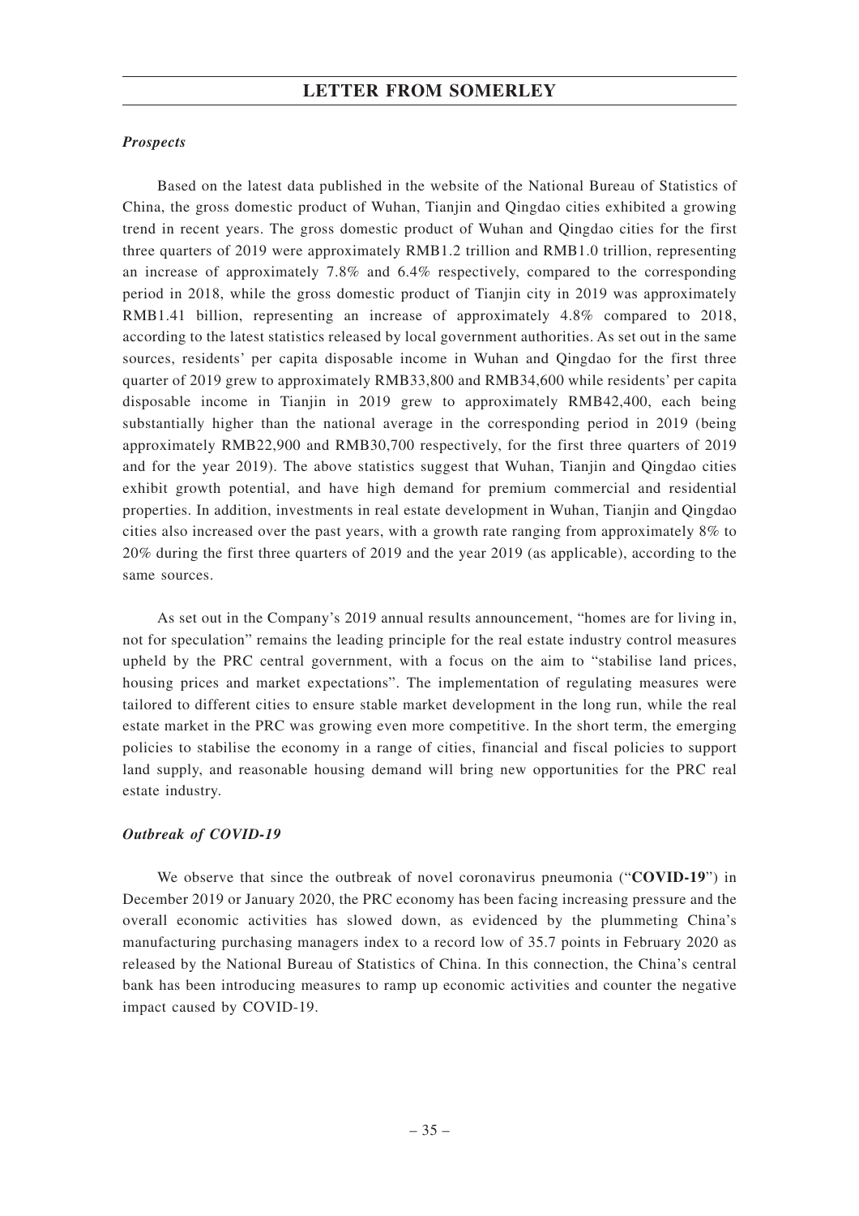### *Prospects*

Based on the latest data published in the website of the National Bureau of Statistics of China, the gross domestic product of Wuhan, Tianjin and Qingdao cities exhibited a growing trend in recent years. The gross domestic product of Wuhan and Qingdao cities for the first three quarters of 2019 were approximately RMB1.2 trillion and RMB1.0 trillion, representing an increase of approximately 7.8% and 6.4% respectively, compared to the corresponding period in 2018, while the gross domestic product of Tianjin city in 2019 was approximately RMB1.41 billion, representing an increase of approximately 4.8% compared to 2018, according to the latest statistics released by local government authorities. As set out in the same sources, residents' per capita disposable income in Wuhan and Qingdao for the first three quarter of 2019 grew to approximately RMB33,800 and RMB34,600 while residents' per capita disposable income in Tianjin in 2019 grew to approximately RMB42,400, each being substantially higher than the national average in the corresponding period in 2019 (being approximately RMB22,900 and RMB30,700 respectively, for the first three quarters of 2019 and for the year 2019). The above statistics suggest that Wuhan, Tianjin and Qingdao cities exhibit growth potential, and have high demand for premium commercial and residential properties. In addition, investments in real estate development in Wuhan, Tianjin and Qingdao cities also increased over the past years, with a growth rate ranging from approximately 8% to 20% during the first three quarters of 2019 and the year 2019 (as applicable), according to the same sources.

As set out in the Company's 2019 annual results announcement, "homes are for living in, not for speculation" remains the leading principle for the real estate industry control measures upheld by the PRC central government, with a focus on the aim to "stabilise land prices, housing prices and market expectations". The implementation of regulating measures were tailored to different cities to ensure stable market development in the long run, while the real estate market in the PRC was growing even more competitive. In the short term, the emerging policies to stabilise the economy in a range of cities, financial and fiscal policies to support land supply, and reasonable housing demand will bring new opportunities for the PRC real estate industry.

### *Outbreak of COVID-19*

We observe that since the outbreak of novel coronavirus pneumonia ("**COVID-19**") in December 2019 or January 2020, the PRC economy has been facing increasing pressure and the overall economic activities has slowed down, as evidenced by the plummeting China's manufacturing purchasing managers index to a record low of 35.7 points in February 2020 as released by the National Bureau of Statistics of China. In this connection, the China's central bank has been introducing measures to ramp up economic activities and counter the negative impact caused by COVID-19.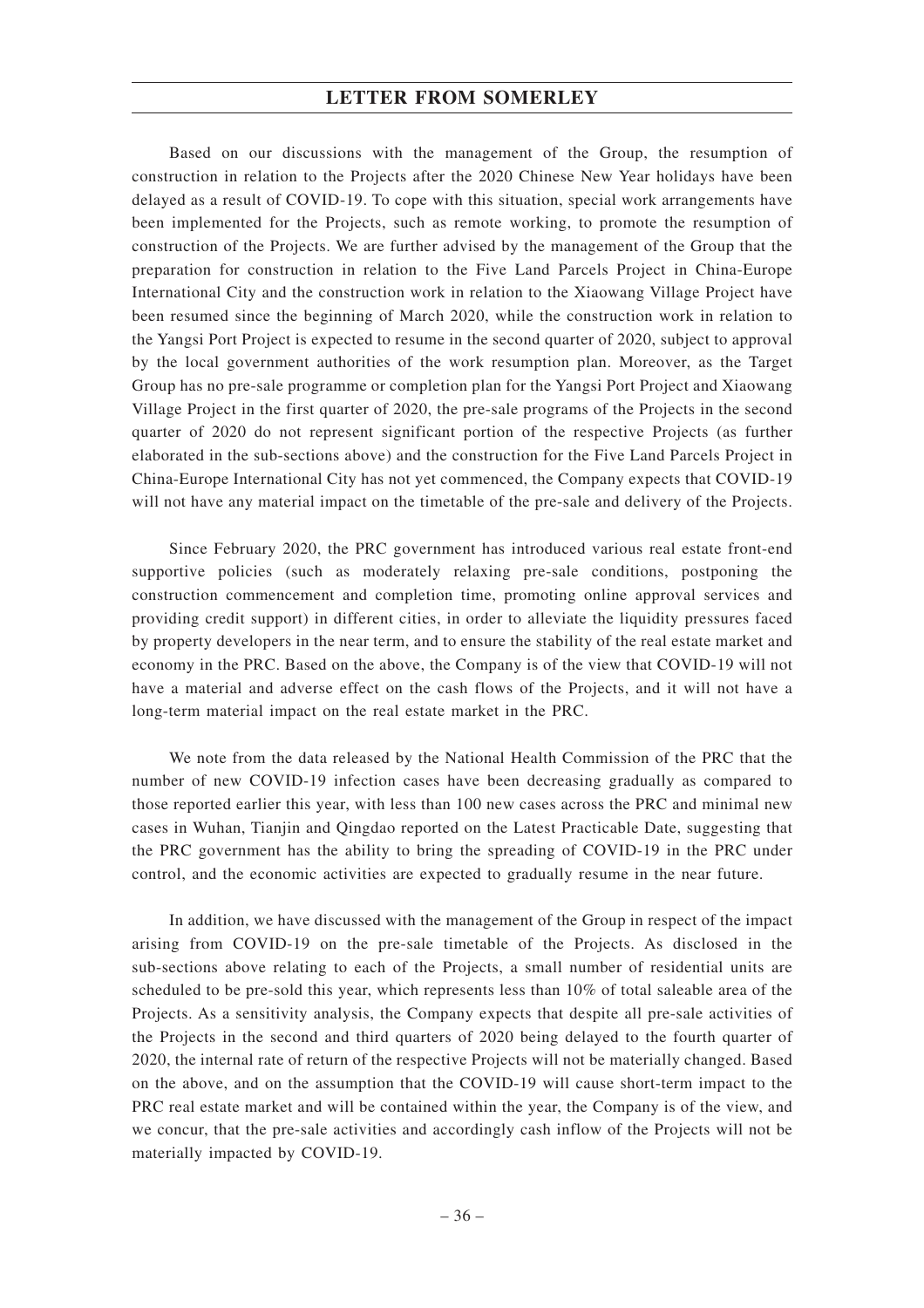Based on our discussions with the management of the Group, the resumption of construction in relation to the Projects after the 2020 Chinese New Year holidays have been delayed as a result of COVID-19. To cope with this situation, special work arrangements have been implemented for the Projects, such as remote working, to promote the resumption of construction of the Projects. We are further advised by the management of the Group that the preparation for construction in relation to the Five Land Parcels Project in China-Europe International City and the construction work in relation to the Xiaowang Village Project have been resumed since the beginning of March 2020, while the construction work in relation to the Yangsi Port Project is expected to resume in the second quarter of 2020, subject to approval by the local government authorities of the work resumption plan. Moreover, as the Target Group has no pre-sale programme or completion plan for the Yangsi Port Project and Xiaowang Village Project in the first quarter of 2020, the pre-sale programs of the Projects in the second quarter of 2020 do not represent significant portion of the respective Projects (as further elaborated in the sub-sections above) and the construction for the Five Land Parcels Project in China-Europe International City has not yet commenced, the Company expects that COVID-19 will not have any material impact on the timetable of the pre-sale and delivery of the Projects.

Since February 2020, the PRC government has introduced various real estate front-end supportive policies (such as moderately relaxing pre-sale conditions, postponing the construction commencement and completion time, promoting online approval services and providing credit support) in different cities, in order to alleviate the liquidity pressures faced by property developers in the near term, and to ensure the stability of the real estate market and economy in the PRC. Based on the above, the Company is of the view that COVID-19 will not have a material and adverse effect on the cash flows of the Projects, and it will not have a long-term material impact on the real estate market in the PRC.

We note from the data released by the National Health Commission of the PRC that the number of new COVID-19 infection cases have been decreasing gradually as compared to those reported earlier this year, with less than 100 new cases across the PRC and minimal new cases in Wuhan, Tianjin and Qingdao reported on the Latest Practicable Date, suggesting that the PRC government has the ability to bring the spreading of COVID-19 in the PRC under control, and the economic activities are expected to gradually resume in the near future.

In addition, we have discussed with the management of the Group in respect of the impact arising from COVID-19 on the pre-sale timetable of the Projects. As disclosed in the sub-sections above relating to each of the Projects, a small number of residential units are scheduled to be pre-sold this year, which represents less than 10% of total saleable area of the Projects. As a sensitivity analysis, the Company expects that despite all pre-sale activities of the Projects in the second and third quarters of 2020 being delayed to the fourth quarter of 2020, the internal rate of return of the respective Projects will not be materially changed. Based on the above, and on the assumption that the COVID-19 will cause short-term impact to the PRC real estate market and will be contained within the year, the Company is of the view, and we concur, that the pre-sale activities and accordingly cash inflow of the Projects will not be materially impacted by COVID-19.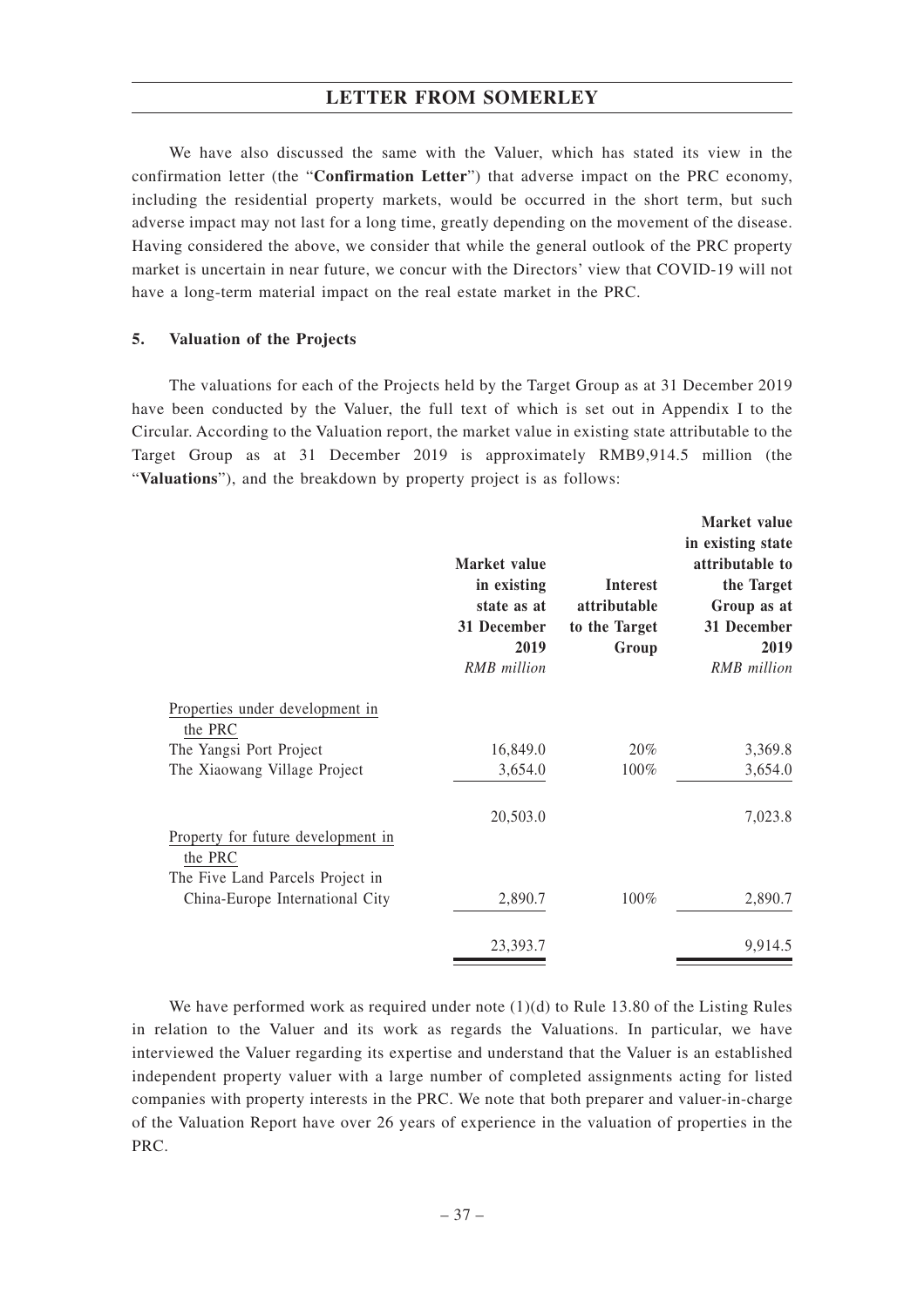We have also discussed the same with the Valuer, which has stated its view in the confirmation letter (the "**Confirmation Letter**") that adverse impact on the PRC economy, including the residential property markets, would be occurred in the short term, but such adverse impact may not last for a long time, greatly depending on the movement of the disease. Having considered the above, we consider that while the general outlook of the PRC property market is uncertain in near future, we concur with the Directors' view that COVID-19 will not have a long-term material impact on the real estate market in the PRC.

### 5. Valuation of the Projects

The valuations for each of the Projects held by the Target Group as at 31 December 2019 have been conducted by the Valuer, the full text of which is set out in Appendix I to the Circular. According to the Valuation report, the market value in existing state attributable to the Target Group as at 31 December 2019 is approximately RMB9,914.5 million (the "**Valuations**"), and the breakdown by property project is as follows:

| | **Market value in existing state as at 31 December 2019** | **Interest attributable to the Target Group** | **Market value in existing state attributable to the Target Group as at 31 December 2019** |
|---|---|---|---|
| | *RMB million* | | *RMB million* |
| Properties under development in the PRC | | | |
| The Yangsi Port Project | 16,849.0 | 20% | 3,369.8 |
| The Xiaowang Village Project | 3,654.0 | 100% | 3,654.0 |
| | 20,503.0 | | 7,023.8 |
| Property for future development in the PRC | | | |
| The Five Land Parcels Project in China-Europe International City | 2,890.7 | 100% | 2,890.7 |
| | 23,393.7 | | 9,914.5 |

We have performed work as required under note (1)(d) to Rule 13.80 of the Listing Rules in relation to the Valuer and its work as regards the Valuations. In particular, we have interviewed the Valuer regarding its expertise and understand that the Valuer is an established independent property valuer with a large number of completed assignments acting for listed companies with property interests in the PRC. We note that both preparer and valuer-in-charge of the Valuation Report have over 26 years of experience in the valuation of properties in the PRC.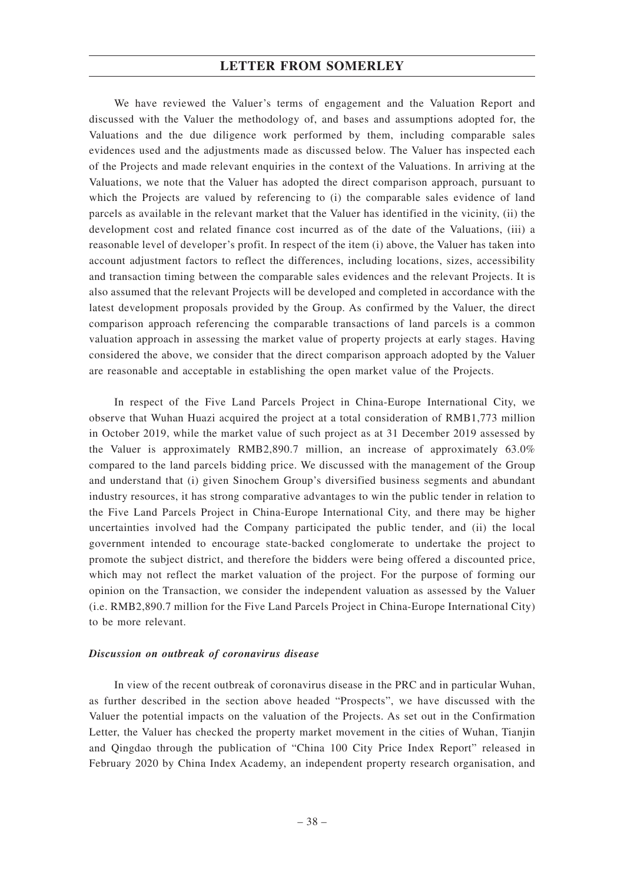We have reviewed the Valuer's terms of engagement and the Valuation Report and discussed with the Valuer the methodology of, and bases and assumptions adopted for, the Valuations and the due diligence work performed by them, including comparable sales evidences used and the adjustments made as discussed below. The Valuer has inspected each of the Projects and made relevant enquiries in the context of the Valuations. In arriving at the Valuations, we note that the Valuer has adopted the direct comparison approach, pursuant to which the Projects are valued by referencing to (i) the comparable sales evidence of land parcels as available in the relevant market that the Valuer has identified in the vicinity, (ii) the development cost and related finance cost incurred as of the date of the Valuations, (iii) a reasonable level of developer's profit. In respect of the item (i) above, the Valuer has taken into account adjustment factors to reflect the differences, including locations, sizes, accessibility and transaction timing between the comparable sales evidences and the relevant Projects. It is also assumed that the relevant Projects will be developed and completed in accordance with the latest development proposals provided by the Group. As confirmed by the Valuer, the direct comparison approach referencing the comparable transactions of land parcels is a common valuation approach in assessing the market value of property projects at early stages. Having considered the above, we consider that the direct comparison approach adopted by the Valuer are reasonable and acceptable in establishing the open market value of the Projects.

In respect of the Five Land Parcels Project in China-Europe International City, we observe that Wuhan Huazi acquired the project at a total consideration of RMB1,773 million in October 2019, while the market value of such project as at 31 December 2019 assessed by the Valuer is approximately RMB2,890.7 million, an increase of approximately 63.0% compared to the land parcels bidding price. We discussed with the management of the Group and understand that (i) given Sinochem Group's diversified business segments and abundant industry resources, it has strong comparative advantages to win the public tender in relation to the Five Land Parcels Project in China-Europe International City, and there may be higher uncertainties involved had the Company participated the public tender, and (ii) the local government intended to encourage state-backed conglomerate to undertake the project to promote the subject district, and therefore the bidders were being offered a discounted price, which may not reflect the market valuation of the project. For the purpose of forming our opinion on the Transaction, we consider the independent valuation as assessed by the Valuer (i.e. RMB2,890.7 million for the Five Land Parcels Project in China-Europe International City) to be more relevant.

***Discussion on outbreak of coronavirus disease***

In view of the recent outbreak of coronavirus disease in the PRC and in particular Wuhan, as further described in the section above headed "Prospects", we have discussed with the Valuer the potential impacts on the valuation of the Projects. As set out in the Confirmation Letter, the Valuer has checked the property market movement in the cities of Wuhan, Tianjin and Qingdao through the publication of "China 100 City Price Index Report" released in February 2020 by China Index Academy, an independent property research organisation, and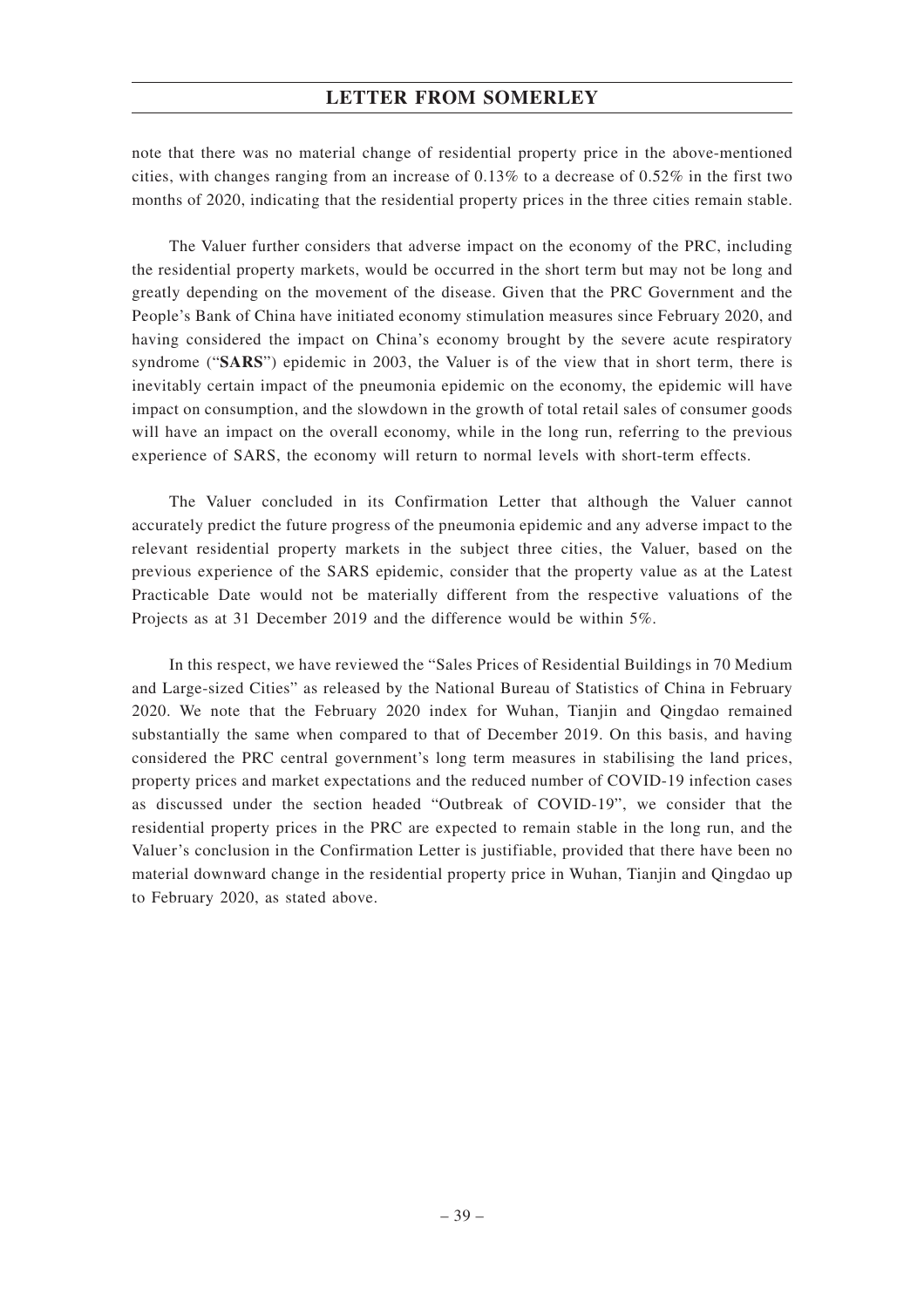note that there was no material change of residential property price in the above-mentioned cities, with changes ranging from an increase of 0.13% to a decrease of 0.52% in the first two months of 2020, indicating that the residential property prices in the three cities remain stable.

The Valuer further considers that adverse impact on the economy of the PRC, including the residential property markets, would be occurred in the short term but may not be long and greatly depending on the movement of the disease. Given that the PRC Government and the People's Bank of China have initiated economy stimulation measures since February 2020, and having considered the impact on China's economy brought by the severe acute respiratory syndrome ("**SARS**") epidemic in 2003, the Valuer is of the view that in short term, there is inevitably certain impact of the pneumonia epidemic on the economy, the epidemic will have impact on consumption, and the slowdown in the growth of total retail sales of consumer goods will have an impact on the overall economy, while in the long run, referring to the previous experience of SARS, the economy will return to normal levels with short-term effects.

The Valuer concluded in its Confirmation Letter that although the Valuer cannot accurately predict the future progress of the pneumonia epidemic and any adverse impact to the relevant residential property markets in the subject three cities, the Valuer, based on the previous experience of the SARS epidemic, consider that the property value as at the Latest Practicable Date would not be materially different from the respective valuations of the Projects as at 31 December 2019 and the difference would be within 5%.

In this respect, we have reviewed the "Sales Prices of Residential Buildings in 70 Medium and Large-sized Cities" as released by the National Bureau of Statistics of China in February 2020. We note that the February 2020 index for Wuhan, Tianjin and Qingdao remained substantially the same when compared to that of December 2019. On this basis, and having considered the PRC central government's long term measures in stabilising the land prices, property prices and market expectations and the reduced number of COVID-19 infection cases as discussed under the section headed "Outbreak of COVID-19", we consider that the residential property prices in the PRC are expected to remain stable in the long run, and the Valuer's conclusion in the Confirmation Letter is justifiable, provided that there have been no material downward change in the residential property price in Wuhan, Tianjin and Qingdao up to February 2020, as stated above.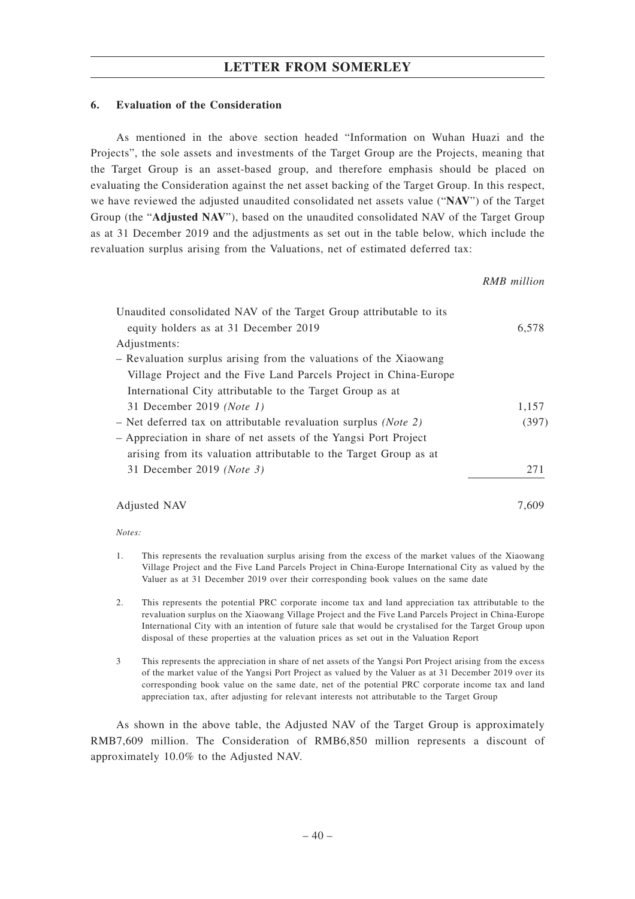### 6. Evaluation of the Consideration

As mentioned in the above section headed "Information on Wuhan Huazi and the Projects", the sole assets and investments of the Target Group are the Projects, meaning that the Target Group is an asset-based group, and therefore emphasis should be placed on evaluating the Consideration against the net asset backing of the Target Group. In this respect, we have reviewed the adjusted unaudited consolidated net assets value ("**NAV**") of the Target Group (the "**Adjusted NAV**"), based on the unaudited consolidated NAV of the Target Group as at 31 December 2019 and the adjustments as set out in the table below, which include the revaluation surplus arising from the Valuations, net of estimated deferred tax:

| | *RMB million* |
|---|---|
| Unaudited consolidated NAV of the Target Group attributable to its equity holders as at 31 December 2019 | 6,578 |
| Adjustments: | |
| – Revaluation surplus arising from the valuations of the Xiaowang Village Project and the Five Land Parcels Project in China-Europe International City attributable to the Target Group as at 31 December 2019 *(Note 1)* | 1,157 |
| – Net deferred tax on attributable revaluation surplus *(Note 2)* | (397) |
| – Appreciation in share of net assets of the Yangsi Port Project arising from its valuation attributable to the Target Group as at 31 December 2019 *(Note 3)* | 271 |
| Adjusted NAV | 7,609 |

*Notes:*

1. This represents the revaluation surplus arising from the excess of the market values of the Xiaowang Village Project and the Five Land Parcels Project in China-Europe International City as valued by the Valuer as at 31 December 2019 over their corresponding book values on the same date

2. This represents the potential PRC corporate income tax and land appreciation tax attributable to the revaluation surplus on the Xiaowang Village Project and the Five Land Parcels Project in China-Europe International City with an intention of future sale that would be crystalised for the Target Group upon disposal of these properties at the valuation prices as set out in the Valuation Report

3. This represents the appreciation in share of net assets of the Yangsi Port Project arising from the excess of the market value of the Yangsi Port Project as valued by the Valuer as at 31 December 2019 over its corresponding book value on the same date, net of the potential PRC corporate income tax and land appreciation tax, after adjusting for relevant interests not attributable to the Target Group

As shown in the above table, the Adjusted NAV of the Target Group is approximately RMB7,609 million. The Consideration of RMB6,850 million represents a discount of approximately 10.0% to the Adjusted NAV.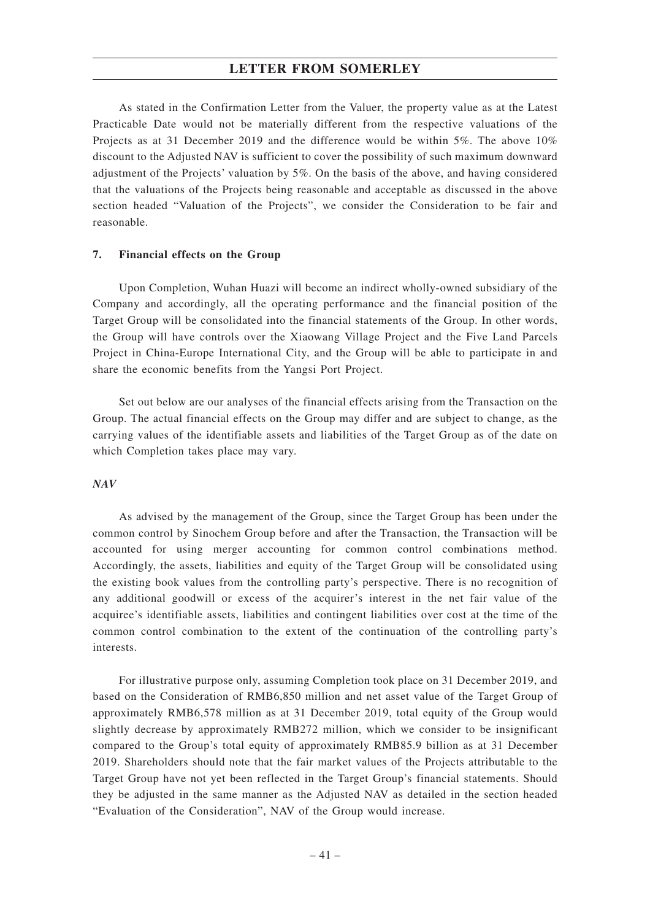As stated in the Confirmation Letter from the Valuer, the property value as at the Latest Practicable Date would not be materially different from the respective valuations of the Projects as at 31 December 2019 and the difference would be within 5%. The above 10% discount to the Adjusted NAV is sufficient to cover the possibility of such maximum downward adjustment of the Projects' valuation by 5%. On the basis of the above, and having considered that the valuations of the Projects being reasonable and acceptable as discussed in the above section headed "Valuation of the Projects", we consider the Consideration to be fair and reasonable.

**7. Financial effects on the Group**

Upon Completion, Wuhan Huazi will become an indirect wholly-owned subsidiary of the Company and accordingly, all the operating performance and the financial position of the Target Group will be consolidated into the financial statements of the Group. In other words, the Group will have controls over the Xiaowang Village Project and the Five Land Parcels Project in China-Europe International City, and the Group will be able to participate in and share the economic benefits from the Yangsi Port Project.

Set out below are our analyses of the financial effects arising from the Transaction on the Group. The actual financial effects on the Group may differ and are subject to change, as the carrying values of the identifiable assets and liabilities of the Target Group as of the date on which Completion takes place may vary.

***NAV***

As advised by the management of the Group, since the Target Group has been under the common control by Sinochem Group before and after the Transaction, the Transaction will be accounted for using merger accounting for common control combinations method. Accordingly, the assets, liabilities and equity of the Target Group will be consolidated using the existing book values from the controlling party's perspective. There is no recognition of any additional goodwill or excess of the acquirer's interest in the net fair value of the acquiree's identifiable assets, liabilities and contingent liabilities over cost at the time of the common control combination to the extent of the continuation of the controlling party's interests.

For illustrative purpose only, assuming Completion took place on 31 December 2019, and based on the Consideration of RMB6,850 million and net asset value of the Target Group of approximately RMB6,578 million as at 31 December 2019, total equity of the Group would slightly decrease by approximately RMB272 million, which we consider to be insignificant compared to the Group's total equity of approximately RMB85.9 billion as at 31 December 2019. Shareholders should note that the fair market values of the Projects attributable to the Target Group have not yet been reflected in the Target Group's financial statements. Should they be adjusted in the same manner as the Adjusted NAV as detailed in the section headed "Evaluation of the Consideration", NAV of the Group would increase.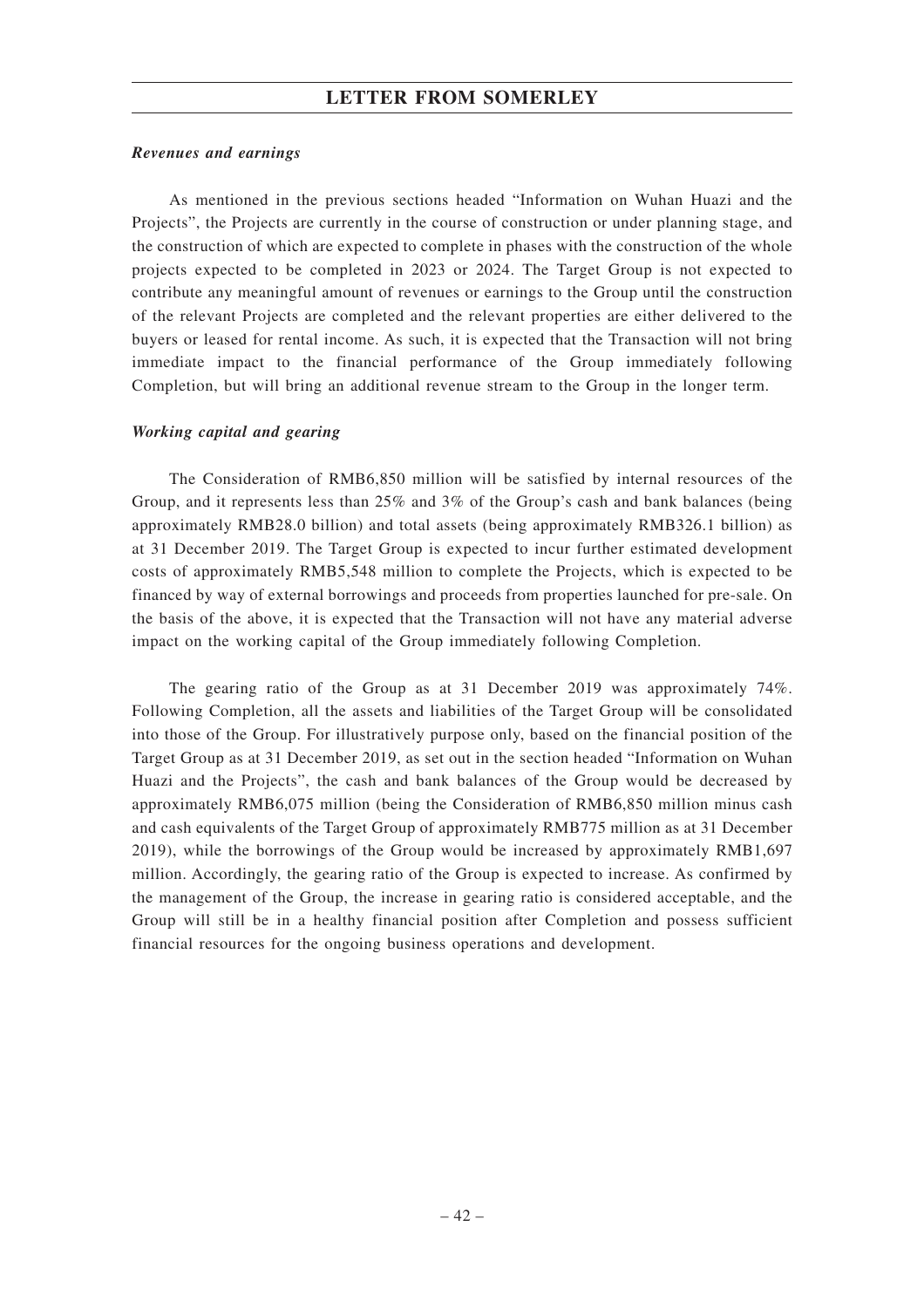***Revenues and earnings***

As mentioned in the previous sections headed "Information on Wuhan Huazi and the Projects", the Projects are currently in the course of construction or under planning stage, and the construction of which are expected to complete in phases with the construction of the whole projects expected to be completed in 2023 or 2024. The Target Group is not expected to contribute any meaningful amount of revenues or earnings to the Group until the construction of the relevant Projects are completed and the relevant properties are either delivered to the buyers or leased for rental income. As such, it is expected that the Transaction will not bring immediate impact to the financial performance of the Group immediately following Completion, but will bring an additional revenue stream to the Group in the longer term.

***Working capital and gearing***

The Consideration of RMB6,850 million will be satisfied by internal resources of the Group, and it represents less than 25% and 3% of the Group's cash and bank balances (being approximately RMB28.0 billion) and total assets (being approximately RMB326.1 billion) as at 31 December 2019. The Target Group is expected to incur further estimated development costs of approximately RMB5,548 million to complete the Projects, which is expected to be financed by way of external borrowings and proceeds from properties launched for pre-sale. On the basis of the above, it is expected that the Transaction will not have any material adverse impact on the working capital of the Group immediately following Completion.

The gearing ratio of the Group as at 31 December 2019 was approximately 74%. Following Completion, all the assets and liabilities of the Target Group will be consolidated into those of the Group. For illustratively purpose only, based on the financial position of the Target Group as at 31 December 2019, as set out in the section headed "Information on Wuhan Huazi and the Projects", the cash and bank balances of the Group would be decreased by approximately RMB6,075 million (being the Consideration of RMB6,850 million minus cash and cash equivalents of the Target Group of approximately RMB775 million as at 31 December 2019), while the borrowings of the Group would be increased by approximately RMB1,697 million. Accordingly, the gearing ratio of the Group is expected to increase. As confirmed by the management of the Group, the increase in gearing ratio is considered acceptable, and the Group will still be in a healthy financial position after Completion and possess sufficient financial resources for the ongoing business operations and development.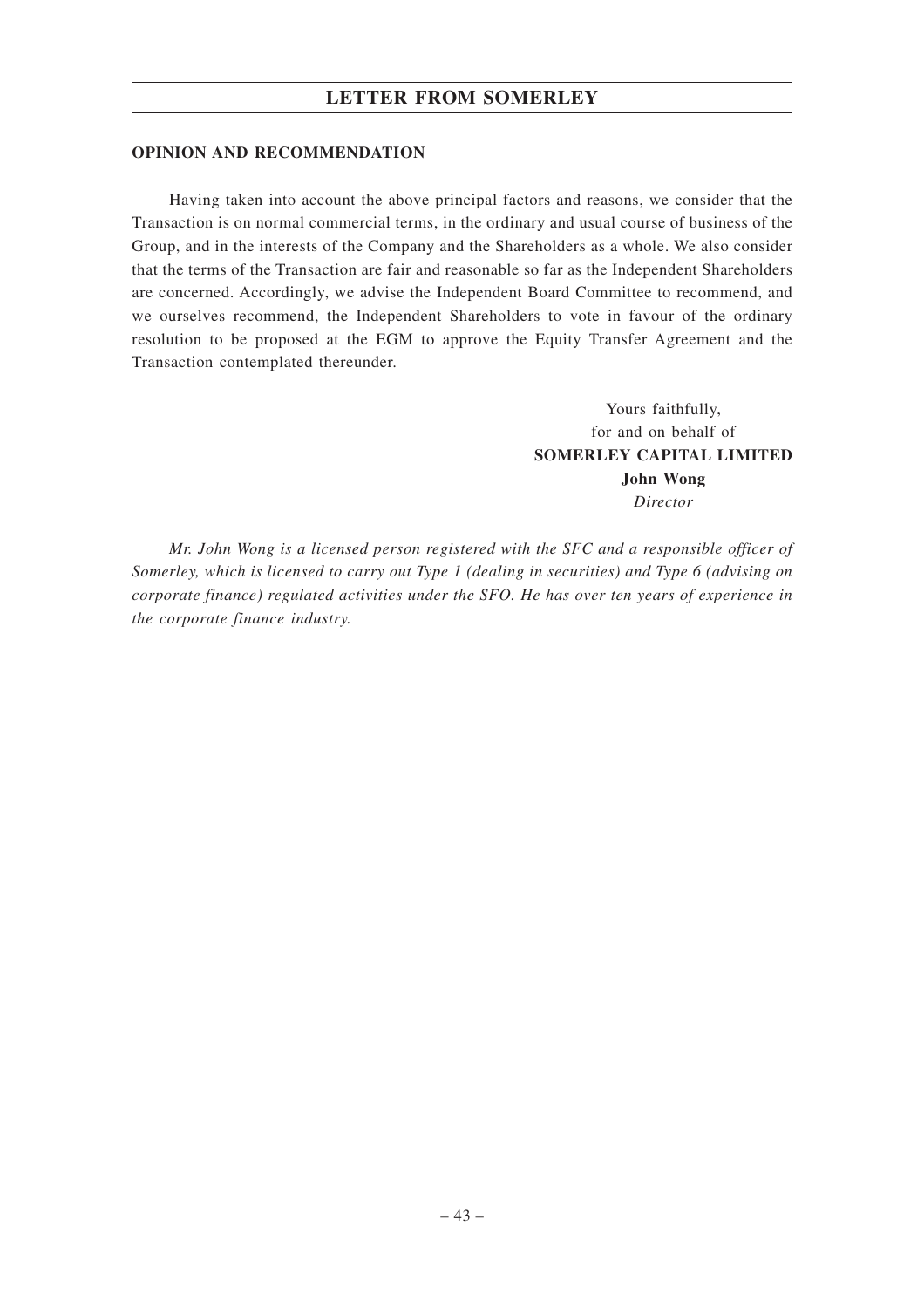## OPINION AND RECOMMENDATION

Having taken into account the above principal factors and reasons, we consider that the Transaction is on normal commercial terms, in the ordinary and usual course of business of the Group, and in the interests of the Company and the Shareholders as a whole. We also consider that the terms of the Transaction are fair and reasonable so far as the Independent Shareholders are concerned. Accordingly, we advise the Independent Board Committee to recommend, and we ourselves recommend, the Independent Shareholders to vote in favour of the ordinary resolution to be proposed at the EGM to approve the Equity Transfer Agreement and the Transaction contemplated thereunder.

Yours faithfully,
for and on behalf of
**SOMERLEY CAPITAL LIMITED**
**John Wong**
*Director*

*Mr. John Wong is a licensed person registered with the SFC and a responsible officer of Somerley, which is licensed to carry out Type 1 (dealing in securities) and Type 6 (advising on corporate finance) regulated activities under the SFO. He has over ten years of experience in the corporate finance industry.*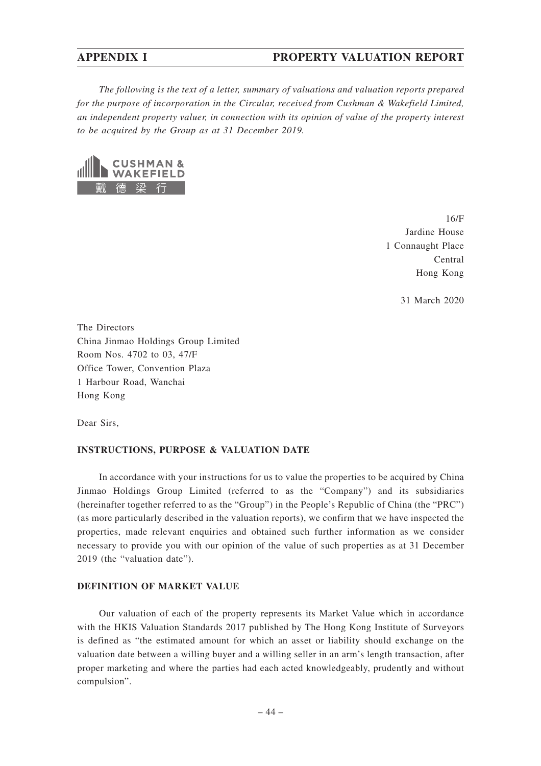# APPENDIX I PROPERTY VALUATION REPORT

*The following is the text of a letter, summary of valuations and valuation reports prepared for the purpose of incorporation in the Circular, received from Cushman & Wakefield Limited, an independent property valuer, in connection with its opinion of value of the property interest to be acquired by the Group as at 31 December 2019.*

CUSHMAN & WAKEFIELD
戴德梁行

16/F
Jardine House
1 Connaught Place
Central
Hong Kong

31 March 2020

The Directors
China Jinmao Holdings Group Limited
Room Nos. 4702 to 03, 47/F
Office Tower, Convention Plaza
1 Harbour Road, Wanchai
Hong Kong

Dear Sirs,

**INSTRUCTIONS, PURPOSE & VALUATION DATE**

In accordance with your instructions for us to value the properties to be acquired by China Jinmao Holdings Group Limited (referred to as the "Company") and its subsidiaries (hereinafter together referred to as the "Group") in the People's Republic of China (the "PRC") (as more particularly described in the valuation reports), we confirm that we have inspected the properties, made relevant enquiries and obtained such further information as we consider necessary to provide you with our opinion of the value of such properties as at 31 December 2019 (the "valuation date").

**DEFINITION OF MARKET VALUE**

Our valuation of each of the property represents its Market Value which in accordance with the HKIS Valuation Standards 2017 published by The Hong Kong Institute of Surveyors is defined as "the estimated amount for which an asset or liability should exchange on the valuation date between a willing buyer and a willing seller in an arm's length transaction, after proper marketing and where the parties had each acted knowledgeably, prudently and without compulsion".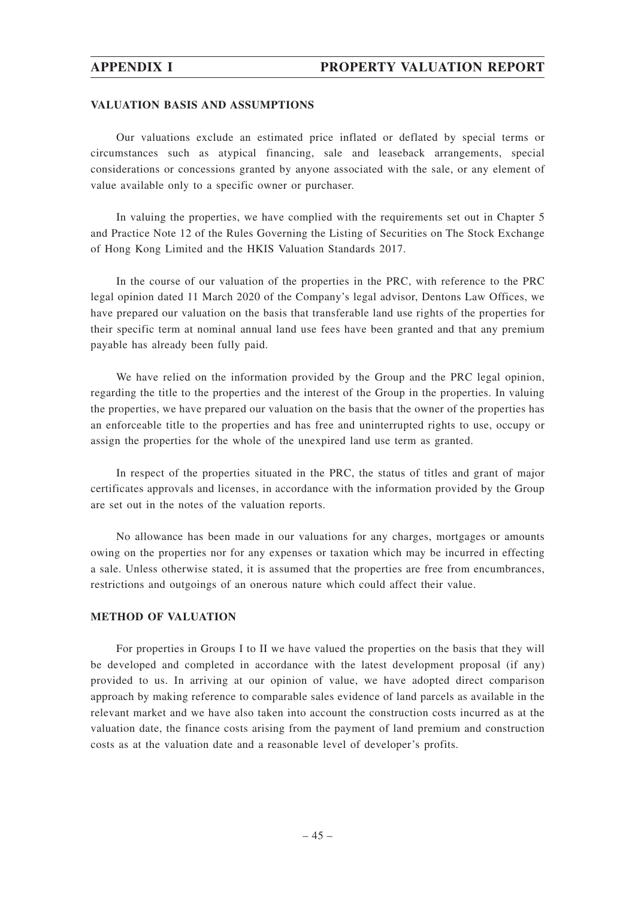## VALUATION BASIS AND ASSUMPTIONS

Our valuations exclude an estimated price inflated or deflated by special terms or circumstances such as atypical financing, sale and leaseback arrangements, special considerations or concessions granted by anyone associated with the sale, or any element of value available only to a specific owner or purchaser.

In valuing the properties, we have complied with the requirements set out in Chapter 5 and Practice Note 12 of the Rules Governing the Listing of Securities on The Stock Exchange of Hong Kong Limited and the HKIS Valuation Standards 2017.

In the course of our valuation of the properties in the PRC, with reference to the PRC legal opinion dated 11 March 2020 of the Company's legal advisor, Dentons Law Offices, we have prepared our valuation on the basis that transferable land use rights of the properties for their specific term at nominal annual land use fees have been granted and that any premium payable has already been fully paid.

We have relied on the information provided by the Group and the PRC legal opinion, regarding the title to the properties and the interest of the Group in the properties. In valuing the properties, we have prepared our valuation on the basis that the owner of the properties has an enforceable title to the properties and has free and uninterrupted rights to use, occupy or assign the properties for the whole of the unexpired land use term as granted.

In respect of the properties situated in the PRC, the status of titles and grant of major certificates approvals and licenses, in accordance with the information provided by the Group are set out in the notes of the valuation reports.

No allowance has been made in our valuations for any charges, mortgages or amounts owing on the properties nor for any expenses or taxation which may be incurred in effecting a sale. Unless otherwise stated, it is assumed that the properties are free from encumbrances, restrictions and outgoings of an onerous nature which could affect their value.

## METHOD OF VALUATION

For properties in Groups I to II we have valued the properties on the basis that they will be developed and completed in accordance with the latest development proposal (if any) provided to us. In arriving at our opinion of value, we have adopted direct comparison approach by making reference to comparable sales evidence of land parcels as available in the relevant market and we have also taken into account the construction costs incurred as at the valuation date, the finance costs arising from the payment of land premium and construction costs as at the valuation date and a reasonable level of developer's profits.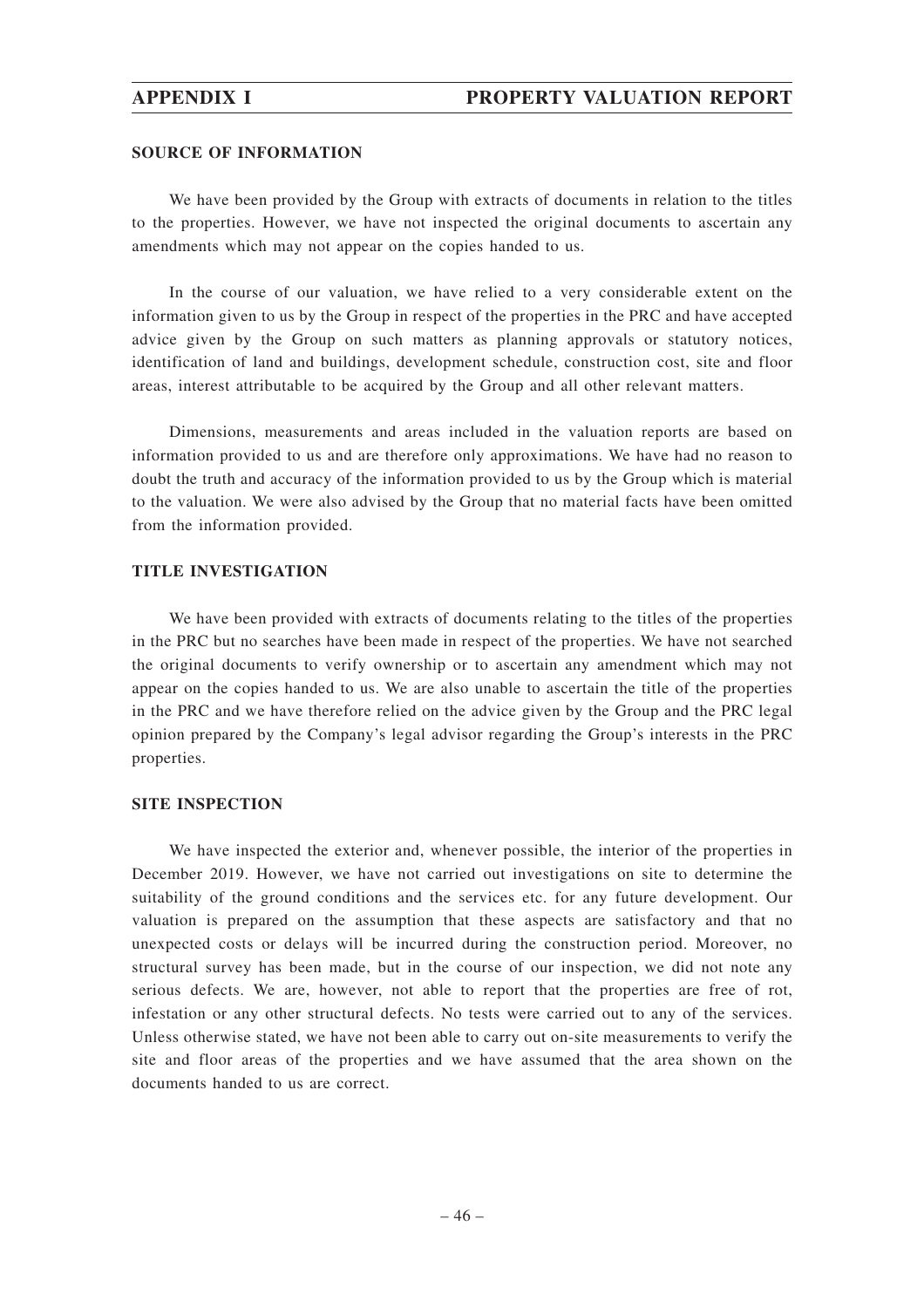## SOURCE OF INFORMATION

We have been provided by the Group with extracts of documents in relation to the titles to the properties. However, we have not inspected the original documents to ascertain any amendments which may not appear on the copies handed to us.

In the course of our valuation, we have relied to a very considerable extent on the information given to us by the Group in respect of the properties in the PRC and have accepted advice given by the Group on such matters as planning approvals or statutory notices, identification of land and buildings, development schedule, construction cost, site and floor areas, interest attributable to be acquired by the Group and all other relevant matters.

Dimensions, measurements and areas included in the valuation reports are based on information provided to us and are therefore only approximations. We have had no reason to doubt the truth and accuracy of the information provided to us by the Group which is material to the valuation. We were also advised by the Group that no material facts have been omitted from the information provided.

## TITLE INVESTIGATION

We have been provided with extracts of documents relating to the titles of the properties in the PRC but no searches have been made in respect of the properties. We have not searched the original documents to verify ownership or to ascertain any amendment which may not appear on the copies handed to us. We are also unable to ascertain the title of the properties in the PRC and we have therefore relied on the advice given by the Group and the PRC legal opinion prepared by the Company's legal advisor regarding the Group's interests in the PRC properties.

## SITE INSPECTION

We have inspected the exterior and, whenever possible, the interior of the properties in December 2019. However, we have not carried out investigations on site to determine the suitability of the ground conditions and the services etc. for any future development. Our valuation is prepared on the assumption that these aspects are satisfactory and that no unexpected costs or delays will be incurred during the construction period. Moreover, no structural survey has been made, but in the course of our inspection, we did not note any serious defects. We are, however, not able to report that the properties are free of rot, infestation or any other structural defects. No tests were carried out to any of the services. Unless otherwise stated, we have not been able to carry out on-site measurements to verify the site and floor areas of the properties and we have assumed that the area shown on the documents handed to us are correct.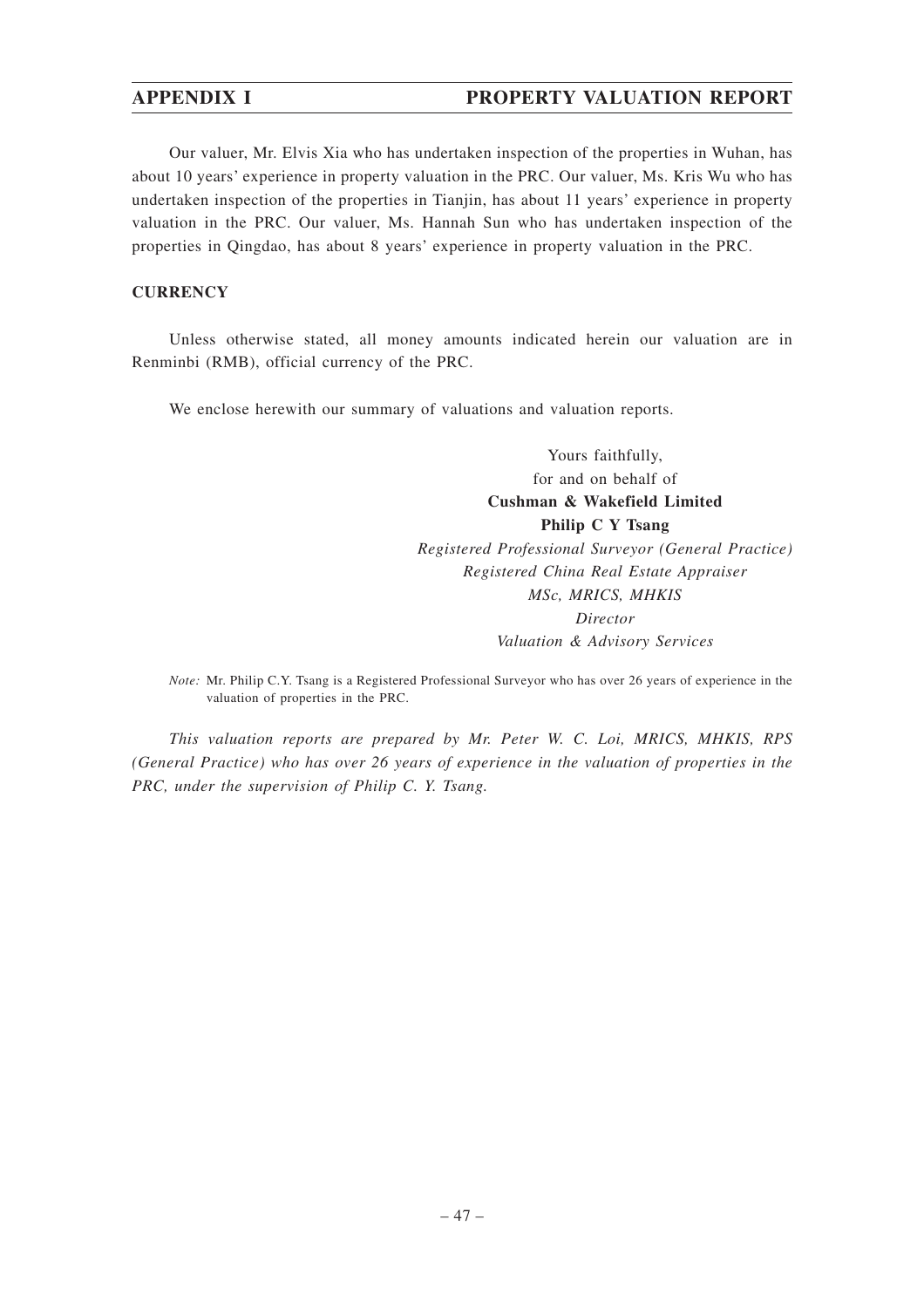Our valuer, Mr. Elvis Xia who has undertaken inspection of the properties in Wuhan, has about 10 years' experience in property valuation in the PRC. Our valuer, Ms. Kris Wu who has undertaken inspection of the properties in Tianjin, has about 11 years' experience in property valuation in the PRC. Our valuer, Ms. Hannah Sun who has undertaken inspection of the properties in Qingdao, has about 8 years' experience in property valuation in the PRC.

**CURRENCY**

Unless otherwise stated, all money amounts indicated herein our valuation are in Renminbi (RMB), official currency of the PRC.

We enclose herewith our summary of valuations and valuation reports.

Yours faithfully,
for and on behalf of
**Cushman & Wakefield Limited**
**Philip C Y Tsang**
*Registered Professional Surveyor (General Practice)*
*Registered China Real Estate Appraiser*
*MSc, MRICS, MHKIS*
*Director*
*Valuation & Advisory Services*

*Note:* Mr. Philip C.Y. Tsang is a Registered Professional Surveyor who has over 26 years of experience in the valuation of properties in the PRC.

*This valuation reports are prepared by Mr. Peter W. C. Loi, MRICS, MHKIS, RPS (General Practice) who has over 26 years of experience in the valuation of properties in the PRC, under the supervision of Philip C. Y. Tsang.*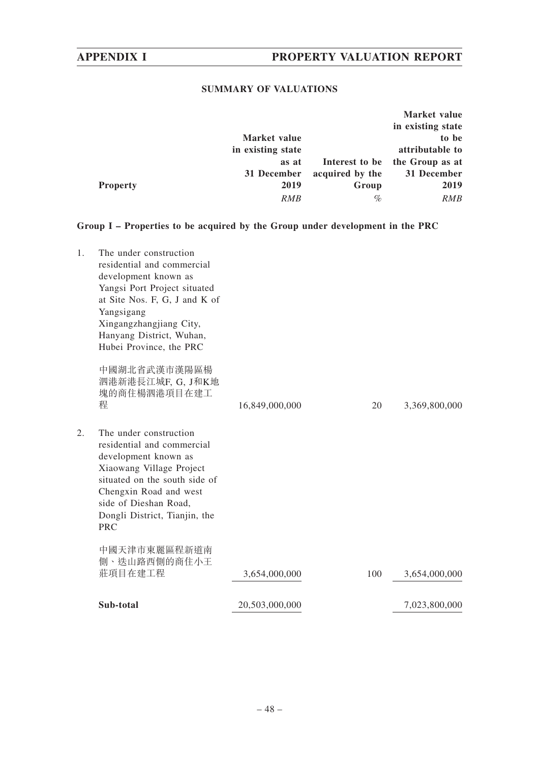### SUMMARY OF VALUATIONS

| | Property | Market value in existing state as at 31 December 2019 | Interest to be acquired by the Group | Market value in existing state to be attributable to the Group as at 31 December 2019 |
|---|---|---|---|---|
| | | *RMB* | *%* | *RMB* |
| **Group I – Properties to be acquired by the Group under development in the PRC** | | | | |
| 1. | The under construction residential and commercial development known as Yangsi Port Project situated at Site Nos. F, G, J and K of Yangsigang Xingangzhangjiang City, Hanyang District, Wuhan, Hubei Province, the PRC<br><br>中國湖北省武漢市漢陽區楊泗港新港長江城F, G, J和K地塊的商住楊泗港項目在建工程 | 16,849,000,000 | 20 | 3,369,800,000 |
| 2. | The under construction residential and commercial development known as Xiaowang Village Project situated on the south side of Chengxin Road and west side of Dieshan Road, Dongli District, Tianjin, the PRC<br><br>中國天津市東麗區程新道南側、迭山路西側的商住小王莊項目在建工程 | 3,654,000,000 | 100 | 3,654,000,000 |
| | **Sub-total** | 20,503,000,000 | | 7,023,800,000 |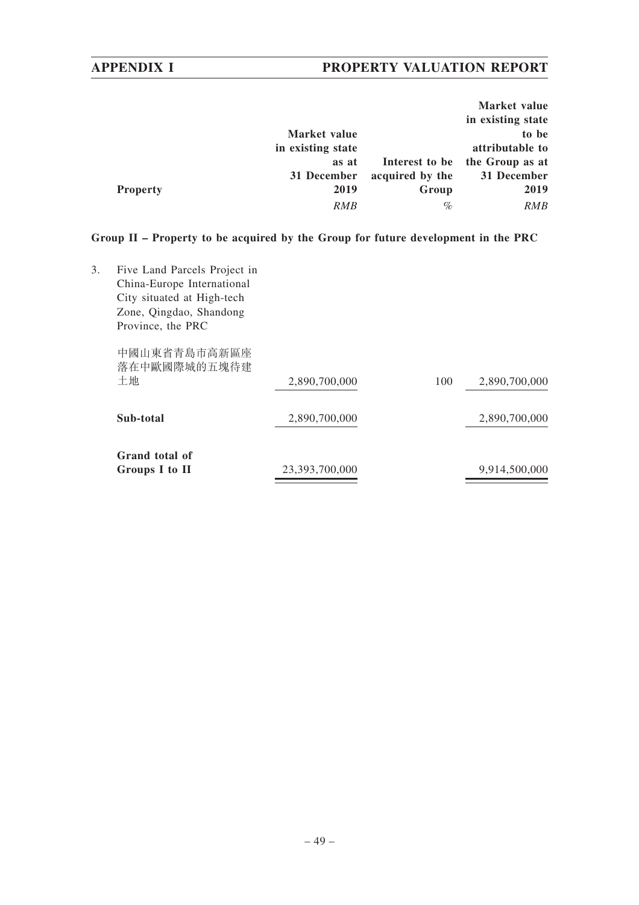| Property | Market value in existing state as at 31 December 2019 | Interest to be acquired by the Group | Market value in existing state to be attributable to the Group as at 31 December 2019 |
|---|---|---|---|
| | *RMB* | *%* | *RMB* |
| **Group II – Property to be acquired by the Group for future development in the PRC** | | | |
| 3. Five Land Parcels Project in China-Europe International City situated at High-tech Zone, Qingdao, Shandong Province, the PRC<br><br>中國山東省青島市高新區座落在中歐國際城的五塊待建土地 | 2,890,700,000 | 100 | 2,890,700,000 |
| **Sub-total** | 2,890,700,000 | | 2,890,700,000 |
| **Grand total of Groups I to II** | 23,393,700,000 | | 9,914,500,000 |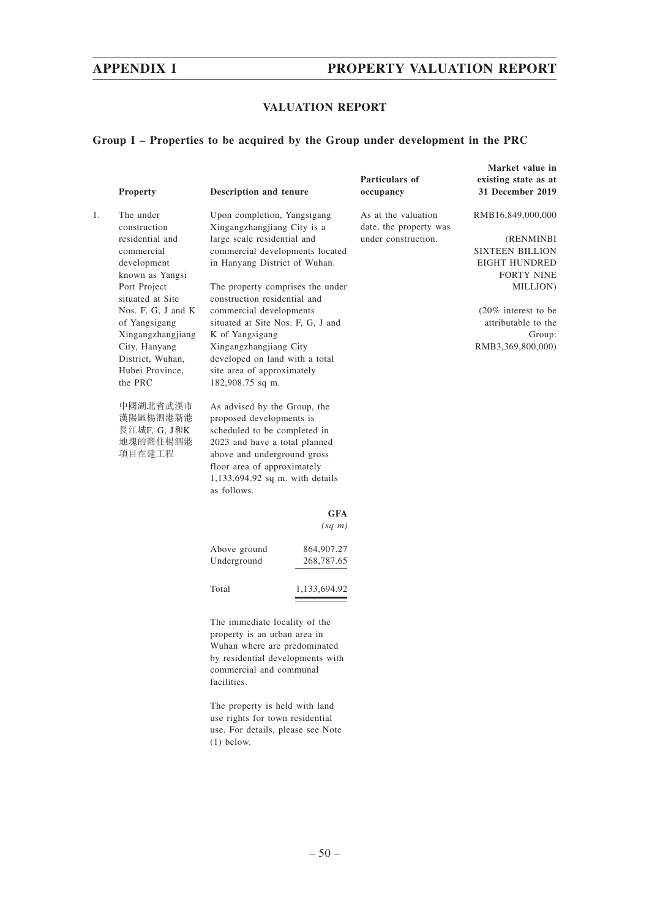## VALUATION REPORT

### Group I – Properties to be acquired by the Group under development in the PRC

| | Property | Description and tenure | Particulars of occupancy | Market value in existing state as at 31 December 2019 |
|---|---|---|---|---|
| 1. | The under construction residential and commercial development known as Yangsi Port Project situated at Site Nos. F, G, J and K of Yangsigang Xingangzhangjiang City, Hanyang District, Wuhan, Hubei Province, the PRC<br><br>中國湖北省武漢市漢陽區楊泗港新港長江城F, G, J和K地塊的商住楊泗港項目在建工程 | Upon completion, Yangsigang Xingangzhangjiang City is a large scale residential and commercial developments located in Hanyang District of Wuhan.<br><br>The property comprises the under construction residential and commercial developments situated at Site Nos. F, G, J and K of Yangsigang Xingangzhangjiang City developed on land with a total site area of approximately 182,908.75 sq m.<br><br>As advised by the Group, the proposed developments is scheduled to be completed in 2023 and have a total planned above and underground gross floor area of approximately 1,133,694.92 sq m. with details as follows.<br><br>GFA *(sq m)*<br>Above ground 864,907.27<br>Underground 268,787.65<br>Total 1,133,694.92<br><br>The immediate locality of the property is an urban area in Wuhan where are predominated by residential developments with commercial and communal facilities.<br><br>The property is held with land use rights for town residential use. For details, please see Note (1) below. | As at the valuation date, the property was under construction. | RMB16,849,000,000<br><br>(RENMINBI SIXTEEN BILLION EIGHT HUNDRED FORTY NINE MILLION)<br><br>(20% interest to be attributable to the Group: RMB3,369,800,000) |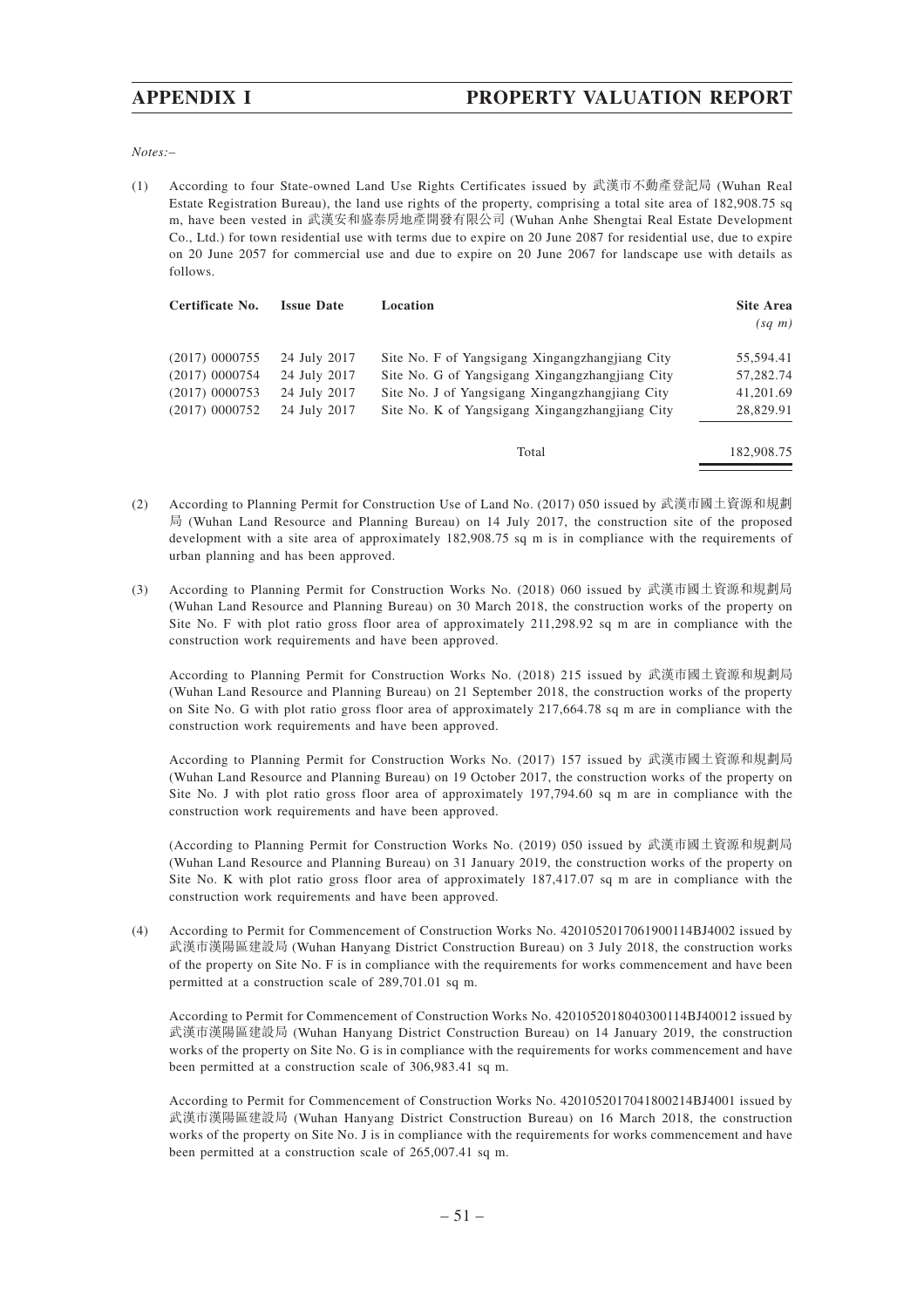*Notes:–*

(1) According to four State-owned Land Use Rights Certificates issued by 武漢市不動產登記局 (Wuhan Real Estate Registration Bureau), the land use rights of the property, comprising a total site area of 182,908.75 sq m, have been vested in 武漢安和盛泰房地產開發有限公司 (Wuhan Anhe Shengtai Real Estate Development Co., Ltd.) for town residential use with terms due to expire on 20 June 2087 for residential use, due to expire on 20 June 2057 for commercial use and due to expire on 20 June 2067 for landscape use with details as follows.

| Certificate No. | Issue Date | Location | Site Area *(sq m)* |
|---|---|---|---|
| (2017) 0000755 | 24 July 2017 | Site No. F of Yangsigang Xingangzhangjiang City | 55,594.41 |
| (2017) 0000754 | 24 July 2017 | Site No. G of Yangsigang Xingangzhangjiang City | 57,282.74 |
| (2017) 0000753 | 24 July 2017 | Site No. J of Yangsigang Xingangzhangjiang City | 41,201.69 |
| (2017) 0000752 | 24 July 2017 | Site No. K of Yangsigang Xingangzhangjiang City | 28,829.91 |
| | | Total | 182,908.75 |

(2) According to Planning Permit for Construction Use of Land No. (2017) 050 issued by 武漢市國土資源和規劃局 (Wuhan Land Resource and Planning Bureau) on 14 July 2017, the construction site of the proposed development with a site area of approximately 182,908.75 sq m is in compliance with the requirements of urban planning and has been approved.

(3) According to Planning Permit for Construction Works No. (2018) 060 issued by 武漢市國土資源和規劃局 (Wuhan Land Resource and Planning Bureau) on 30 March 2018, the construction works of the property on Site No. F with plot ratio gross floor area of approximately 211,298.92 sq m are in compliance with the construction work requirements and have been approved.

According to Planning Permit for Construction Works No. (2018) 215 issued by 武漢市國土資源和規劃局 (Wuhan Land Resource and Planning Bureau) on 21 September 2018, the construction works of the property on Site No. G with plot ratio gross floor area of approximately 217,664.78 sq m are in compliance with the construction work requirements and have been approved.

According to Planning Permit for Construction Works No. (2017) 157 issued by 武漢市國土資源和規劃局 (Wuhan Land Resource and Planning Bureau) on 19 October 2017, the construction works of the property on Site No. J with plot ratio gross floor area of approximately 197,794.60 sq m are in compliance with the construction work requirements and have been approved.

(According to Planning Permit for Construction Works No. (2019) 050 issued by 武漢市國土資源和規劃局 (Wuhan Land Resource and Planning Bureau) on 31 January 2019, the construction works of the property on Site No. K with plot ratio gross floor area of approximately 187,417.07 sq m are in compliance with the construction work requirements and have been approved.

(4) According to Permit for Commencement of Construction Works No. 4201052017061900114BJ4002 issued by 武漢市漢陽區建設局 (Wuhan Hanyang District Construction Bureau) on 3 July 2018, the construction works of the property on Site No. F is in compliance with the requirements for works commencement and have been permitted at a construction scale of 289,701.01 sq m.

According to Permit for Commencement of Construction Works No. 4201052018040300114BJ40012 issued by 武漢市漢陽區建設局 (Wuhan Hanyang District Construction Bureau) on 14 January 2019, the construction works of the property on Site No. G is in compliance with the requirements for works commencement and have been permitted at a construction scale of 306,983.41 sq m.

According to Permit for Commencement of Construction Works No. 4201052017041800214BJ4001 issued by 武漢市漢陽區建設局 (Wuhan Hanyang District Construction Bureau) on 16 March 2018, the construction works of the property on Site No. J is in compliance with the requirements for works commencement and have been permitted at a construction scale of 265,007.41 sq m.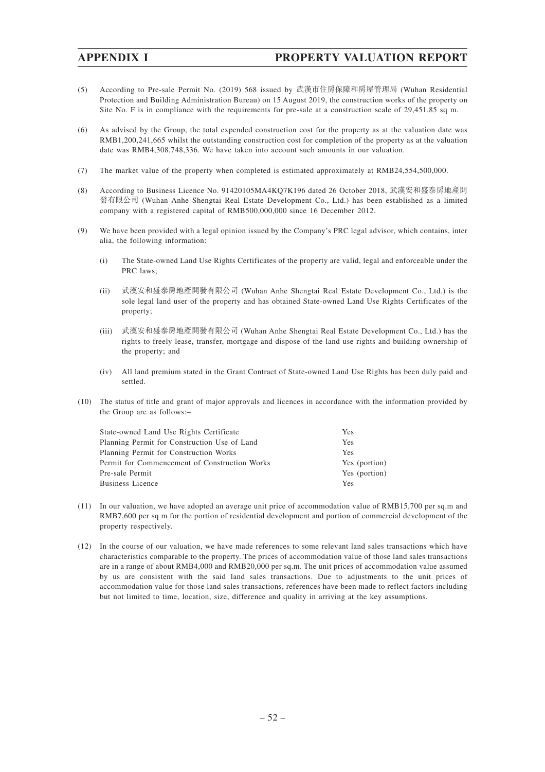(5) According to Pre-sale Permit No. (2019) 568 issued by 武漢市住房保障和房屋管理局 (Wuhan Residential Protection and Building Administration Bureau) on 15 August 2019, the construction works of the property on Site No. F is in compliance with the requirements for pre-sale at a construction scale of 29,451.85 sq m.

(6) As advised by the Group, the total expended construction cost for the property as at the valuation date was RMB1,200,241,665 whilst the outstanding construction cost for completion of the property as at the valuation date was RMB4,308,748,336. We have taken into account such amounts in our valuation.

(7) The market value of the property when completed is estimated approximately at RMB24,554,500,000.

(8) According to Business Licence No. 91420105MA4KQ7K196 dated 26 October 2018, 武漢安和盛泰房地產開發有限公司 (Wuhan Anhe Shengtai Real Estate Development Co., Ltd.) has been established as a limited company with a registered capital of RMB500,000,000 since 16 December 2012.

(9) We have been provided with a legal opinion issued by the Company's PRC legal advisor, which contains, inter alia, the following information:

   (i) The State-owned Land Use Rights Certificates of the property are valid, legal and enforceable under the PRC laws;

   (ii) 武漢安和盛泰房地產開發有限公司 (Wuhan Anhe Shengtai Real Estate Development Co., Ltd.) is the sole legal land user of the property and has obtained State-owned Land Use Rights Certificates of the property;

   (iii) 武漢安和盛泰房地產開發有限公司 (Wuhan Anhe Shengtai Real Estate Development Co., Ltd.) has the rights to freely lease, transfer, mortgage and dispose of the land use rights and building ownership of the property; and

   (iv) All land premium stated in the Grant Contract of State-owned Land Use Rights has been duly paid and settled.

(10) The status of title and grant of major approvals and licences in accordance with the information provided by the Group are as follows:–

| | |
|---|---|
| State-owned Land Use Rights Certificate | Yes |
| Planning Permit for Construction Use of Land | Yes |
| Planning Permit for Construction Works | Yes |
| Permit for Commencement of Construction Works | Yes (portion) |
| Pre-sale Permit | Yes (portion) |
| Business Licence | Yes |

(11) In our valuation, we have adopted an average unit price of accommodation value of RMB15,700 per sq.m and RMB7,600 per sq m for the portion of residential development and portion of commercial development of the property respectively.

(12) In the course of our valuation, we have made references to some relevant land sales transactions which have characteristics comparable to the property. The prices of accommodation value of those land sales transactions are in a range of about RMB4,000 and RMB20,000 per sq.m. The unit prices of accommodation value assumed by us are consistent with the said land sales transactions. Due to adjustments to the unit prices of accommodation value for those land sales transactions, references have been made to reflect factors including but not limited to time, location, size, difference and quality in arriving at the key assumptions.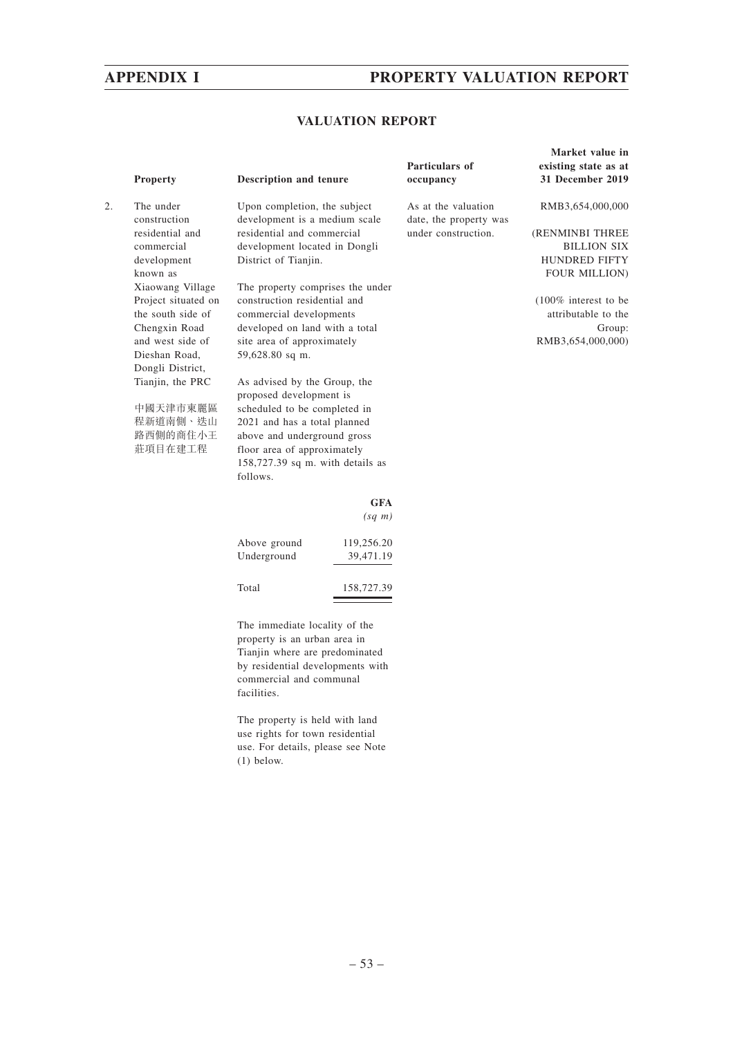## VALUATION REPORT

| | Property | Description and tenure | Particulars of occupancy | Market value in existing state as at 31 December 2019 |
|---|---|---|---|---|
| 2. | The under construction residential and commercial development known as Xiaowang Village Project situated on the south side of Chengxin Road and west side of Dieshan Road, Dongli District, Tianjin, the PRC<br><br>中國天津市東麗區程新道南側、迭山路西側的商住小王莊項目在建工程 | Upon completion, the subject development is a medium scale residential and commercial development located in Dongli District of Tianjin.<br><br>The property comprises the under construction residential and commercial developments developed on land with a total site area of approximately 59,628.80 sq m.<br><br>As advised by the Group, the proposed development is scheduled to be completed in 2021 and has a total planned above and underground gross floor area of approximately 158,727.39 sq m. with details as follows. | As at the valuation date, the property was under construction. | RMB3,654,000,000<br><br>(RENMINBI THREE BILLION SIX HUNDRED FIFTY FOUR MILLION)<br><br>(100% interest to be attributable to the Group: RMB3,654,000,000) |

| | GFA *(sq m)* |
|---|---|
| Above ground | 119,256.20 |
| Underground | 39,471.19 |
| Total | 158,727.39 |

The immediate locality of the property is an urban area in Tianjin where are predominated by residential developments with commercial and communal facilities.

The property is held with land use rights for town residential use. For details, please see Note (1) below.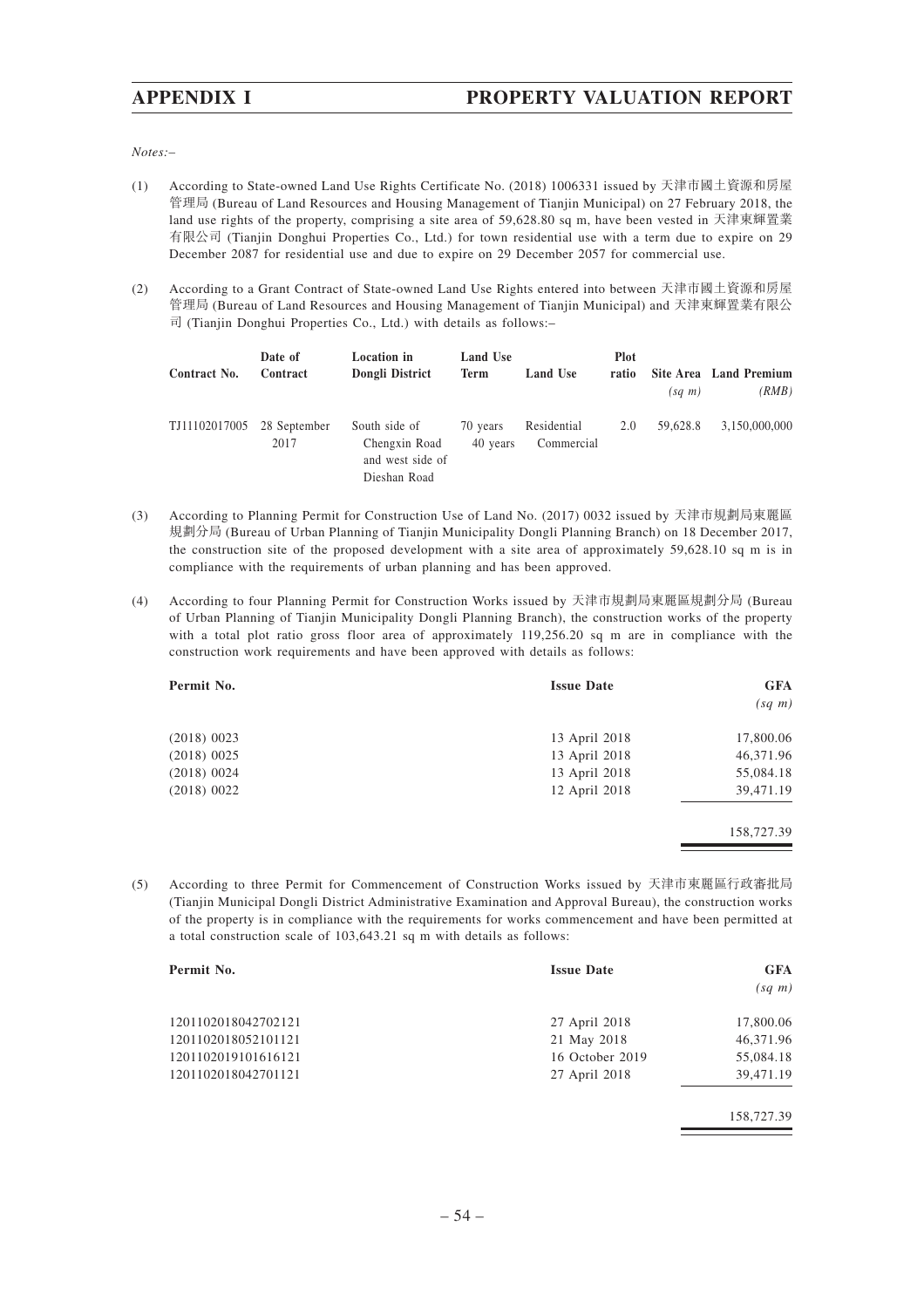*Notes:–*

(1) According to State-owned Land Use Rights Certificate No. (2018) 1006331 issued by 天津市國土資源和房屋管理局 (Bureau of Land Resources and Housing Management of Tianjin Municipal) on 27 February 2018, the land use rights of the property, comprising a site area of 59,628.80 sq m, have been vested in 天津東輝置業有限公司 (Tianjin Donghui Properties Co., Ltd.) for town residential use with a term due to expire on 29 December 2087 for residential use and due to expire on 29 December 2057 for commercial use.

(2) According to a Grant Contract of State-owned Land Use Rights entered into between 天津市國土資源和房屋管理局 (Bureau of Land Resources and Housing Management of Tianjin Municipal) and 天津東輝置業有限公司 (Tianjin Donghui Properties Co., Ltd.) with details as follows:–

| Contract No. | Date of Contract | Location in Dongli District | Land Use Term | Land Use | Plot ratio | Site Area (sq m) | Land Premium (RMB) |
|---|---|---|---|---|---|---|---|
| TJ11102017005 | 28 September 2017 | South side of Chengxin Road and west side of Dieshan Road | 70 years<br>40 years | Residential<br>Commercial | 2.0 | 59,628.8 | 3,150,000,000 |

(3) According to Planning Permit for Construction Use of Land No. (2017) 0032 issued by 天津市規劃局東麗區規劃分局 (Bureau of Urban Planning of Tianjin Municipality Dongli Planning Branch) on 18 December 2017, the construction site of the proposed development with a site area of approximately 59,628.10 sq m is in compliance with the requirements of urban planning and has been approved.

(4) According to four Planning Permit for Construction Works issued by 天津市規劃局東麗區規劃分局 (Bureau of Urban Planning of Tianjin Municipality Dongli Planning Branch), the construction works of the property with a total plot ratio gross floor area of approximately 119,256.20 sq m are in compliance with the construction work requirements and have been approved with details as follows:

| Permit No. | Issue Date | GFA (sq m) |
|---|---|---|
| (2018) 0023 | 13 April 2018 | 17,800.06 |
| (2018) 0025 | 13 April 2018 | 46,371.96 |
| (2018) 0024 | 13 April 2018 | 55,084.18 |
| (2018) 0022 | 12 April 2018 | 39,471.19 |
| | | 158,727.39 |

(5) According to three Permit for Commencement of Construction Works issued by 天津市東麗區行政審批局 (Tianjin Municipal Dongli District Administrative Examination and Approval Bureau), the construction works of the property is in compliance with the requirements for works commencement and have been permitted at a total construction scale of 103,643.21 sq m with details as follows:

| Permit No. | Issue Date | GFA (sq m) |
|---|---|---|
| 1201102018042702121 | 27 April 2018 | 17,800.06 |
| 1201102018052101121 | 21 May 2018 | 46,371.96 |
| 1201102019101616121 | 16 October 2019 | 55,084.18 |
| 1201102018042701121 | 27 April 2018 | 39,471.19 |
| | | 158,727.39 |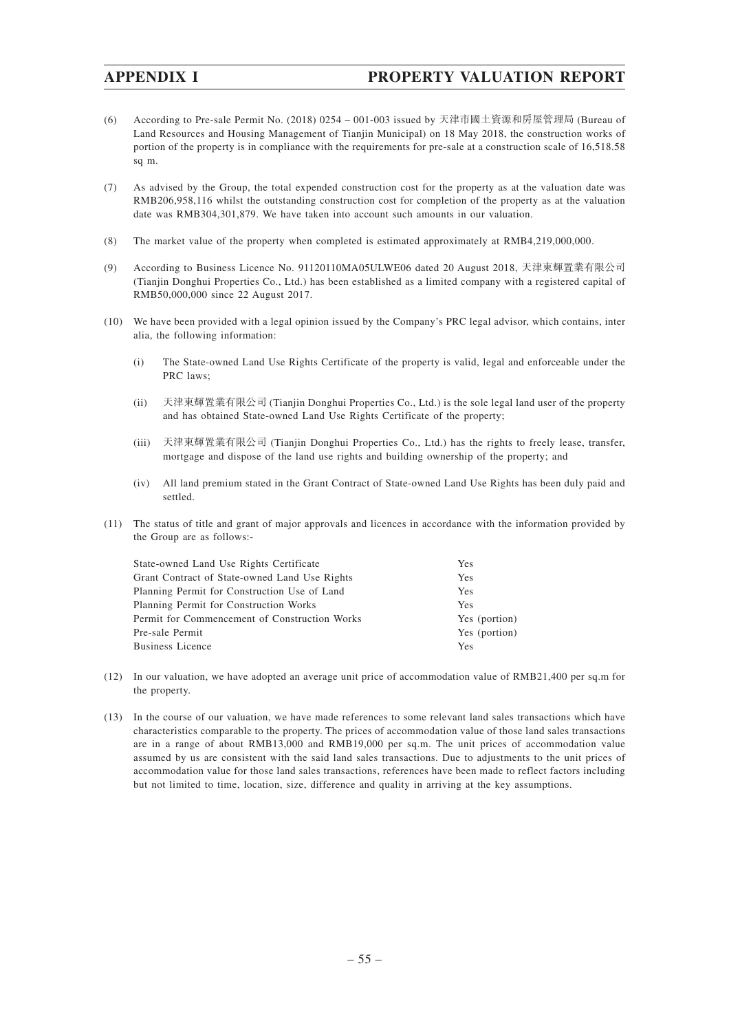(6) According to Pre-sale Permit No. (2018) 0254 – 001-003 issued by 天津市國土資源和房屋管理局 (Bureau of Land Resources and Housing Management of Tianjin Municipal) on 18 May 2018, the construction works of portion of the property is in compliance with the requirements for pre-sale at a construction scale of 16,518.58 sq m.

(7) As advised by the Group, the total expended construction cost for the property as at the valuation date was RMB206,958,116 whilst the outstanding construction cost for completion of the property as at the valuation date was RMB304,301,879. We have taken into account such amounts in our valuation.

(8) The market value of the property when completed is estimated approximately at RMB4,219,000,000.

(9) According to Business Licence No. 91120110MA05ULWE06 dated 20 August 2018, 天津東輝置業有限公司 (Tianjin Donghui Properties Co., Ltd.) has been established as a limited company with a registered capital of RMB50,000,000 since 22 August 2017.

(10) We have been provided with a legal opinion issued by the Company's PRC legal advisor, which contains, inter alia, the following information:

   (i) The State-owned Land Use Rights Certificate of the property is valid, legal and enforceable under the PRC laws;

   (ii) 天津東輝置業有限公司 (Tianjin Donghui Properties Co., Ltd.) is the sole legal land user of the property and has obtained State-owned Land Use Rights Certificate of the property;

   (iii) 天津東輝置業有限公司 (Tianjin Donghui Properties Co., Ltd.) has the rights to freely lease, transfer, mortgage and dispose of the land use rights and building ownership of the property; and

   (iv) All land premium stated in the Grant Contract of State-owned Land Use Rights has been duly paid and settled.

(11) The status of title and grant of major approvals and licences in accordance with the information provided by the Group are as follows:-

| | |
|---|---|
| State-owned Land Use Rights Certificate | Yes |
| Grant Contract of State-owned Land Use Rights | Yes |
| Planning Permit for Construction Use of Land | Yes |
| Planning Permit for Construction Works | Yes |
| Permit for Commencement of Construction Works | Yes (portion) |
| Pre-sale Permit | Yes (portion) |
| Business Licence | Yes |

(12) In our valuation, we have adopted an average unit price of accommodation value of RMB21,400 per sq.m for the property.

(13) In the course of our valuation, we have made references to some relevant land sales transactions which have characteristics comparable to the property. The prices of accommodation value of those land sales transactions are in a range of about RMB13,000 and RMB19,000 per sq.m. The unit prices of accommodation value assumed by us are consistent with the said land sales transactions. Due to adjustments to the unit prices of accommodation value for those land sales transactions, references have been made to reflect factors including but not limited to time, location, size, difference and quality in arriving at the key assumptions.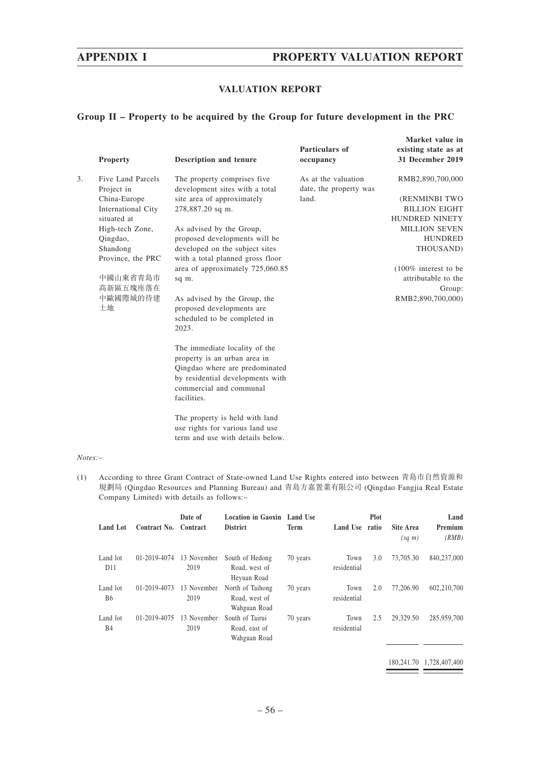## VALUATION REPORT

### Group II – Property to be acquired by the Group for future development in the PRC

| | Property | Description and tenure | Particulars of occupancy | Market value in existing state as at 31 December 2019 |
|---|---|---|---|---|
| 3. | Five Land Parcels Project in China-Europe International City situated at High-tech Zone, Qingdao, Shandong Province, the PRC<br><br>中國山東省青島市高新區五塊座落在中歐國際城的待建土地 | The property comprises five development sites with a total site area of approximately 278,887.20 sq m.<br><br>As advised by the Group, proposed developments will be developed on the subject sites with a total planned gross floor area of approximately 725,060.85 sq m.<br><br>As advised by the Group, the proposed developments are scheduled to be completed in 2023.<br><br>The immediate locality of the property is an urban area in Qingdao where are predominated by residential developments with commercial and communal facilities.<br><br>The property is held with land use rights for various land use term and use with details below. | As at the valuation date, the property was land. | RMB2,890,700,000<br><br>(RENMINBI TWO BILLION EIGHT HUNDRED NINETY MILLION SEVEN HUNDRED THOUSAND)<br><br>(100% interest to be attributable to the Group: RMB2,890,700,000) |

*Notes:–*

(1) According to three Grant Contract of State-owned Land Use Rights entered into between 青島市自然資源和規劃局 (Qingdao Resources and Planning Bureau) and 青島方嘉置業有限公司 (Qingdao Fangjia Real Estate Company Limited) with details as follows:–

| Land Lot | Contract No. | Date of Contract | Location in Gaoxin District | Land Use Term | Land Use | Plot ratio | Site Area (sq m) | Land Premium (RMB) |
|---|---|---|---|---|---|---|---|---|
| Land lot D11 | 01-2019-4074 | 13 November 2019 | South of Hedong Road, west of Heyuan Road | 70 years | Town residential | 3.0 | 73,705.30 | 840,237,000 |
| Land lot B6 | 01-2019-4073 | 13 November 2019 | North of Taihong Road, west of Wahguan Road | 70 years | Town residential | 2.0 | 77,206.90 | 602,210,700 |
| Land lot B4 | 01-2019-4075 | 13 November 2019 | South of Tairui Road, east of Wahguan Road | 70 years | Town residential | 2.5 | 29,329.50 | 285,959,700 |
| | | | | | | | 180,241.70 | 1,728,407,400 |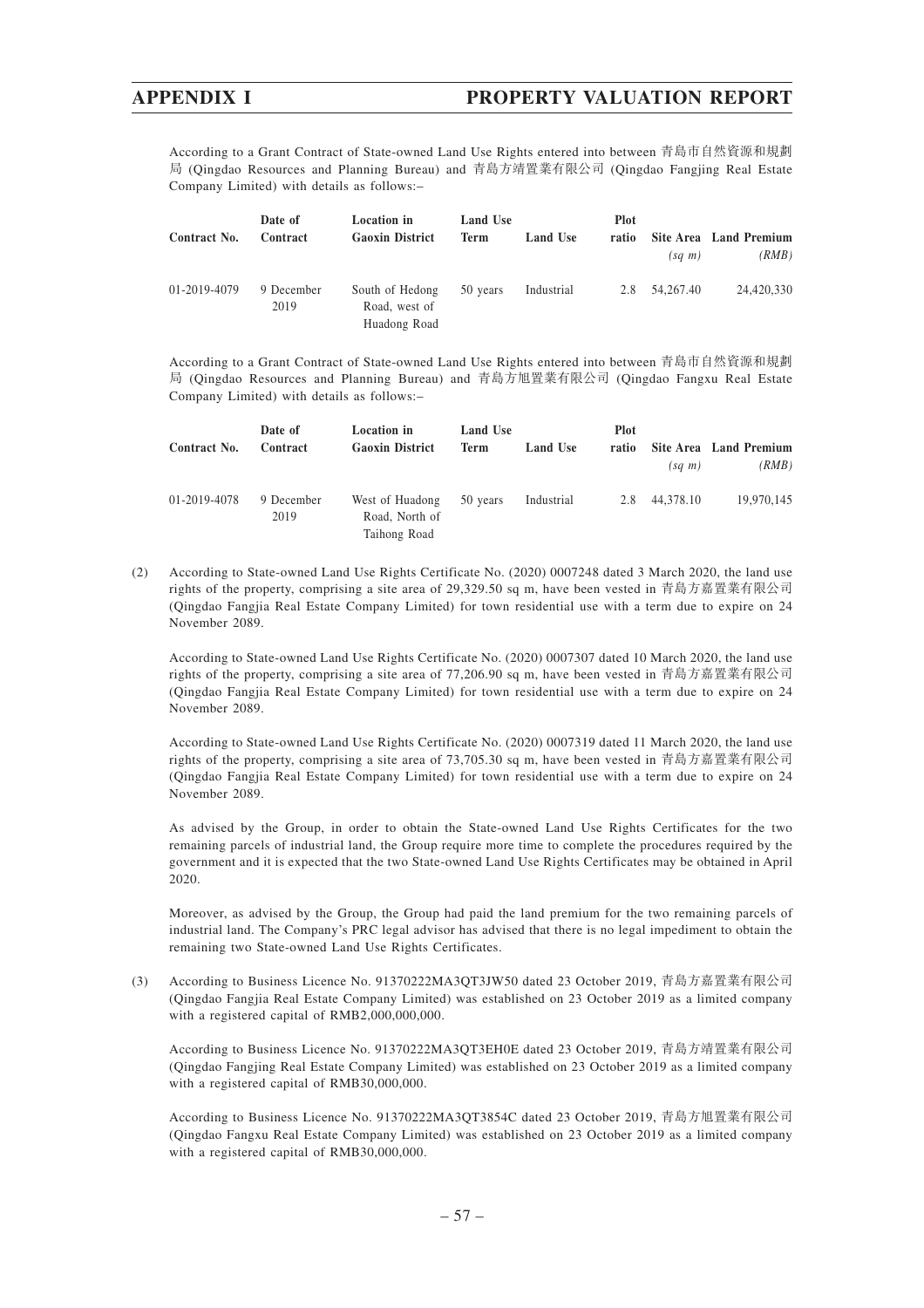According to a Grant Contract of State-owned Land Use Rights entered into between 青島市自然資源和規劃局 (Qingdao Resources and Planning Bureau) and 青島方靖置業有限公司 (Qingdao Fangjing Real Estate Company Limited) with details as follows:–

| Contract No. | Date of Contract | Location in Gaoxin District | Land Use Term | Land Use | Plot ratio | Site Area *(sq m)* | Land Premium *(RMB)* |
|---|---|---|---|---|---|---|---|
| 01-2019-4079 | 9 December 2019 | South of Hedong Road, west of Huadong Road | 50 years | Industrial | 2.8 | 54,267.40 | 24,420,330 |

According to a Grant Contract of State-owned Land Use Rights entered into between 青島市自然資源和規劃局 (Qingdao Resources and Planning Bureau) and 青島方旭置業有限公司 (Qingdao Fangxu Real Estate Company Limited) with details as follows:–

| Contract No. | Date of Contract | Location in Gaoxin District | Land Use Term | Land Use | Plot ratio | Site Area *(sq m)* | Land Premium *(RMB)* |
|---|---|---|---|---|---|---|---|
| 01-2019-4078 | 9 December 2019 | West of Huadong Road, North of Taihong Road | 50 years | Industrial | 2.8 | 44,378.10 | 19,970,145 |

(2) According to State-owned Land Use Rights Certificate No. (2020) 0007248 dated 3 March 2020, the land use rights of the property, comprising a site area of 29,329.50 sq m, have been vested in 青島方嘉置業有限公司 (Qingdao Fangjia Real Estate Company Limited) for town residential use with a term due to expire on 24 November 2089.

According to State-owned Land Use Rights Certificate No. (2020) 0007307 dated 10 March 2020, the land use rights of the property, comprising a site area of 77,206.90 sq m, have been vested in 青島方嘉置業有限公司 (Qingdao Fangjia Real Estate Company Limited) for town residential use with a term due to expire on 24 November 2089.

According to State-owned Land Use Rights Certificate No. (2020) 0007319 dated 11 March 2020, the land use rights of the property, comprising a site area of 73,705.30 sq m, have been vested in 青島方嘉置業有限公司 (Qingdao Fangjia Real Estate Company Limited) for town residential use with a term due to expire on 24 November 2089.

As advised by the Group, in order to obtain the State-owned Land Use Rights Certificates for the two remaining parcels of industrial land, the Group require more time to complete the procedures required by the government and it is expected that the two State-owned Land Use Rights Certificates may be obtained in April 2020.

Moreover, as advised by the Group, the Group had paid the land premium for the two remaining parcels of industrial land. The Company's PRC legal advisor has advised that there is no legal impediment to obtain the remaining two State-owned Land Use Rights Certificates.

(3) According to Business Licence No. 91370222MA3QT3JW50 dated 23 October 2019, 青島方嘉置業有限公司 (Qingdao Fangjia Real Estate Company Limited) was established on 23 October 2019 as a limited company with a registered capital of RMB2,000,000,000.

According to Business Licence No. 91370222MA3QT3EH0E dated 23 October 2019, 青島方靖置業有限公司 (Qingdao Fangjing Real Estate Company Limited) was established on 23 October 2019 as a limited company with a registered capital of RMB30,000,000.

According to Business Licence No. 91370222MA3QT3854C dated 23 October 2019, 青島方旭置業有限公司 (Qingdao Fangxu Real Estate Company Limited) was established on 23 October 2019 as a limited company with a registered capital of RMB30,000,000.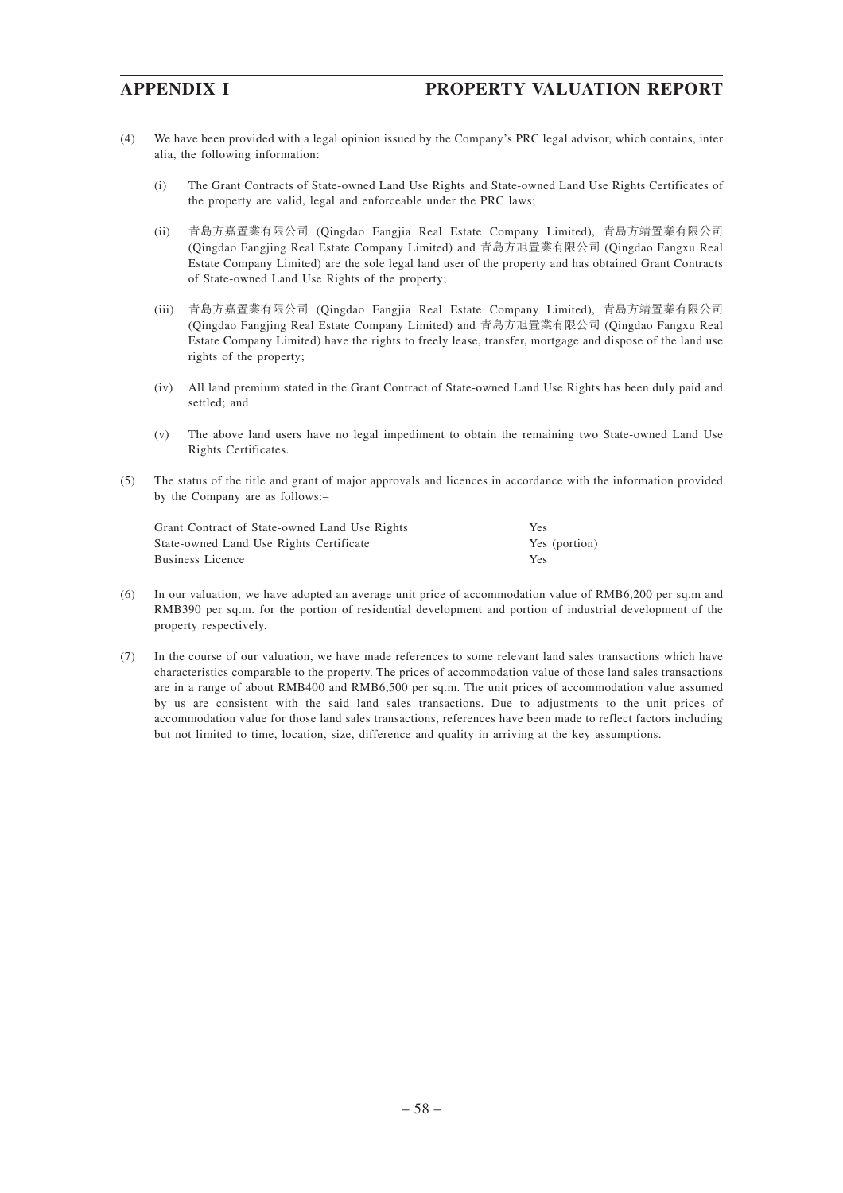(4) We have been provided with a legal opinion issued by the Company's PRC legal advisor, which contains, inter alia, the following information:

   (i) The Grant Contracts of State-owned Land Use Rights and State-owned Land Use Rights Certificates of the property are valid, legal and enforceable under the PRC laws;

   (ii) 青島方嘉置業有限公司 (Qingdao Fangjia Real Estate Company Limited), 青島方靖置業有限公司 (Qingdao Fangjing Real Estate Company Limited) and 青島方旭置業有限公司 (Qingdao Fangxu Real Estate Company Limited) are the sole legal land user of the property and has obtained Grant Contracts of State-owned Land Use Rights of the property;

   (iii) 青島方嘉置業有限公司 (Qingdao Fangjia Real Estate Company Limited), 青島方靖置業有限公司 (Qingdao Fangjing Real Estate Company Limited) and 青島方旭置業有限公司 (Qingdao Fangxu Real Estate Company Limited) have the rights to freely lease, transfer, mortgage and dispose of the land use rights of the property;

   (iv) All land premium stated in the Grant Contract of State-owned Land Use Rights has been duly paid and settled; and

   (v) The above land users have no legal impediment to obtain the remaining two State-owned Land Use Rights Certificates.

(5) The status of the title and grant of major approvals and licences in accordance with the information provided by the Company are as follows:–

| | |
|---|---|
| Grant Contract of State-owned Land Use Rights | Yes |
| State-owned Land Use Rights Certificate | Yes (portion) |
| Business Licence | Yes |

(6) In our valuation, we have adopted an average unit price of accommodation value of RMB6,200 per sq.m and RMB390 per sq.m. for the portion of residential development and portion of industrial development of the property respectively.

(7) In the course of our valuation, we have made references to some relevant land sales transactions which have characteristics comparable to the property. The prices of accommodation value of those land sales transactions are in a range of about RMB400 and RMB6,500 per sq.m. The unit prices of accommodation value assumed by us are consistent with the said land sales transactions. Due to adjustments to the unit prices of accommodation value for those land sales transactions, references have been made to reflect factors including but not limited to time, location, size, difference and quality in arriving at the key assumptions.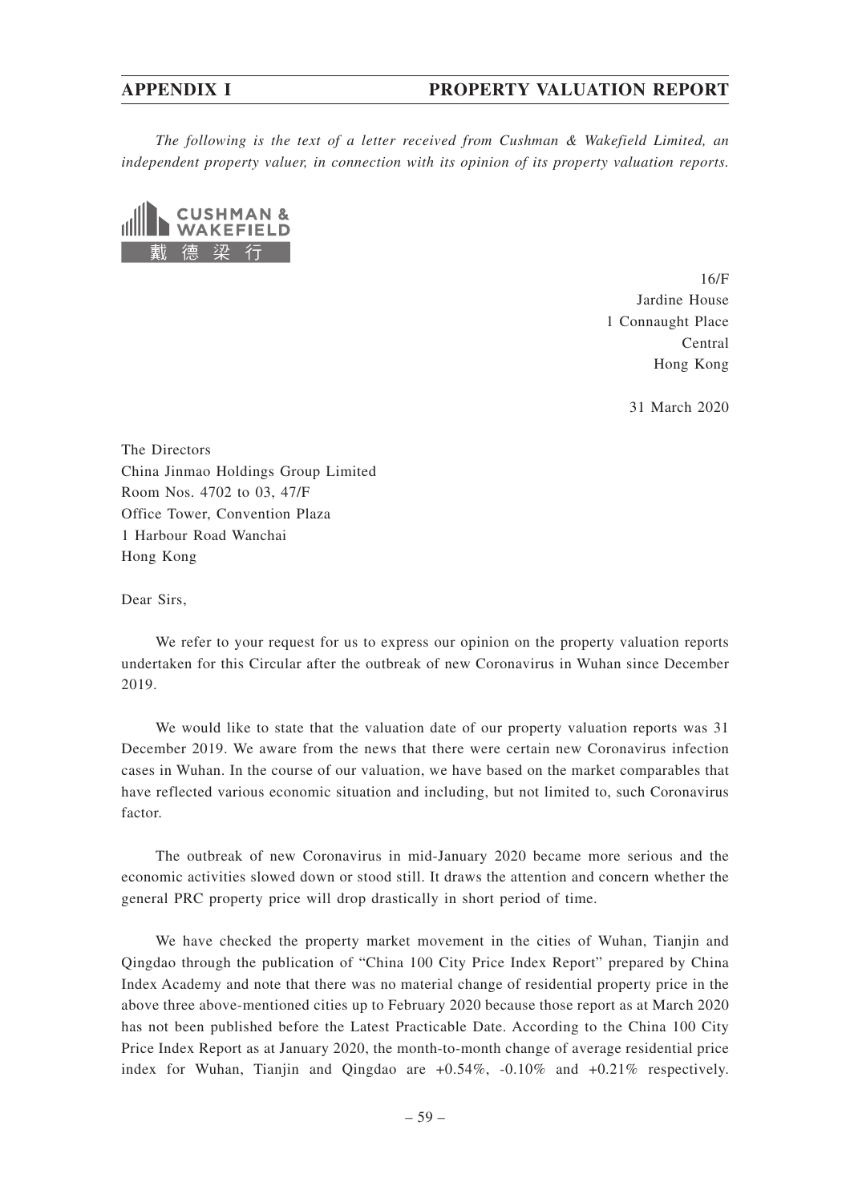*The following is the text of a letter received from Cushman & Wakefield Limited, an independent property valuer, in connection with its opinion of its property valuation reports.*

CUSHMAN & WAKEFIELD
戴德梁行

16/F
Jardine House
1 Connaught Place
Central
Hong Kong

31 March 2020

The Directors
China Jinmao Holdings Group Limited
Room Nos. 4702 to 03, 47/F
Office Tower, Convention Plaza
1 Harbour Road Wanchai
Hong Kong

Dear Sirs,

We refer to your request for us to express our opinion on the property valuation reports undertaken for this Circular after the outbreak of new Coronavirus in Wuhan since December 2019.

We would like to state that the valuation date of our property valuation reports was 31 December 2019. We aware from the news that there were certain new Coronavirus infection cases in Wuhan. In the course of our valuation, we have based on the market comparables that have reflected various economic situation and including, but not limited to, such Coronavirus factor.

The outbreak of new Coronavirus in mid-January 2020 became more serious and the economic activities slowed down or stood still. It draws the attention and concern whether the general PRC property price will drop drastically in short period of time.

We have checked the property market movement in the cities of Wuhan, Tianjin and Qingdao through the publication of "China 100 City Price Index Report" prepared by China Index Academy and note that there was no material change of residential property price in the above three above-mentioned cities up to February 2020 because those report as at March 2020 has not been published before the Latest Practicable Date. According to the China 100 City Price Index Report as at January 2020, the month-to-month change of average residential price index for Wuhan, Tianjin and Qingdao are +0.54%, -0.10% and +0.21% respectively.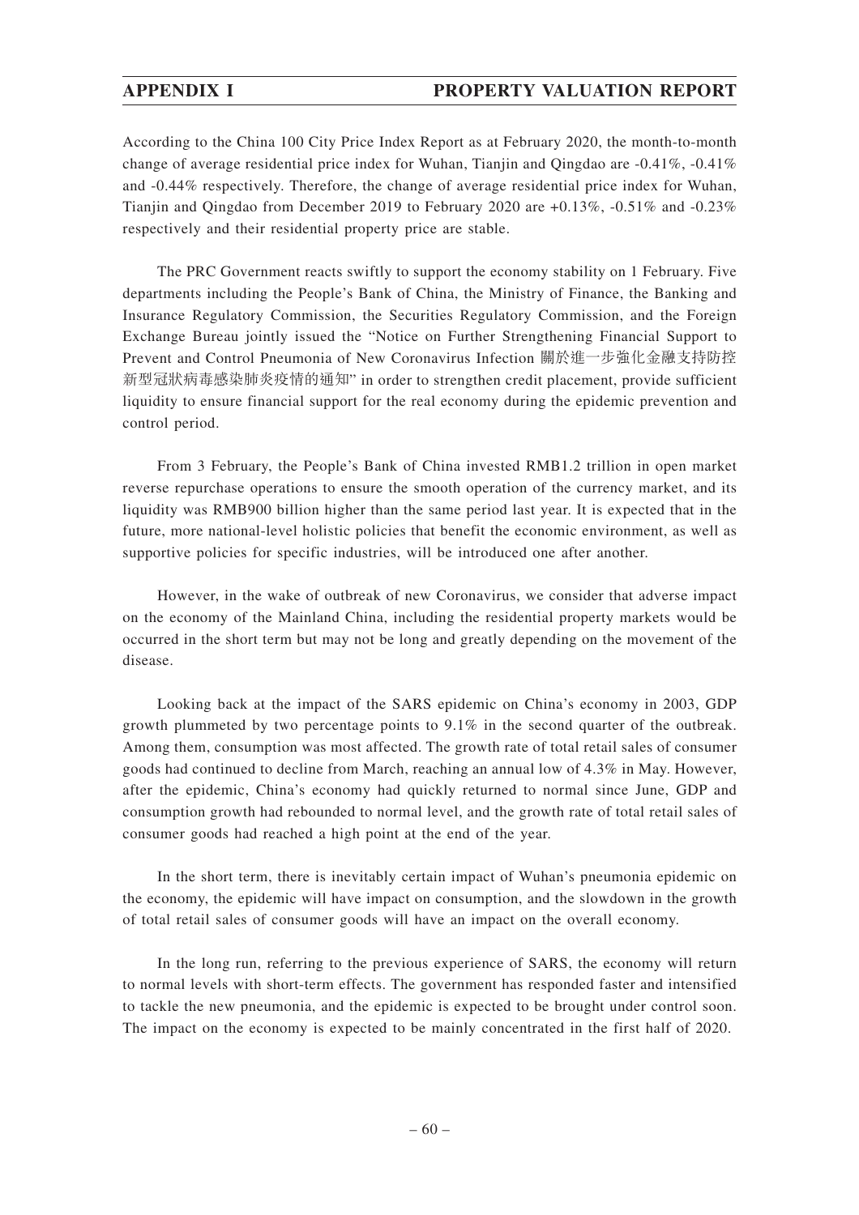According to the China 100 City Price Index Report as at February 2020, the month-to-month change of average residential price index for Wuhan, Tianjin and Qingdao are -0.41%, -0.41% and -0.44% respectively. Therefore, the change of average residential price index for Wuhan, Tianjin and Qingdao from December 2019 to February 2020 are +0.13%, -0.51% and -0.23% respectively and their residential property price are stable.

The PRC Government reacts swiftly to support the economy stability on 1 February. Five departments including the People's Bank of China, the Ministry of Finance, the Banking and Insurance Regulatory Commission, the Securities Regulatory Commission, and the Foreign Exchange Bureau jointly issued the "Notice on Further Strengthening Financial Support to Prevent and Control Pneumonia of New Coronavirus Infection 關於進一步強化金融支持防控新型冠狀病毒感染肺炎疫情的通知" in order to strengthen credit placement, provide sufficient liquidity to ensure financial support for the real economy during the epidemic prevention and control period.

From 3 February, the People's Bank of China invested RMB1.2 trillion in open market reverse repurchase operations to ensure the smooth operation of the currency market, and its liquidity was RMB900 billion higher than the same period last year. It is expected that in the future, more national-level holistic policies that benefit the economic environment, as well as supportive policies for specific industries, will be introduced one after another.

However, in the wake of outbreak of new Coronavirus, we consider that adverse impact on the economy of the Mainland China, including the residential property markets would be occurred in the short term but may not be long and greatly depending on the movement of the disease.

Looking back at the impact of the SARS epidemic on China's economy in 2003, GDP growth plummeted by two percentage points to 9.1% in the second quarter of the outbreak. Among them, consumption was most affected. The growth rate of total retail sales of consumer goods had continued to decline from March, reaching an annual low of 4.3% in May. However, after the epidemic, China's economy had quickly returned to normal since June, GDP and consumption growth had rebounded to normal level, and the growth rate of total retail sales of consumer goods had reached a high point at the end of the year.

In the short term, there is inevitably certain impact of Wuhan's pneumonia epidemic on the economy, the epidemic will have impact on consumption, and the slowdown in the growth of total retail sales of consumer goods will have an impact on the overall economy.

In the long run, referring to the previous experience of SARS, the economy will return to normal levels with short-term effects. The government has responded faster and intensified to tackle the new pneumonia, and the epidemic is expected to be brought under control soon. The impact on the economy is expected to be mainly concentrated in the first half of 2020.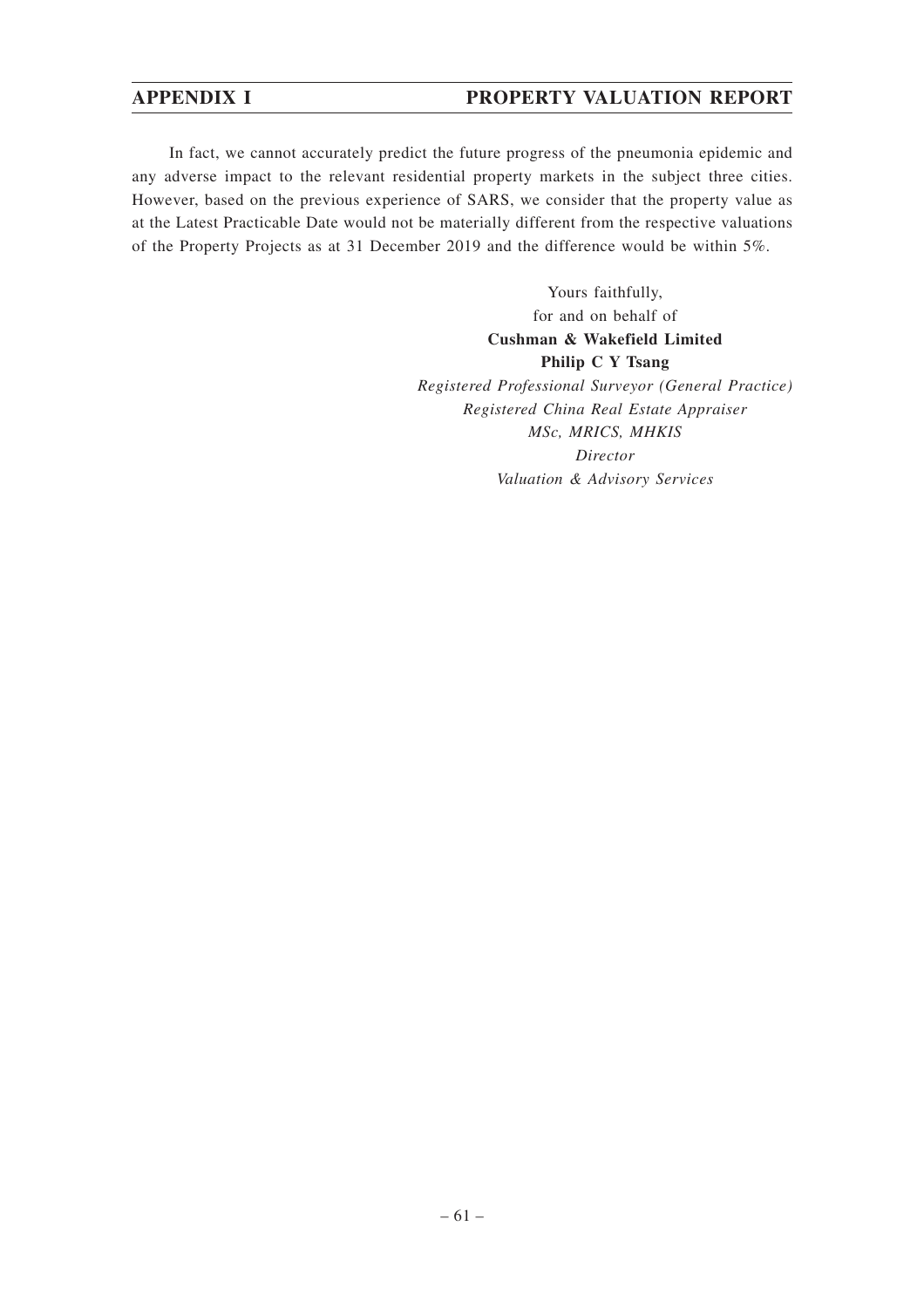In fact, we cannot accurately predict the future progress of the pneumonia epidemic and any adverse impact to the relevant residential property markets in the subject three cities. However, based on the previous experience of SARS, we consider that the property value as at the Latest Practicable Date would not be materially different from the respective valuations of the Property Projects as at 31 December 2019 and the difference would be within 5%.

Yours faithfully,
for and on behalf of
**Cushman & Wakefield Limited**
**Philip C Y Tsang**
*Registered Professional Surveyor (General Practice)*
*Registered China Real Estate Appraiser*
*MSc, MRICS, MHKIS*
*Director*
*Valuation & Advisory Services*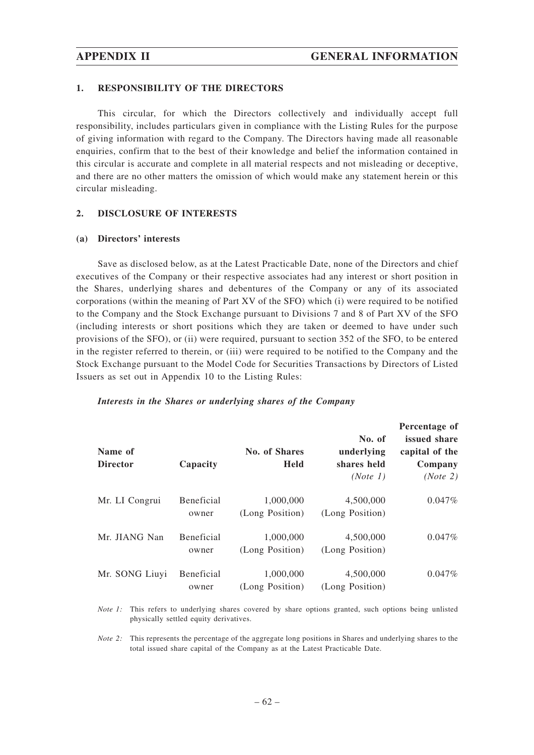## 1. RESPONSIBILITY OF THE DIRECTORS

This circular, for which the Directors collectively and individually accept full responsibility, includes particulars given in compliance with the Listing Rules for the purpose of giving information with regard to the Company. The Directors having made all reasonable enquiries, confirm that to the best of their knowledge and belief the information contained in this circular is accurate and complete in all material respects and not misleading or deceptive, and there are no other matters the omission of which would make any statement herein or this circular misleading.

## 2. DISCLOSURE OF INTERESTS

### (a) Directors' interests

Save as disclosed below, as at the Latest Practicable Date, none of the Directors and chief executives of the Company or their respective associates had any interest or short position in the Shares, underlying shares and debentures of the Company or any of its associated corporations (within the meaning of Part XV of the SFO) which (i) were required to be notified to the Company and the Stock Exchange pursuant to Divisions 7 and 8 of Part XV of the SFO (including interests or short positions which they are taken or deemed to have under such provisions of the SFO), or (ii) were required, pursuant to section 352 of the SFO, to be entered in the register referred to therein, or (iii) were required to be notified to the Company and the Stock Exchange pursuant to the Model Code for Securities Transactions by Directors of Listed Issuers as set out in Appendix 10 to the Listing Rules:

***Interests in the Shares or underlying shares of the Company***

| Name of Director | Capacity | No. of Shares Held | No. of underlying shares held *(Note 1)* | Percentage of issued share capital of the Company *(Note 2)* |
|---|---|---|---|---|
| Mr. LI Congrui | Beneficial owner | 1,000,000 (Long Position) | 4,500,000 (Long Position) | 0.047% |
| Mr. JIANG Nan | Beneficial owner | 1,000,000 (Long Position) | 4,500,000 (Long Position) | 0.047% |
| Mr. SONG Liuyi | Beneficial owner | 1,000,000 (Long Position) | 4,500,000 (Long Position) | 0.047% |

*Note 1:* This refers to underlying shares covered by share options granted, such options being unlisted physically settled equity derivatives.

*Note 2:* This represents the percentage of the aggregate long positions in Shares and underlying shares to the total issued share capital of the Company as at the Latest Practicable Date.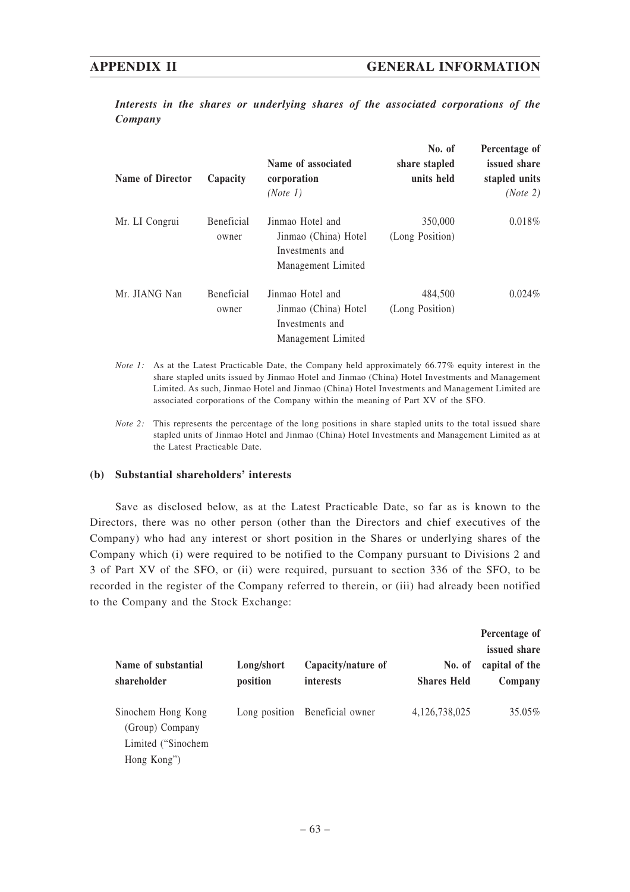***Interests in the shares or underlying shares of the associated corporations of the Company***

| Name of Director | Capacity | Name of associated corporation *(Note 1)* | No. of share stapled units held | Percentage of issued share stapled units *(Note 2)* |
|---|---|---|---|---|
| Mr. LI Congrui | Beneficial owner | Jinmao Hotel and Jinmao (China) Hotel Investments and Management Limited | 350,000 (Long Position) | 0.018% |
| Mr. JIANG Nan | Beneficial owner | Jinmao Hotel and Jinmao (China) Hotel Investments and Management Limited | 484,500 (Long Position) | 0.024% |

*Note 1:* As at the Latest Practicable Date, the Company held approximately 66.77% equity interest in the share stapled units issued by Jinmao Hotel and Jinmao (China) Hotel Investments and Management Limited. As such, Jinmao Hotel and Jinmao (China) Hotel Investments and Management Limited are associated corporations of the Company within the meaning of Part XV of the SFO.

*Note 2:* This represents the percentage of the long positions in share stapled units to the total issued share stapled units of Jinmao Hotel and Jinmao (China) Hotel Investments and Management Limited as at the Latest Practicable Date.

**(b) Substantial shareholders' interests**

Save as disclosed below, as at the Latest Practicable Date, so far as is known to the Directors, there was no other person (other than the Directors and chief executives of the Company) who had any interest or short position in the Shares or underlying shares of the Company which (i) were required to be notified to the Company pursuant to Divisions 2 and 3 of Part XV of the SFO, or (ii) were required, pursuant to section 336 of the SFO, to be recorded in the register of the Company referred to therein, or (iii) had already been notified to the Company and the Stock Exchange:

| Name of substantial shareholder | Long/short position | Capacity/nature of interests | No. of Shares Held | Percentage of issued share capital of the Company |
|---|---|---|---|---|
| Sinochem Hong Kong (Group) Company Limited ("Sinochem Hong Kong") | Long position | Beneficial owner | 4,126,738,025 | 35.05% |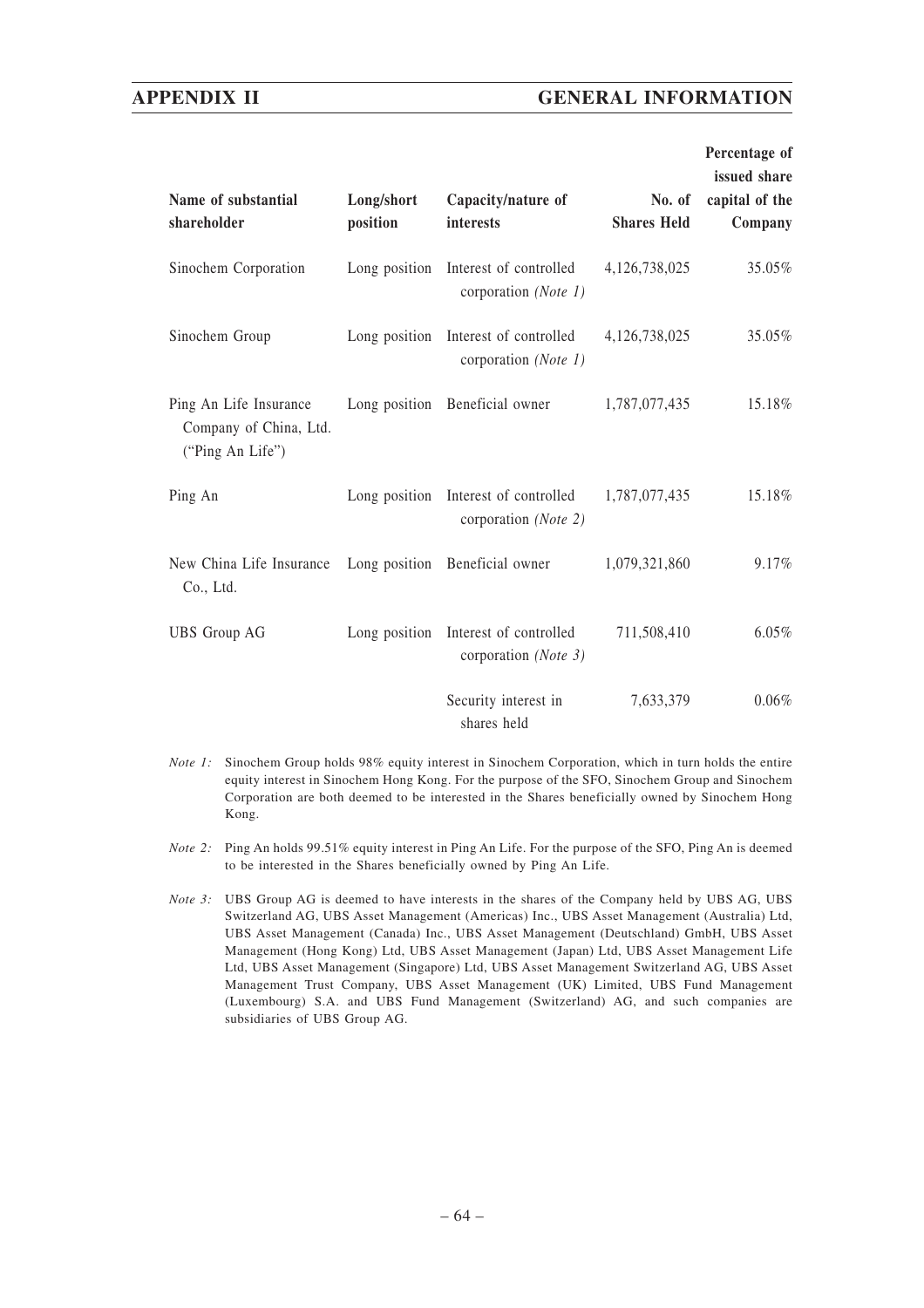| Name of substantial shareholder | Long/short position | Capacity/nature of interests | No. of Shares Held | Percentage of issued share capital of the Company |
|---|---|---|---|---|
| Sinochem Corporation | Long position | Interest of controlled corporation *(Note 1)* | 4,126,738,025 | 35.05% |
| Sinochem Group | Long position | Interest of controlled corporation *(Note 1)* | 4,126,738,025 | 35.05% |
| Ping An Life Insurance Company of China, Ltd. ("Ping An Life") | Long position | Beneficial owner | 1,787,077,435 | 15.18% |
| Ping An | Long position | Interest of controlled corporation *(Note 2)* | 1,787,077,435 | 15.18% |
| New China Life Insurance Co., Ltd. | Long position | Beneficial owner | 1,079,321,860 | 9.17% |
| UBS Group AG | Long position | Interest of controlled corporation *(Note 3)* | 711,508,410 | 6.05% |
| | | Security interest in shares held | 7,633,379 | 0.06% |

*Note 1:* Sinochem Group holds 98% equity interest in Sinochem Corporation, which in turn holds the entire equity interest in Sinochem Hong Kong. For the purpose of the SFO, Sinochem Group and Sinochem Corporation are both deemed to be interested in the Shares beneficially owned by Sinochem Hong Kong.

*Note 2:* Ping An holds 99.51% equity interest in Ping An Life. For the purpose of the SFO, Ping An is deemed to be interested in the Shares beneficially owned by Ping An Life.

*Note 3:* UBS Group AG is deemed to have interests in the shares of the Company held by UBS AG, UBS Switzerland AG, UBS Asset Management (Americas) Inc., UBS Asset Management (Australia) Ltd, UBS Asset Management (Canada) Inc., UBS Asset Management (Deutschland) GmbH, UBS Asset Management (Hong Kong) Ltd, UBS Asset Management (Japan) Ltd, UBS Asset Management Life Ltd, UBS Asset Management (Singapore) Ltd, UBS Asset Management Switzerland AG, UBS Asset Management Trust Company, UBS Asset Management (UK) Limited, UBS Fund Management (Luxembourg) S.A. and UBS Fund Management (Switzerland) AG, and such companies are subsidiaries of UBS Group AG.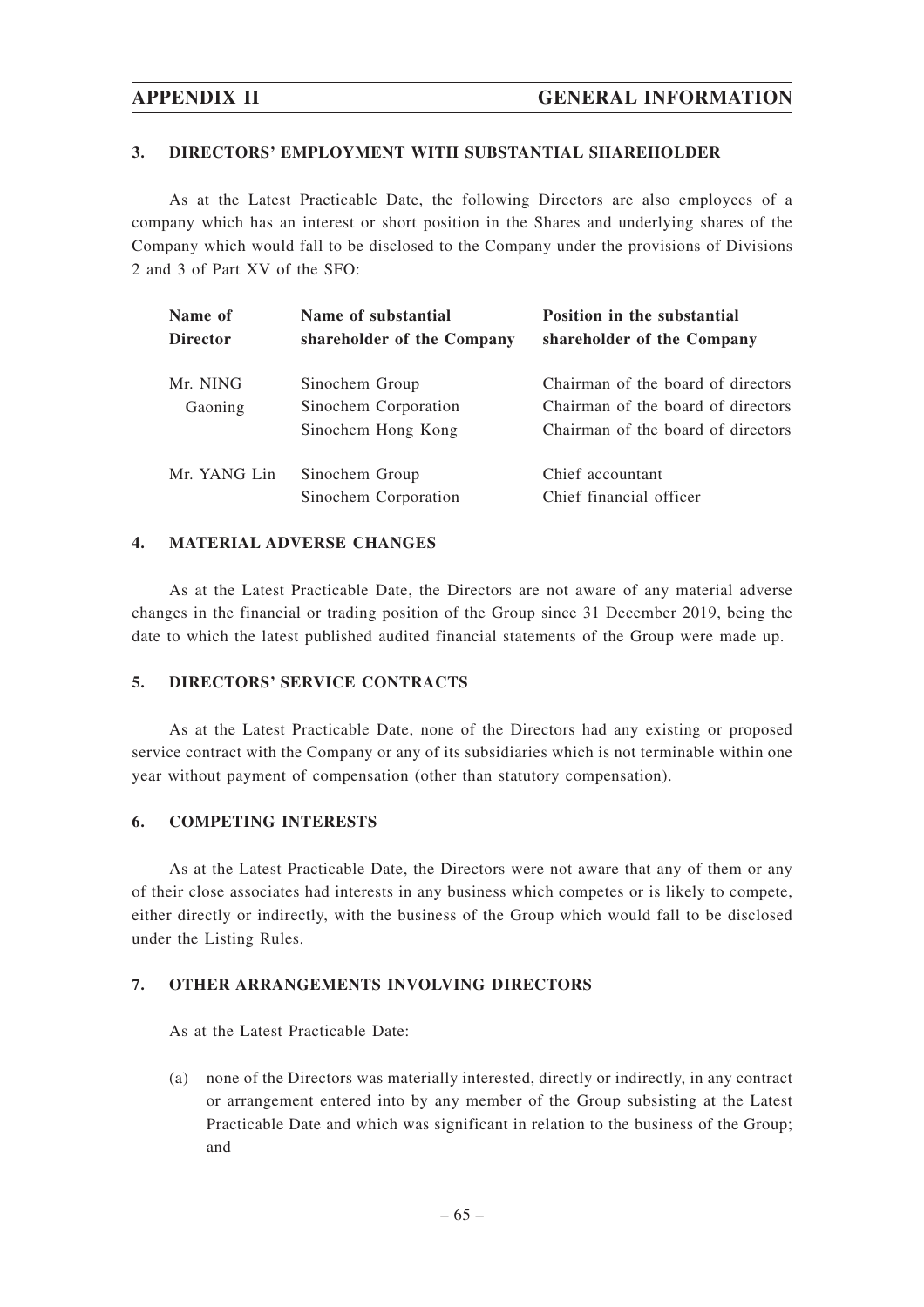### 3. DIRECTORS' EMPLOYMENT WITH SUBSTANTIAL SHAREHOLDER

As at the Latest Practicable Date, the following Directors are also employees of a company which has an interest or short position in the Shares and underlying shares of the Company which would fall to be disclosed to the Company under the provisions of Divisions 2 and 3 of Part XV of the SFO:

| Name of Director | Name of substantial shareholder of the Company | Position in the substantial shareholder of the Company |
|---|---|---|
| Mr. NING Gaoning | Sinochem Group | Chairman of the board of directors |
| | Sinochem Corporation | Chairman of the board of directors |
| | Sinochem Hong Kong | Chairman of the board of directors |
| Mr. YANG Lin | Sinochem Group | Chief accountant |
| | Sinochem Corporation | Chief financial officer |

### 4. MATERIAL ADVERSE CHANGES

As at the Latest Practicable Date, the Directors are not aware of any material adverse changes in the financial or trading position of the Group since 31 December 2019, being the date to which the latest published audited financial statements of the Group were made up.

### 5. DIRECTORS' SERVICE CONTRACTS

As at the Latest Practicable Date, none of the Directors had any existing or proposed service contract with the Company or any of its subsidiaries which is not terminable within one year without payment of compensation (other than statutory compensation).

### 6. COMPETING INTERESTS

As at the Latest Practicable Date, the Directors were not aware that any of them or any of their close associates had interests in any business which competes or is likely to compete, either directly or indirectly, with the business of the Group which would fall to be disclosed under the Listing Rules.

### 7. OTHER ARRANGEMENTS INVOLVING DIRECTORS

As at the Latest Practicable Date:

(a) none of the Directors was materially interested, directly or indirectly, in any contract or arrangement entered into by any member of the Group subsisting at the Latest Practicable Date and which was significant in relation to the business of the Group; and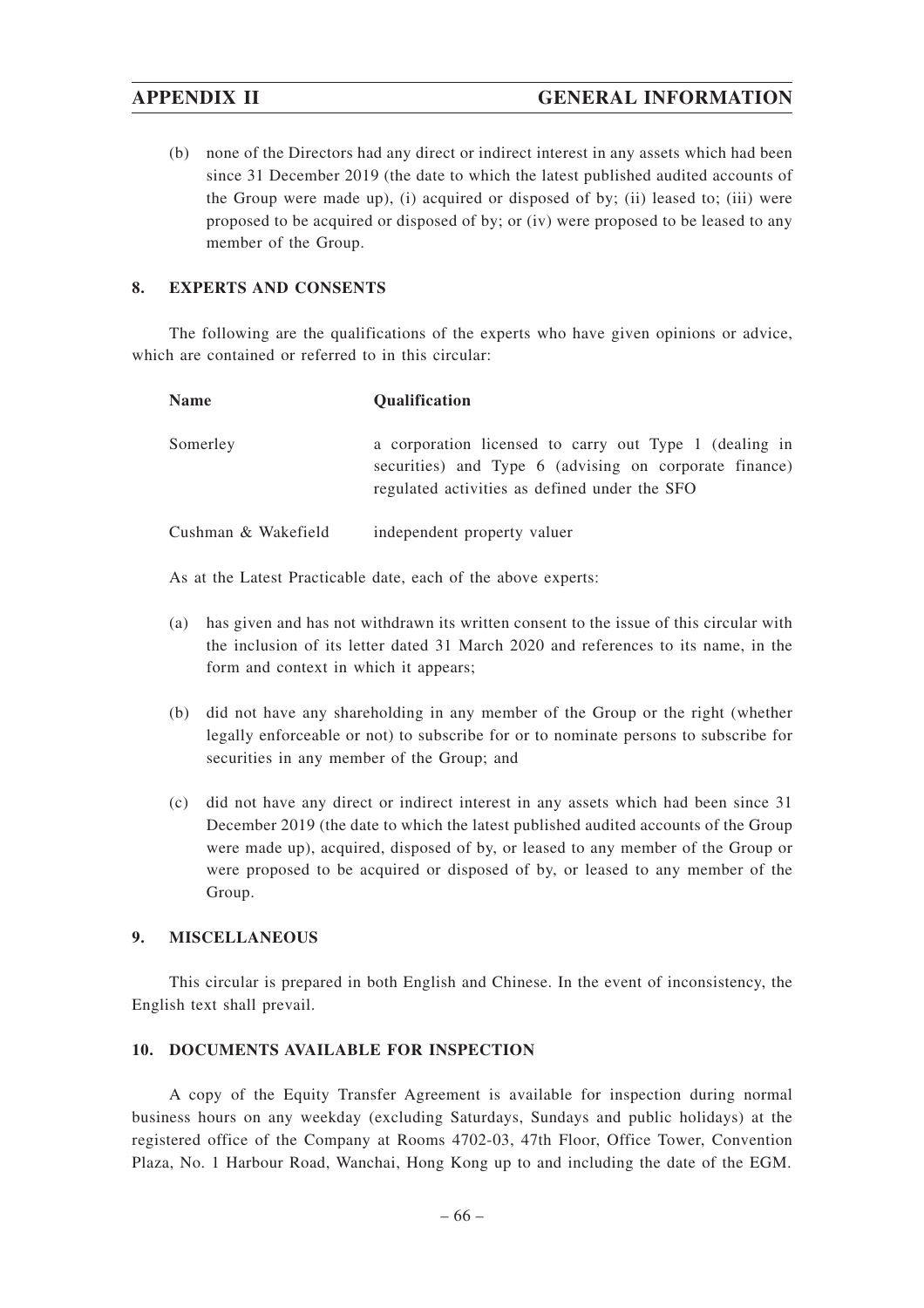(b) none of the Directors had any direct or indirect interest in any assets which had been since 31 December 2019 (the date to which the latest published audited accounts of the Group were made up), (i) acquired or disposed of by; (ii) leased to; (iii) were proposed to be acquired or disposed of by; or (iv) were proposed to be leased to any member of the Group.

## 8. EXPERTS AND CONSENTS

The following are the qualifications of the experts who have given opinions or advice, which are contained or referred to in this circular:

| Name | Qualification |
|---|---|
| Somerley | a corporation licensed to carry out Type 1 (dealing in securities) and Type 6 (advising on corporate finance) regulated activities as defined under the SFO |
| Cushman & Wakefield | independent property valuer |

As at the Latest Practicable date, each of the above experts:

(a) has given and has not withdrawn its written consent to the issue of this circular with the inclusion of its letter dated 31 March 2020 and references to its name, in the form and context in which it appears;

(b) did not have any shareholding in any member of the Group or the right (whether legally enforceable or not) to subscribe for or to nominate persons to subscribe for securities in any member of the Group; and

(c) did not have any direct or indirect interest in any assets which had been since 31 December 2019 (the date to which the latest published audited accounts of the Group were made up), acquired, disposed of by, or leased to any member of the Group or were proposed to be acquired or disposed of by, or leased to any member of the Group.

## 9. MISCELLANEOUS

This circular is prepared in both English and Chinese. In the event of inconsistency, the English text shall prevail.

## 10. DOCUMENTS AVAILABLE FOR INSPECTION

A copy of the Equity Transfer Agreement is available for inspection during normal business hours on any weekday (excluding Saturdays, Sundays and public holidays) at the registered office of the Company at Rooms 4702-03, 47th Floor, Office Tower, Convention Plaza, No. 1 Harbour Road, Wanchai, Hong Kong up to and including the date of the EGM.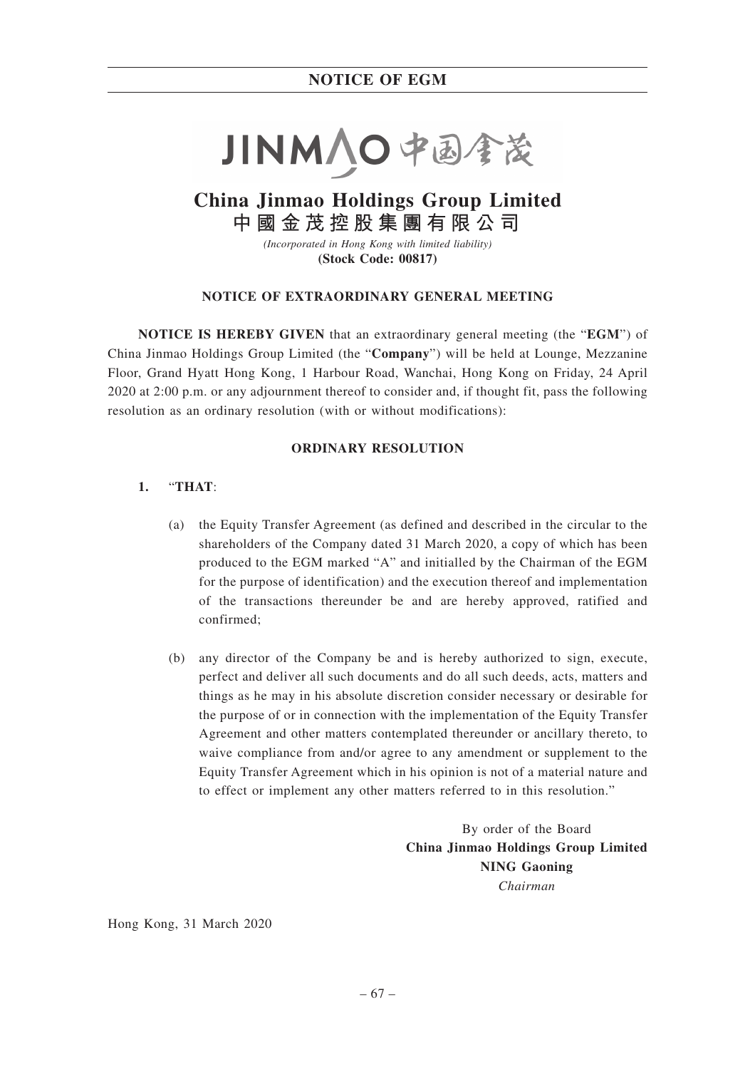# NOTICE OF EGM

JINMAO 中国金茂

## China Jinmao Holdings Group Limited
## 中國金茂控股集團有限公司

*(Incorporated in Hong Kong with limited liability)*
**(Stock Code: 00817)**

### NOTICE OF EXTRAORDINARY GENERAL MEETING

**NOTICE IS HEREBY GIVEN** that an extraordinary general meeting (the "**EGM**") of China Jinmao Holdings Group Limited (the "**Company**") will be held at Lounge, Mezzanine Floor, Grand Hyatt Hong Kong, 1 Harbour Road, Wanchai, Hong Kong on Friday, 24 April 2020 at 2:00 p.m. or any adjournment thereof to consider and, if thought fit, pass the following resolution as an ordinary resolution (with or without modifications):

### ORDINARY RESOLUTION

1. "**THAT**:

   (a) the Equity Transfer Agreement (as defined and described in the circular to the shareholders of the Company dated 31 March 2020, a copy of which has been produced to the EGM marked "A" and initialled by the Chairman of the EGM for the purpose of identification) and the execution thereof and implementation of the transactions thereunder be and are hereby approved, ratified and confirmed;

   (b) any director of the Company be and is hereby authorized to sign, execute, perfect and deliver all such documents and do all such deeds, acts, matters and things as he may in his absolute discretion consider necessary or desirable for the purpose of or in connection with the implementation of the Equity Transfer Agreement and other matters contemplated thereunder or ancillary thereto, to waive compliance from and/or agree to any amendment or supplement to the Equity Transfer Agreement which in his opinion is not of a material nature and to effect or implement any other matters referred to in this resolution."

By order of the Board
**China Jinmao Holdings Group Limited**
**NING Gaoning**
*Chairman*

Hong Kong, 31 March 2020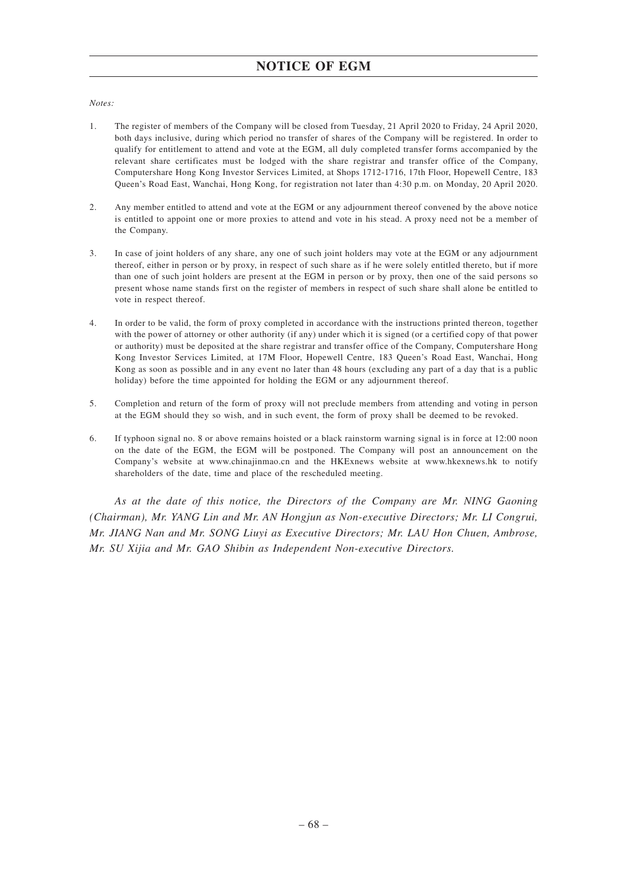# NOTICE OF EGM

*Notes:*

1. The register of members of the Company will be closed from Tuesday, 21 April 2020 to Friday, 24 April 2020, both days inclusive, during which period no transfer of shares of the Company will be registered. In order to qualify for entitlement to attend and vote at the EGM, all duly completed transfer forms accompanied by the relevant share certificates must be lodged with the share registrar and transfer office of the Company, Computershare Hong Kong Investor Services Limited, at Shops 1712-1716, 17th Floor, Hopewell Centre, 183 Queen's Road East, Wanchai, Hong Kong, for registration not later than 4:30 p.m. on Monday, 20 April 2020.

2. Any member entitled to attend and vote at the EGM or any adjournment thereof convened by the above notice is entitled to appoint one or more proxies to attend and vote in his stead. A proxy need not be a member of the Company.

3. In case of joint holders of any share, any one of such joint holders may vote at the EGM or any adjournment thereof, either in person or by proxy, in respect of such share as if he were solely entitled thereto, but if more than one of such joint holders are present at the EGM in person or by proxy, then one of the said persons so present whose name stands first on the register of members in respect of such share shall alone be entitled to vote in respect thereof.

4. In order to be valid, the form of proxy completed in accordance with the instructions printed thereon, together with the power of attorney or other authority (if any) under which it is signed (or a certified copy of that power or authority) must be deposited at the share registrar and transfer office of the Company, Computershare Hong Kong Investor Services Limited, at 17M Floor, Hopewell Centre, 183 Queen's Road East, Wanchai, Hong Kong as soon as possible and in any event no later than 48 hours (excluding any part of a day that is a public holiday) before the time appointed for holding the EGM or any adjournment thereof.

5. Completion and return of the form of proxy will not preclude members from attending and voting in person at the EGM should they so wish, and in such event, the form of proxy shall be deemed to be revoked.

6. If typhoon signal no. 8 or above remains hoisted or a black rainstorm warning signal is in force at 12:00 noon on the date of the EGM, the EGM will be postponed. The Company will post an announcement on the Company's website at www.chinajinmao.cn and the HKExnews website at www.hkexnews.hk to notify shareholders of the date, time and place of the rescheduled meeting.

*As at the date of this notice, the Directors of the Company are Mr. NING Gaoning (Chairman), Mr. YANG Lin and Mr. AN Hongjun as Non-executive Directors; Mr. LI Congrui, Mr. JIANG Nan and Mr. SONG Liuyi as Executive Directors; Mr. LAU Hon Chuen, Ambrose, Mr. SU Xijia and Mr. GAO Shibin as Independent Non-executive Directors.*